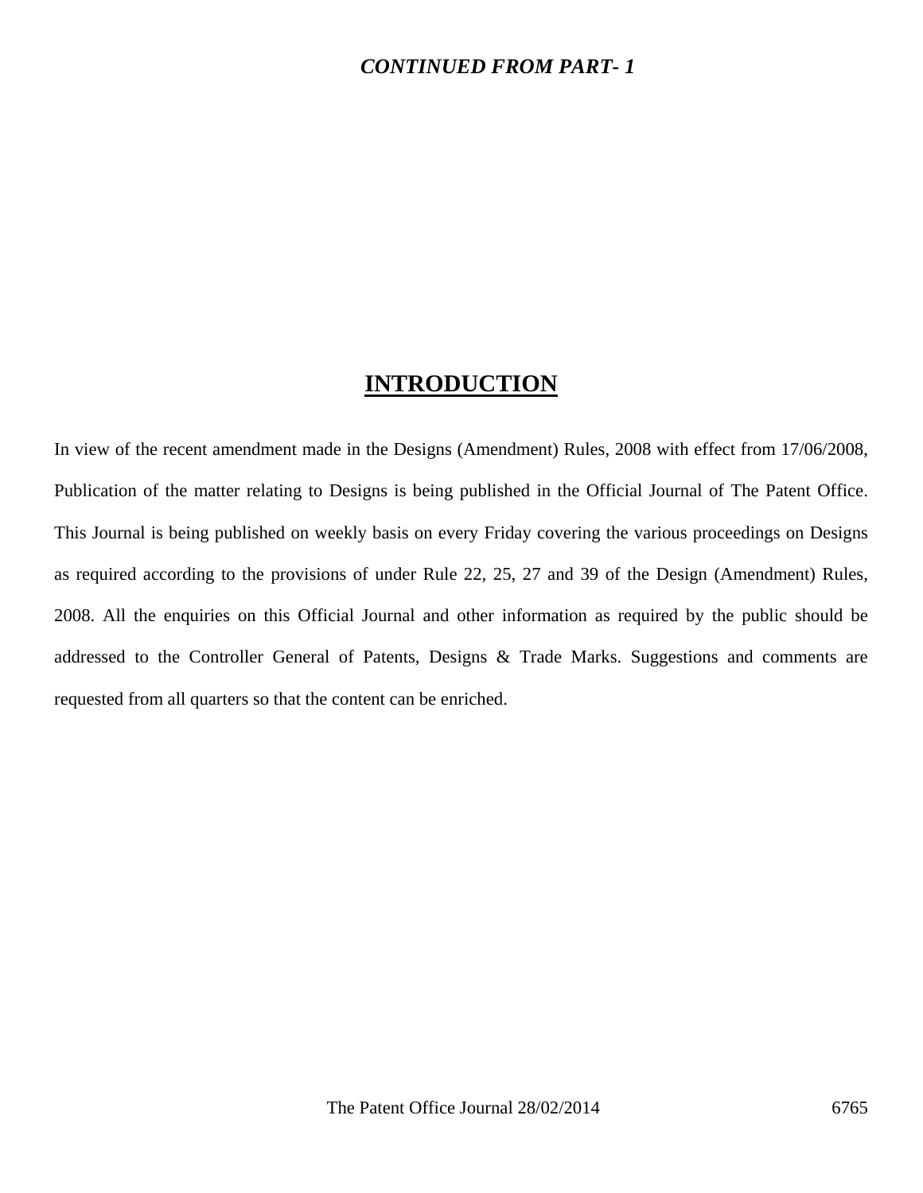***CONTINUED FROM PART- 1***

# INTRODUCTION

In view of the recent amendment made in the Designs (Amendment) Rules, 2008 with effect from 17/06/2008, Publication of the matter relating to Designs is being published in the Official Journal of The Patent Office. This Journal is being published on weekly basis on every Friday covering the various proceedings on Designs as required according to the provisions of under Rule 22, 25, 27 and 39 of the Design (Amendment) Rules, 2008. All the enquiries on this Official Journal and other information as required by the public should be addressed to the Controller General of Patents, Designs & Trade Marks. Suggestions and comments are requested from all quarters so that the content can be enriched.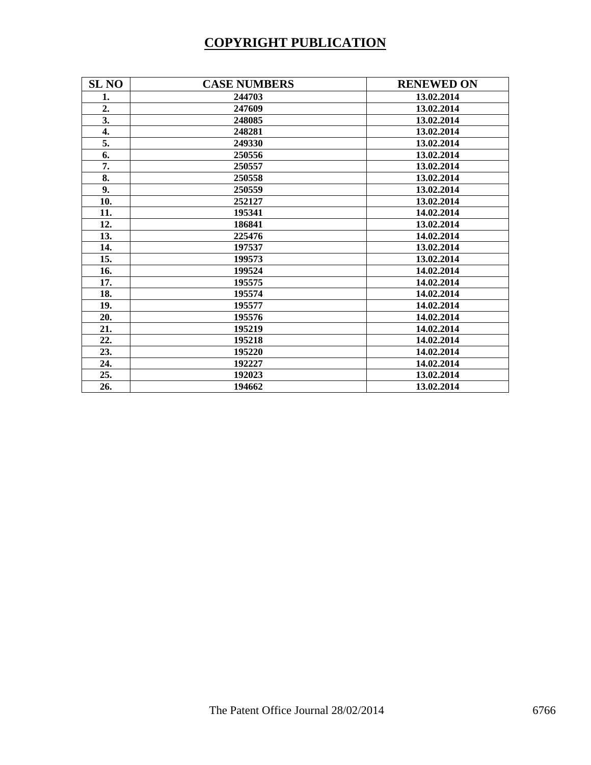# COPYRIGHT PUBLICATION

| SL NO | CASE NUMBERS | RENEWED ON |
|---|---|---|
| 1. | 244703 | 13.02.2014 |
| 2. | 247609 | 13.02.2014 |
| 3. | 248085 | 13.02.2014 |
| 4. | 248281 | 13.02.2014 |
| 5. | 249330 | 13.02.2014 |
| 6. | 250556 | 13.02.2014 |
| 7. | 250557 | 13.02.2014 |
| 8. | 250558 | 13.02.2014 |
| 9. | 250559 | 13.02.2014 |
| 10. | 252127 | 13.02.2014 |
| 11. | 195341 | 14.02.2014 |
| 12. | 186841 | 13.02.2014 |
| 13. | 225476 | 14.02.2014 |
| 14. | 197537 | 13.02.2014 |
| 15. | 199573 | 13.02.2014 |
| 16. | 199524 | 14.02.2014 |
| 17. | 195575 | 14.02.2014 |
| 18. | 195574 | 14.02.2014 |
| 19. | 195577 | 14.02.2014 |
| 20. | 195576 | 14.02.2014 |
| 21. | 195219 | 14.02.2014 |
| 22. | 195218 | 14.02.2014 |
| 23. | 195220 | 14.02.2014 |
| 24. | 192227 | 14.02.2014 |
| 25. | 192023 | 13.02.2014 |
| 26. | 194662 | 13.02.2014 |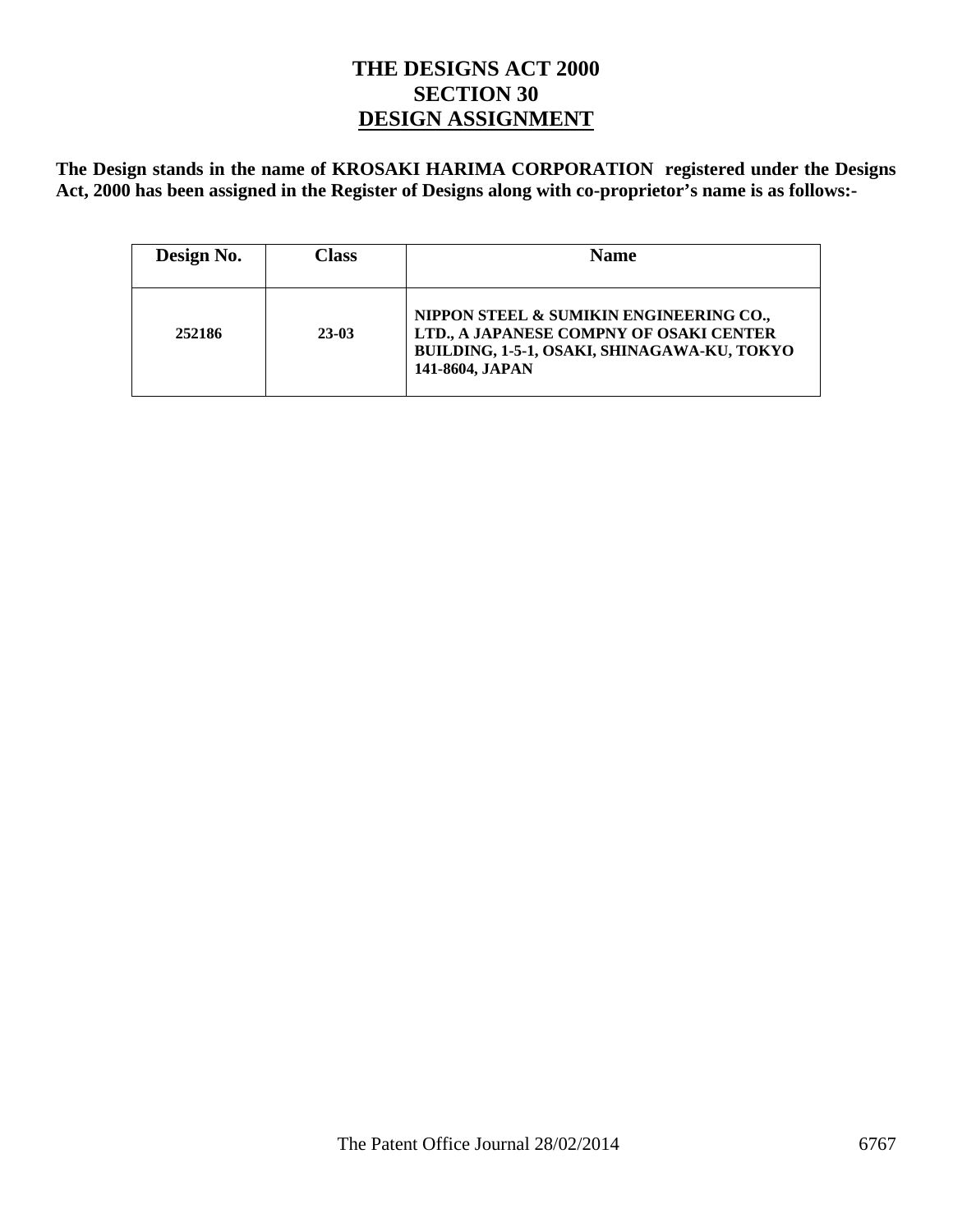# THE DESIGNS ACT 2000
# SECTION 30
# DESIGN ASSIGNMENT

**The Design stands in the name of KROSAKI HARIMA CORPORATION registered under the Designs Act, 2000 has been assigned in the Register of Designs along with co-proprietor's name is as follows:-**

| Design No. | Class | Name |
|---|---|---|
| **252186** | **23-03** | **NIPPON STEEL & SUMIKIN ENGINEERING CO., LTD., A JAPANESE COMPNY OF OSAKI CENTER BUILDING, 1-5-1, OSAKI, SHINAGAWA-KU, TOKYO 141-8604, JAPAN** |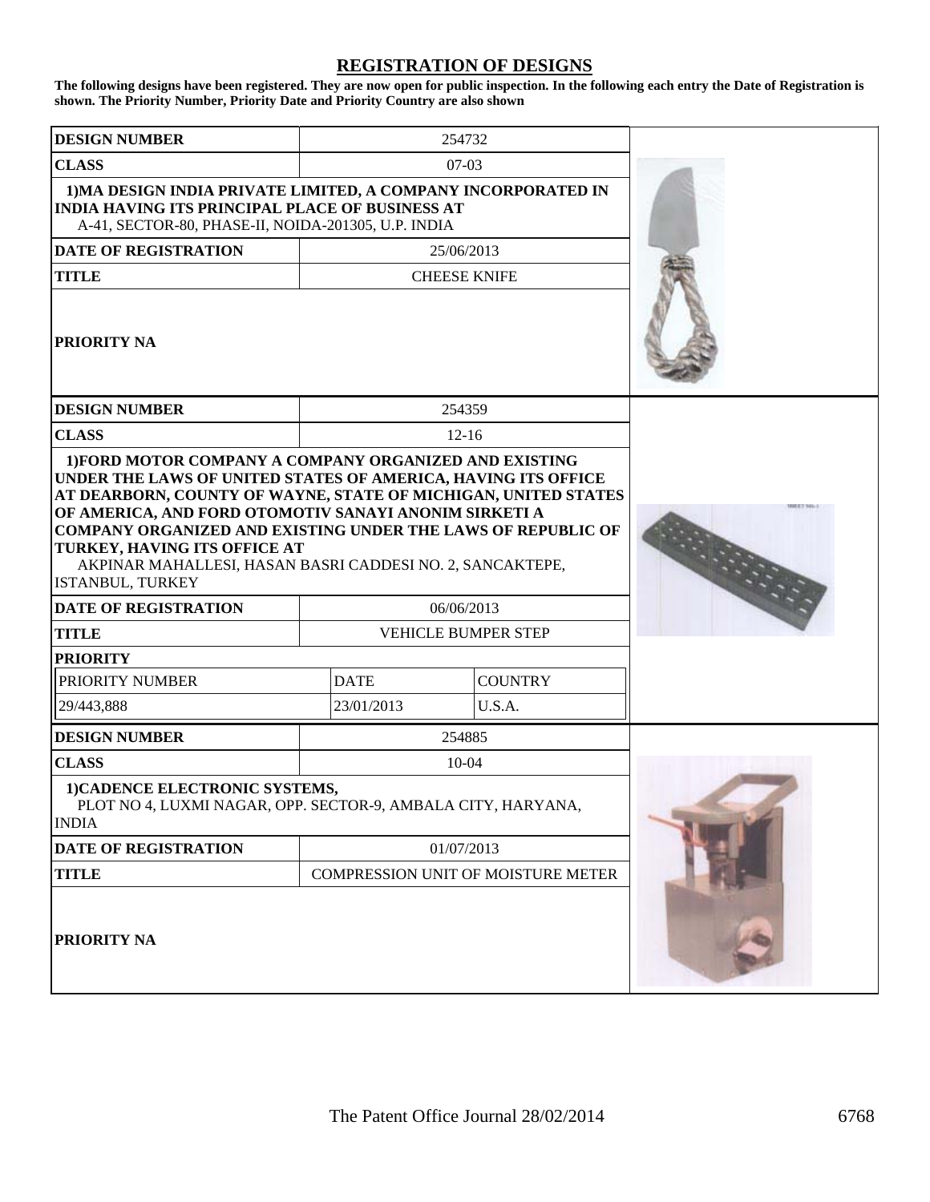# REGISTRATION OF DESIGNS

**The following designs have been registered. They are now open for public inspection. In the following each entry the Date of Registration is shown. The Priority Number, Priority Date and Priority Country are also shown**

| DESIGN NUMBER | 254732 |
|---|---|
| CLASS | 07-03 |
| 1)MA DESIGN INDIA PRIVATE LIMITED, A COMPANY INCORPORATED IN INDIA HAVING ITS PRINCIPAL PLACE OF BUSINESS AT A-41, SECTOR-80, PHASE-II, NOIDA-201305, U.P. INDIA | |
| DATE OF REGISTRATION | 25/06/2013 |
| TITLE | CHEESE KNIFE |
| PRIORITY NA | |

| DESIGN NUMBER | 254359 | |
|---|---|---|
| CLASS | 12-16 | |
| 1)FORD MOTOR COMPANY A COMPANY ORGANIZED AND EXISTING UNDER THE LAWS OF UNITED STATES OF AMERICA, HAVING ITS OFFICE AT DEARBORN, COUNTY OF WAYNE, STATE OF MICHIGAN, UNITED STATES OF AMERICA, AND FORD OTOMOTIV SANAYI ANONIM SIRKETI A COMPANY ORGANIZED AND EXISTING UNDER THE LAWS OF REPUBLIC OF TURKEY, HAVING ITS OFFICE AT AKPINAR MAHALLESI, HASAN BASRI CADDESI NO. 2, SANCAKTEPE, ISTANBUL, TURKEY | | |
| DATE OF REGISTRATION | 06/06/2013 | |
| TITLE | VEHICLE BUMPER STEP | |
| PRIORITY | | |
| PRIORITY NUMBER | DATE | COUNTRY |
| 29/443,888 | 23/01/2013 | U.S.A. |

| DESIGN NUMBER | 254885 |
|---|---|
| CLASS | 10-04 |
| 1)CADENCE ELECTRONIC SYSTEMS, PLOT NO 4, LUXMI NAGAR, OPP. SECTOR-9, AMBALA CITY, HARYANA, INDIA | |
| DATE OF REGISTRATION | 01/07/2013 |
| TITLE | COMPRESSION UNIT OF MOISTURE METER |
| PRIORITY NA | |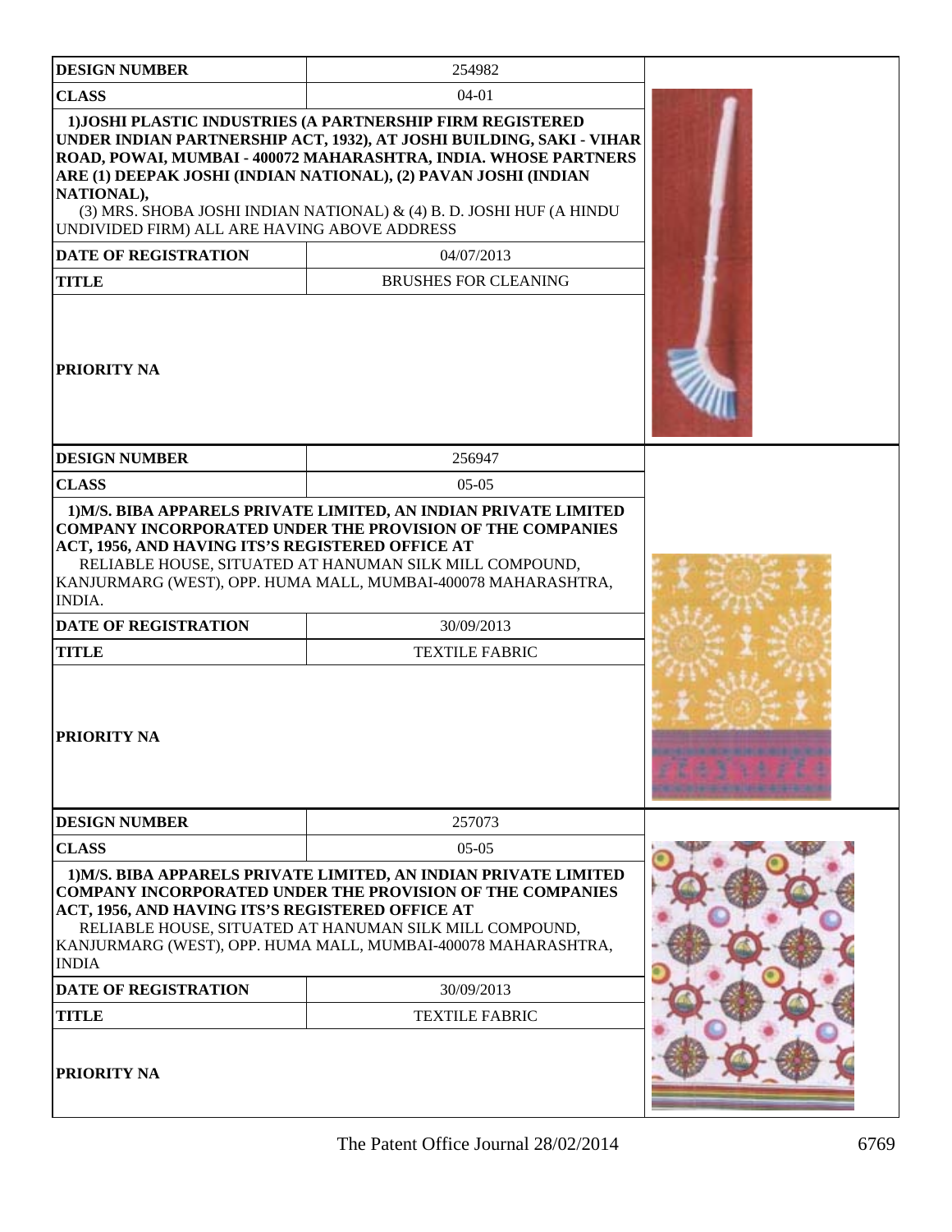| DESIGN NUMBER | 254982 |
|---|---|
| CLASS | 04-01 |
| 1)JOSHI PLASTIC INDUSTRIES (A PARTNERSHIP FIRM REGISTERED UNDER INDIAN PARTNERSHIP ACT, 1932), AT JOSHI BUILDING, SAKI - VIHAR ROAD, POWAI, MUMBAI - 400072 MAHARASHTRA, INDIA. WHOSE PARTNERS ARE (1) DEEPAK JOSHI (INDIAN NATIONAL), (2) PAVAN JOSHI (INDIAN NATIONAL), (3) MRS. SHOBA JOSHI INDIAN NATIONAL) & (4) B. D. JOSHI HUF (A HINDU UNDIVIDED FIRM) ALL ARE HAVING ABOVE ADDRESS | |
| DATE OF REGISTRATION | 04/07/2013 |
| TITLE | BRUSHES FOR CLEANING |
| PRIORITY NA | |

| DESIGN NUMBER | 256947 |
|---|---|
| CLASS | 05-05 |
| 1)M/S. BIBA APPARELS PRIVATE LIMITED, AN INDIAN PRIVATE LIMITED COMPANY INCORPORATED UNDER THE PROVISION OF THE COMPANIES ACT, 1956, AND HAVING ITS'S REGISTERED OFFICE AT RELIABLE HOUSE, SITUATED AT HANUMAN SILK MILL COMPOUND, KANJURMARG (WEST), OPP. HUMA MALL, MUMBAI-400078 MAHARASHTRA, INDIA. | |
| DATE OF REGISTRATION | 30/09/2013 |
| TITLE | TEXTILE FABRIC |
| PRIORITY NA | |

| DESIGN NUMBER | 257073 |
|---|---|
| CLASS | 05-05 |
| 1)M/S. BIBA APPARELS PRIVATE LIMITED, AN INDIAN PRIVATE LIMITED COMPANY INCORPORATED UNDER THE PROVISION OF THE COMPANIES ACT, 1956, AND HAVING ITS'S REGISTERED OFFICE AT RELIABLE HOUSE, SITUATED AT HANUMAN SILK MILL COMPOUND, KANJURMARG (WEST), OPP. HUMA MALL, MUMBAI-400078 MAHARASHTRA, INDIA | |
| DATE OF REGISTRATION | 30/09/2013 |
| TITLE | TEXTILE FABRIC |
| PRIORITY NA | |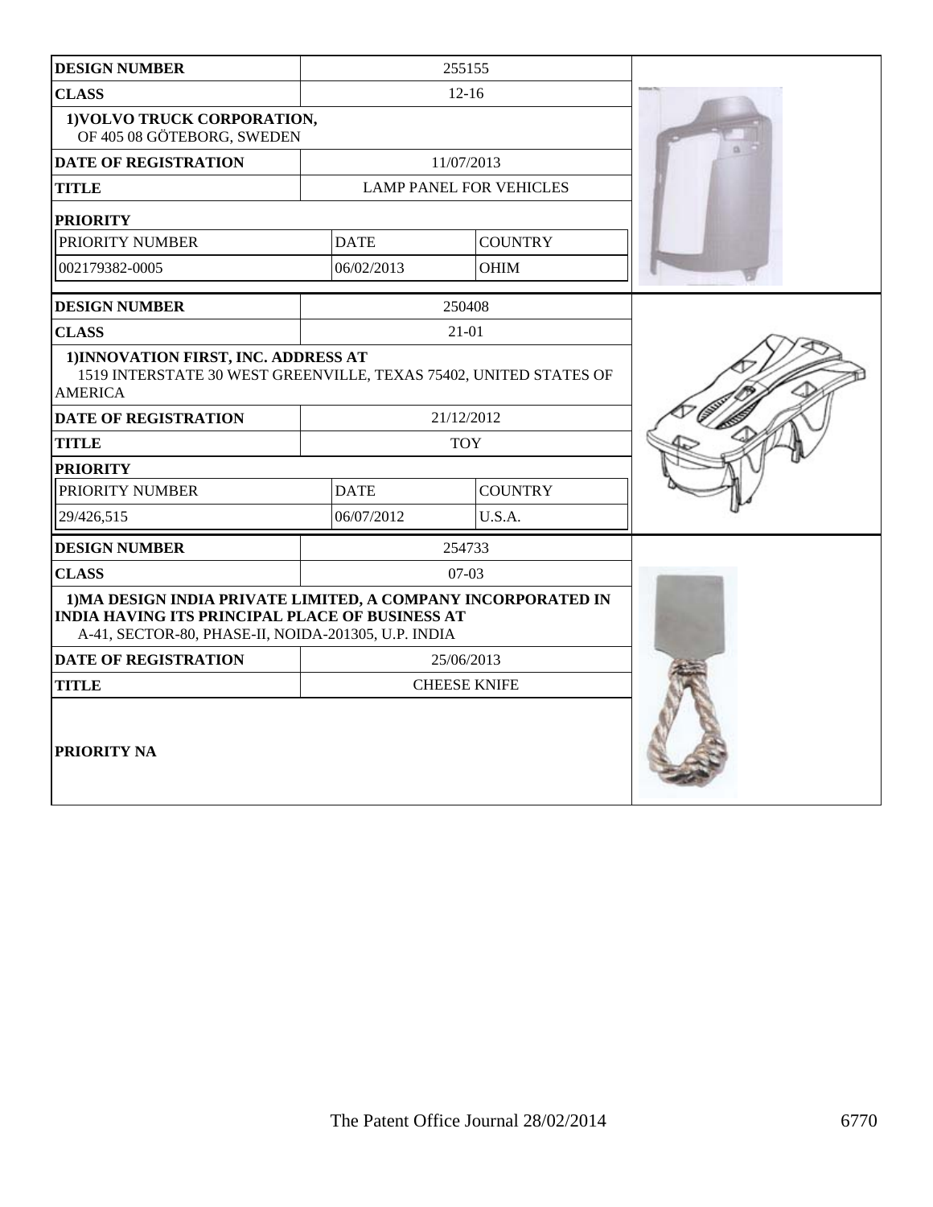| DESIGN NUMBER | 255155 | |
|---|---|---|
| CLASS | 12-16 | |
| 1)VOLVO TRUCK CORPORATION, OF 405 08 GÖTEBORG, SWEDEN | | |
| DATE OF REGISTRATION | 11/07/2013 | |
| TITLE | LAMP PANEL FOR VEHICLES | |
| PRIORITY | | |
| PRIORITY NUMBER | DATE | COUNTRY |
| 002179382-0005 | 06/02/2013 | OHIM |

| DESIGN NUMBER | 250408 | |
|---|---|---|
| CLASS | 21-01 | |
| 1)INNOVATION FIRST, INC. ADDRESS AT 1519 INTERSTATE 30 WEST GREENVILLE, TEXAS 75402, UNITED STATES OF AMERICA | | |
| DATE OF REGISTRATION | 21/12/2012 | |
| TITLE | TOY | |
| PRIORITY | | |
| PRIORITY NUMBER | DATE | COUNTRY |
| 29/426,515 | 06/07/2012 | U.S.A. |

| DESIGN NUMBER | 254733 |
|---|---|
| CLASS | 07-03 |
| 1)MA DESIGN INDIA PRIVATE LIMITED, A COMPANY INCORPORATED IN INDIA HAVING ITS PRINCIPAL PLACE OF BUSINESS AT A-41, SECTOR-80, PHASE-II, NOIDA-201305, U.P. INDIA | |
| DATE OF REGISTRATION | 25/06/2013 |
| TITLE | CHEESE KNIFE |
| PRIORITY NA | |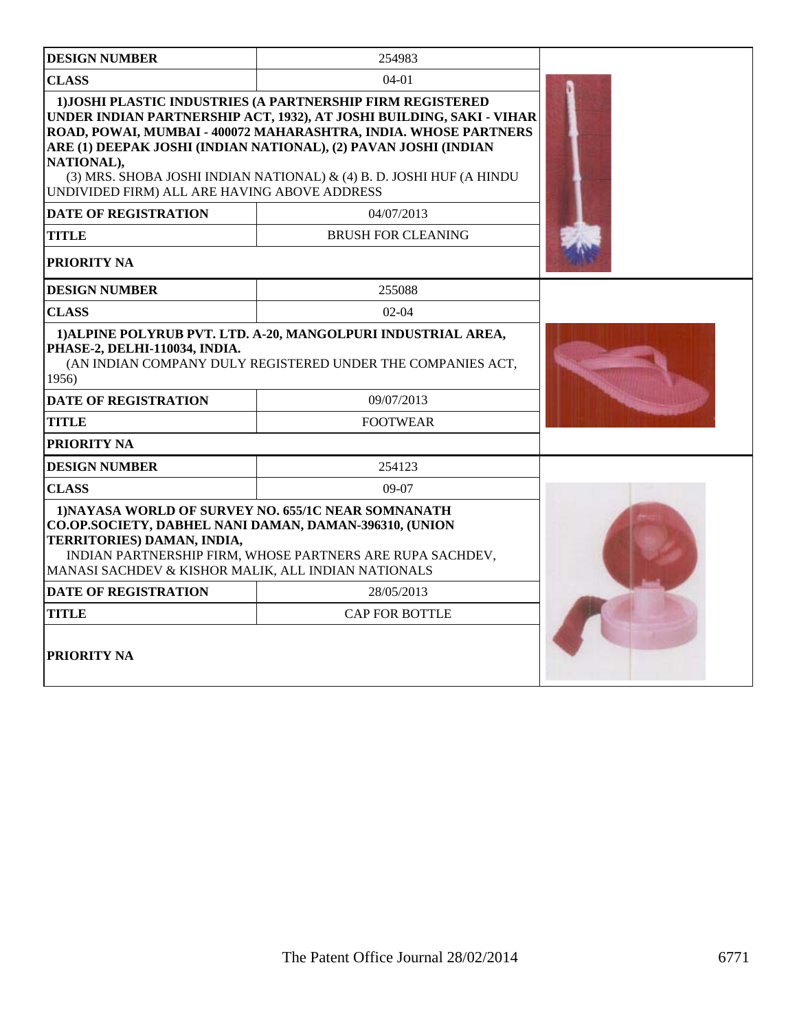| DESIGN NUMBER | 254983 |
| --- | --- |
| CLASS | 04-01 |
| 1)JOSHI PLASTIC INDUSTRIES (A PARTNERSHIP FIRM REGISTERED UNDER INDIAN PARTNERSHIP ACT, 1932), AT JOSHI BUILDING, SAKI - VIHAR ROAD, POWAI, MUMBAI - 400072 MAHARASHTRA, INDIA. WHOSE PARTNERS ARE (1) DEEPAK JOSHI (INDIAN NATIONAL), (2) PAVAN JOSHI (INDIAN NATIONAL), (3) MRS. SHOBA JOSHI INDIAN NATIONAL) & (4) B. D. JOSHI HUF (A HINDU UNDIVIDED FIRM) ALL ARE HAVING ABOVE ADDRESS | |
| DATE OF REGISTRATION | 04/07/2013 |
| TITLE | BRUSH FOR CLEANING |
| PRIORITY NA | |

| DESIGN NUMBER | 255088 |
| --- | --- |
| CLASS | 02-04 |
| 1)ALPINE POLYRUB PVT. LTD. A-20, MANGOLPURI INDUSTRIAL AREA, PHASE-2, DELHI-110034, INDIA. (AN INDIAN COMPANY DULY REGISTERED UNDER THE COMPANIES ACT, 1956) | |
| DATE OF REGISTRATION | 09/07/2013 |
| TITLE | FOOTWEAR |
| PRIORITY NA | |

| DESIGN NUMBER | 254123 |
| --- | --- |
| CLASS | 09-07 |
| 1)NAYASA WORLD OF SURVEY NO. 655/1C NEAR SOMNANATH CO.OP.SOCIETY, DABHEL NANI DAMAN, DAMAN-396310, (UNION TERRITORIES) DAMAN, INDIA, INDIAN PARTNERSHIP FIRM, WHOSE PARTNERS ARE RUPA SACHDEV, MANASI SACHDEV & KISHOR MALIK, ALL INDIAN NATIONALS | |
| DATE OF REGISTRATION | 28/05/2013 |
| TITLE | CAP FOR BOTTLE |
| PRIORITY NA | |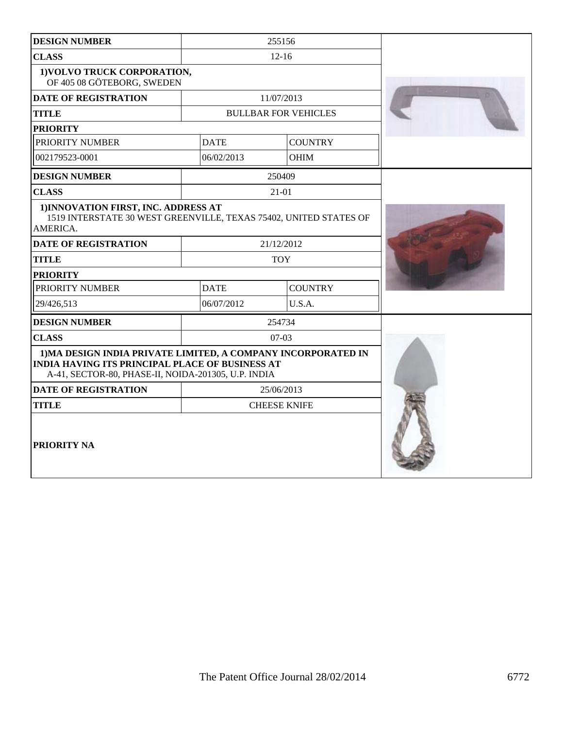| DESIGN NUMBER | 255156 | |
|---|---|---|
| CLASS | 12-16 | |
| 1)VOLVO TRUCK CORPORATION, OF 405 08 GÖTEBORG, SWEDEN | | |
| DATE OF REGISTRATION | 11/07/2013 | |
| TITLE | BULLBAR FOR VEHICLES | |
| PRIORITY | | |
| PRIORITY NUMBER | DATE | COUNTRY |
| 002179523-0001 | 06/02/2013 | OHIM |

| DESIGN NUMBER | 250409 | |
|---|---|---|
| CLASS | 21-01 | |
| 1)INNOVATION FIRST, INC. ADDRESS AT 1519 INTERSTATE 30 WEST GREENVILLE, TEXAS 75402, UNITED STATES OF AMERICA. | | |
| DATE OF REGISTRATION | 21/12/2012 | |
| TITLE | TOY | |
| PRIORITY | | |
| PRIORITY NUMBER | DATE | COUNTRY |
| 29/426,513 | 06/07/2012 | U.S.A. |

| DESIGN NUMBER | 254734 |
|---|---|
| CLASS | 07-03 |
| 1)MA DESIGN INDIA PRIVATE LIMITED, A COMPANY INCORPORATED IN INDIA HAVING ITS PRINCIPAL PLACE OF BUSINESS AT A-41, SECTOR-80, PHASE-II, NOIDA-201305, U.P. INDIA | |
| DATE OF REGISTRATION | 25/06/2013 |
| TITLE | CHEESE KNIFE |
| PRIORITY NA | |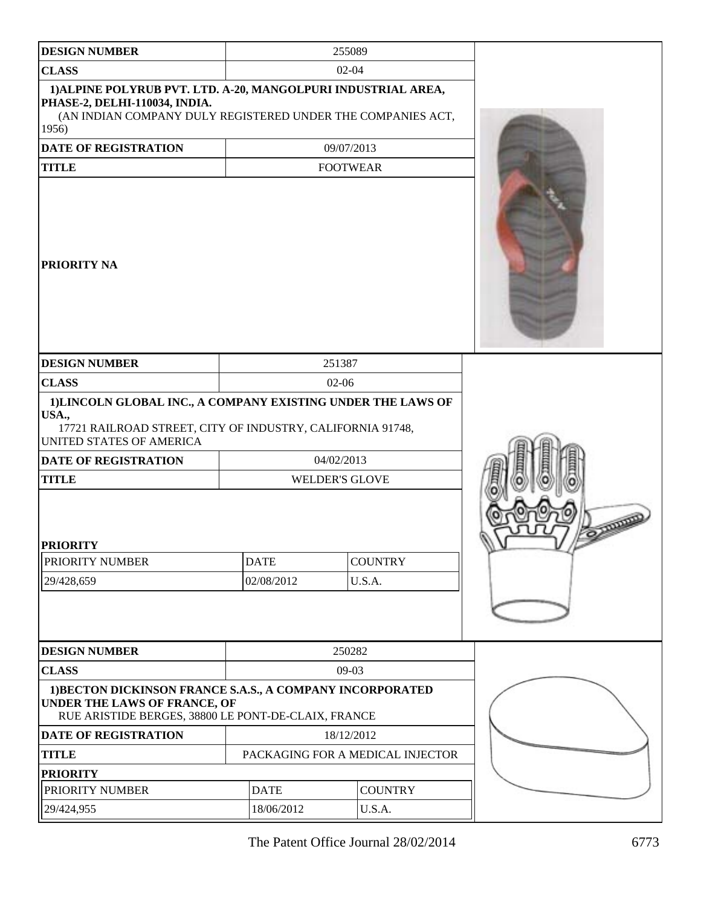| DESIGN NUMBER | 255089 |
|---|---|
| CLASS | 02-04 |
| 1)ALPINE POLYRUB PVT. LTD. A-20, MANGOLPURI INDUSTRIAL AREA, PHASE-2, DELHI-110034, INDIA. (AN INDIAN COMPANY DULY REGISTERED UNDER THE COMPANIES ACT, 1956) | |
| DATE OF REGISTRATION | 09/07/2013 |
| TITLE | FOOTWEAR |
| PRIORITY NA | |

| DESIGN NUMBER | 251387 |
|---|---|
| CLASS | 02-06 |
| 1)LINCOLN GLOBAL INC., A COMPANY EXISTING UNDER THE LAWS OF USA., 17721 RAILROAD STREET, CITY OF INDUSTRY, CALIFORNIA 91748, UNITED STATES OF AMERICA | |
| DATE OF REGISTRATION | 04/02/2013 |
| TITLE | WELDER'S GLOVE |

**PRIORITY**

| PRIORITY NUMBER | DATE | COUNTRY |
|---|---|---|
| 29/428,659 | 02/08/2012 | U.S.A. |

| DESIGN NUMBER | 250282 |
|---|---|
| CLASS | 09-03 |
| 1)BECTON DICKINSON FRANCE S.A.S., A COMPANY INCORPORATED UNDER THE LAWS OF FRANCE, OF RUE ARISTIDE BERGES, 38800 LE PONT-DE-CLAIX, FRANCE | |
| DATE OF REGISTRATION | 18/12/2012 |
| TITLE | PACKAGING FOR A MEDICAL INJECTOR |

**PRIORITY**

| PRIORITY NUMBER | DATE | COUNTRY |
|---|---|---|
| 29/424,955 | 18/06/2012 | U.S.A. |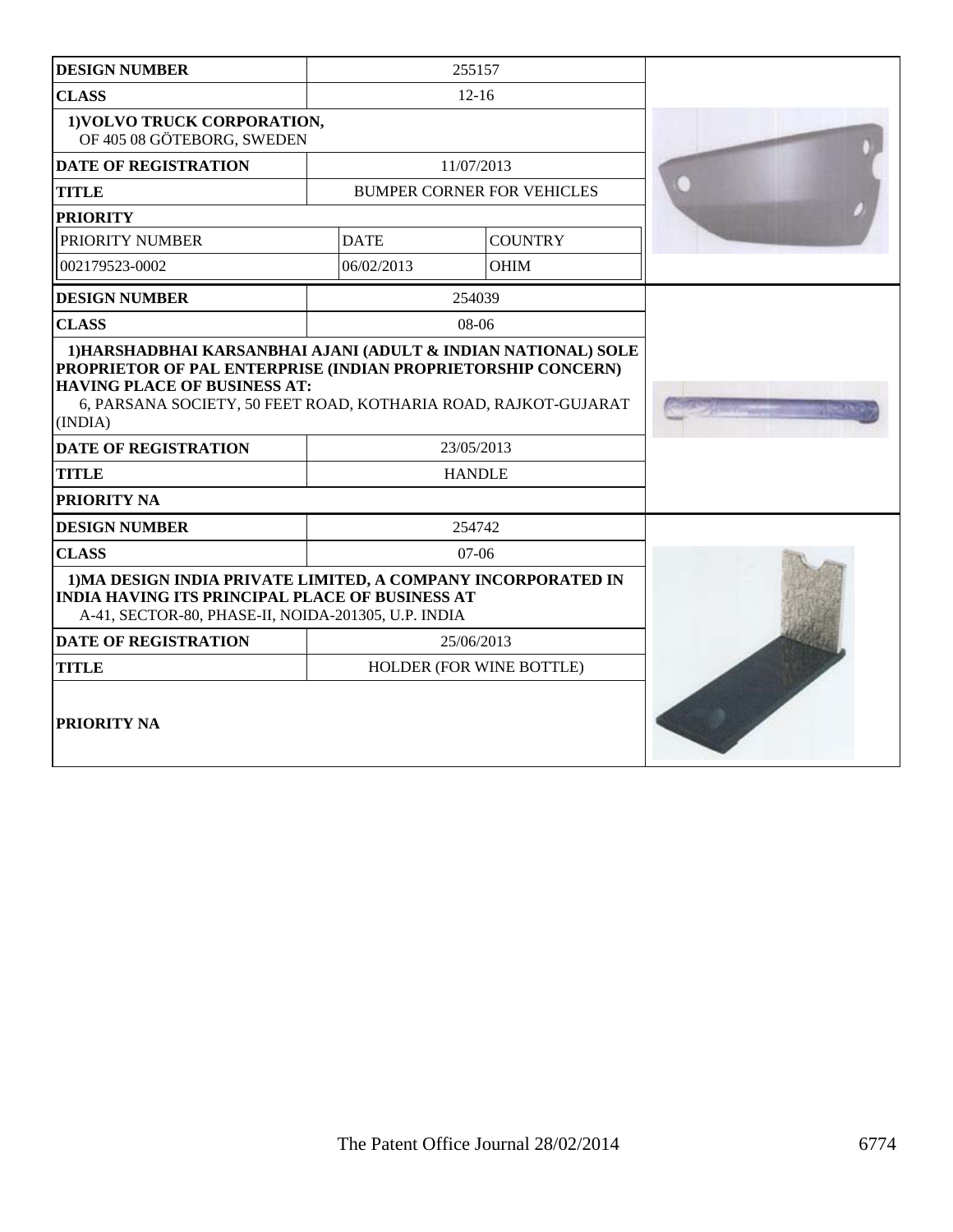| DESIGN NUMBER | 255157 | |
|---|---|---|
| CLASS | 12-16 | |
| 1)VOLVO TRUCK CORPORATION, OF 405 08 GÖTEBORG, SWEDEN | | |
| DATE OF REGISTRATION | 11/07/2013 | |
| TITLE | BUMPER CORNER FOR VEHICLES | |
| PRIORITY | | |
| PRIORITY NUMBER | DATE | COUNTRY |
| 002179523-0002 | 06/02/2013 | OHIM |

| DESIGN NUMBER | 254039 |
|---|---|
| CLASS | 08-06 |
| 1)HARSHADBHAI KARSANBHAI AJANI (ADULT & INDIAN NATIONAL) SOLE PROPRIETOR OF PAL ENTERPRISE (INDIAN PROPRIETORSHIP CONCERN) HAVING PLACE OF BUSINESS AT: 6, PARSANA SOCIETY, 50 FEET ROAD, KOTHARIA ROAD, RAJKOT-GUJARAT (INDIA) | |
| DATE OF REGISTRATION | 23/05/2013 |
| TITLE | HANDLE |
| PRIORITY NA | |

| DESIGN NUMBER | 254742 |
|---|---|
| CLASS | 07-06 |
| 1)MA DESIGN INDIA PRIVATE LIMITED, A COMPANY INCORPORATED IN INDIA HAVING ITS PRINCIPAL PLACE OF BUSINESS AT A-41, SECTOR-80, PHASE-II, NOIDA-201305, U.P. INDIA | |
| DATE OF REGISTRATION | 25/06/2013 |
| TITLE | HOLDER (FOR WINE BOTTLE) |
| PRIORITY NA | |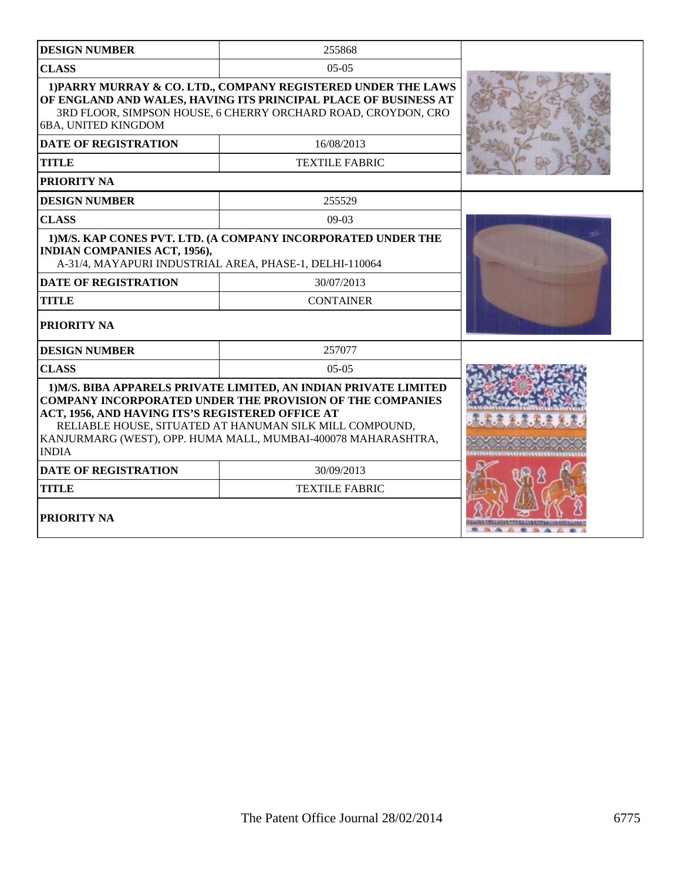| DESIGN NUMBER | 255868 |
|---|---|
| CLASS | 05-05 |
| 1)PARRY MURRAY & CO. LTD., COMPANY REGISTERED UNDER THE LAWS OF ENGLAND AND WALES, HAVING ITS PRINCIPAL PLACE OF BUSINESS AT 3RD FLOOR, SIMPSON HOUSE, 6 CHERRY ORCHARD ROAD, CROYDON, CRO 6BA, UNITED KINGDOM | |
| DATE OF REGISTRATION | 16/08/2013 |
| TITLE | TEXTILE FABRIC |
| PRIORITY NA | |

| DESIGN NUMBER | 255529 |
|---|---|
| CLASS | 09-03 |
| 1)M/S. KAP CONES PVT. LTD. (A COMPANY INCORPORATED UNDER THE INDIAN COMPANIES ACT, 1956), A-31/4, MAYAPURI INDUSTRIAL AREA, PHASE-1, DELHI-110064 | |
| DATE OF REGISTRATION | 30/07/2013 |
| TITLE | CONTAINER |
| PRIORITY NA | |

| DESIGN NUMBER | 257077 |
|---|---|
| CLASS | 05-05 |
| 1)M/S. BIBA APPARELS PRIVATE LIMITED, AN INDIAN PRIVATE LIMITED COMPANY INCORPORATED UNDER THE PROVISION OF THE COMPANIES ACT, 1956, AND HAVING ITS'S REGISTERED OFFICE AT RELIABLE HOUSE, SITUATED AT HANUMAN SILK MILL COMPOUND, KANJURMARG (WEST), OPP. HUMA MALL, MUMBAI-400078 MAHARASHTRA, INDIA | |
| DATE OF REGISTRATION | 30/09/2013 |
| TITLE | TEXTILE FABRIC |
| PRIORITY NA | |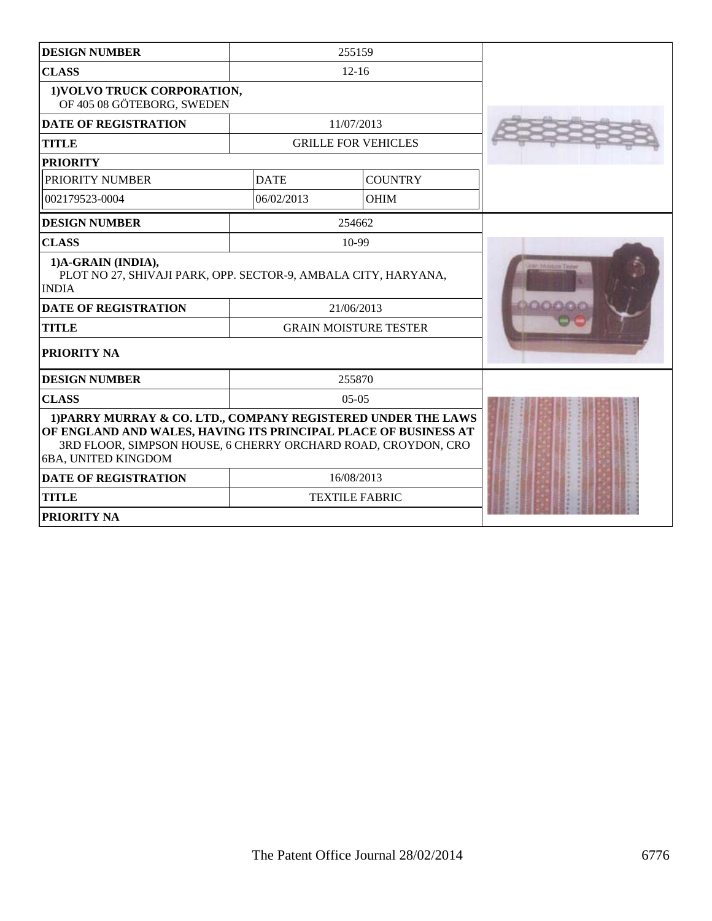| DESIGN NUMBER | 255159 | |
|---|---|---|
| CLASS | 12-16 | |
| 1)VOLVO TRUCK CORPORATION, OF 405 08 GÖTEBORG, SWEDEN | | |
| DATE OF REGISTRATION | 11/07/2013 | |
| TITLE | GRILLE FOR VEHICLES | |
| PRIORITY | | |
| PRIORITY NUMBER | DATE | COUNTRY |
| 002179523-0004 | 06/02/2013 | OHIM |

| DESIGN NUMBER | 254662 |
|---|---|
| CLASS | 10-99 |
| 1)A-GRAIN (INDIA), PLOT NO 27, SHIVAJI PARK, OPP. SECTOR-9, AMBALA CITY, HARYANA, INDIA | |
| DATE OF REGISTRATION | 21/06/2013 |
| TITLE | GRAIN MOISTURE TESTER |
| PRIORITY NA | |

| DESIGN NUMBER | 255870 |
|---|---|
| CLASS | 05-05 |
| 1)PARRY MURRAY & CO. LTD., COMPANY REGISTERED UNDER THE LAWS OF ENGLAND AND WALES, HAVING ITS PRINCIPAL PLACE OF BUSINESS AT 3RD FLOOR, SIMPSON HOUSE, 6 CHERRY ORCHARD ROAD, CROYDON, CRO 6BA, UNITED KINGDOM | |
| DATE OF REGISTRATION | 16/08/2013 |
| TITLE | TEXTILE FABRIC |
| PRIORITY NA | |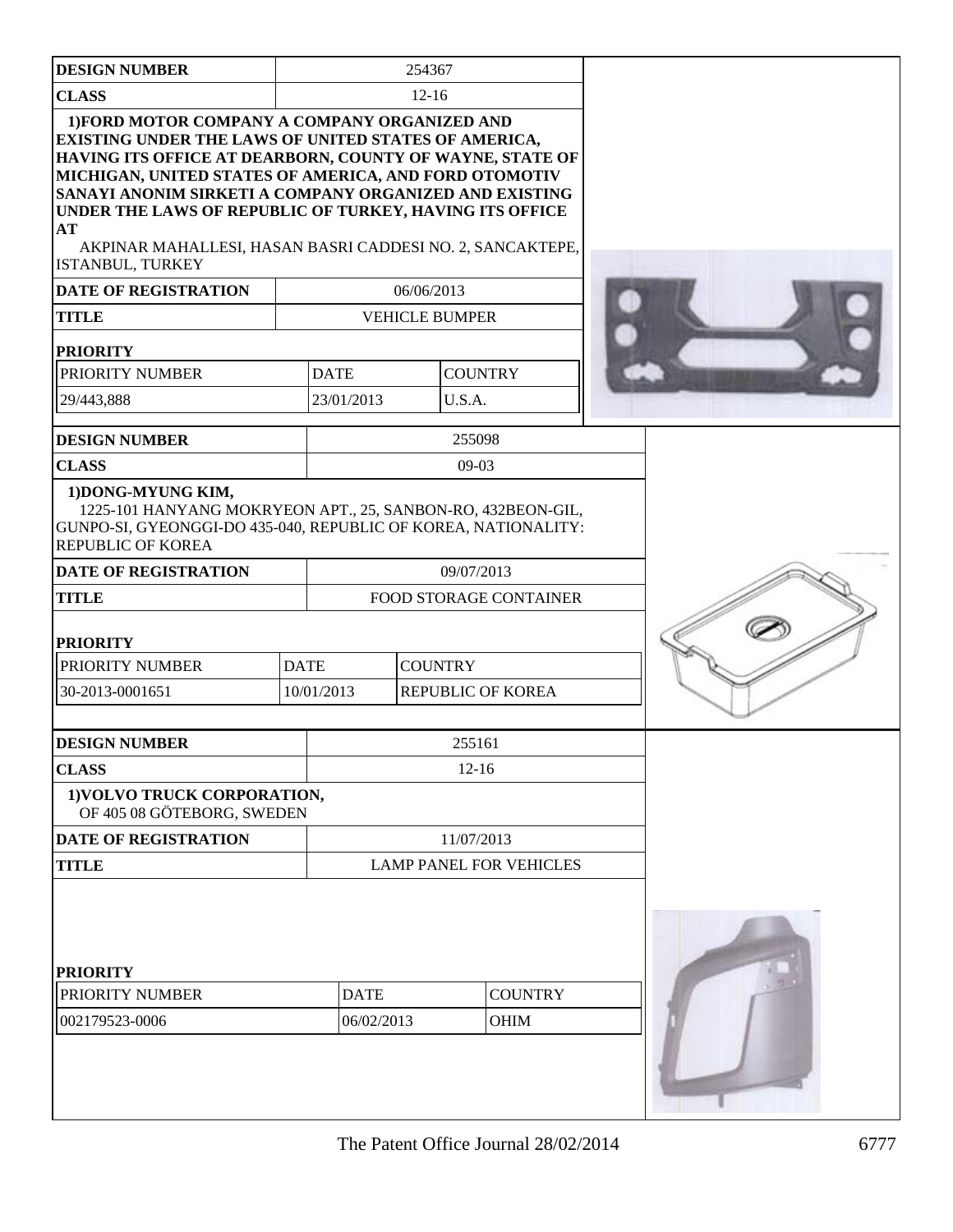| DESIGN NUMBER | 254367 | |
|---|---|---|
| CLASS | 12-16 | |

**1)FORD MOTOR COMPANY A COMPANY ORGANIZED AND EXISTING UNDER THE LAWS OF UNITED STATES OF AMERICA, HAVING ITS OFFICE AT DEARBORN, COUNTY OF WAYNE, STATE OF MICHIGAN, UNITED STATES OF AMERICA, AND FORD OTOMOTIV SANAYI ANONIM SIRKETI A COMPANY ORGANIZED AND EXISTING UNDER THE LAWS OF REPUBLIC OF TURKEY, HAVING ITS OFFICE AT**
AKPINAR MAHALLESI, HASAN BASRI CADDESI NO. 2, SANCAKTEPE, ISTANBUL, TURKEY

| DATE OF REGISTRATION | 06/06/2013 |
|---|---|
| TITLE | VEHICLE BUMPER |

**PRIORITY**

| PRIORITY NUMBER | DATE | COUNTRY |
|---|---|---|
| 29/443,888 | 23/01/2013 | U.S.A. |

| DESIGN NUMBER | 255098 |
|---|---|
| CLASS | 09-03 |

**1)DONG-MYUNG KIM,**
1225-101 HANYANG MOKRYEON APT., 25, SANBON-RO, 432BEON-GIL, GUNPO-SI, GYEONGGI-DO 435-040, REPUBLIC OF KOREA, NATIONALITY: REPUBLIC OF KOREA

| DATE OF REGISTRATION | 09/07/2013 |
|---|---|
| TITLE | FOOD STORAGE CONTAINER |

**PRIORITY**

| PRIORITY NUMBER | DATE | COUNTRY |
|---|---|---|
| 30-2013-0001651 | 10/01/2013 | REPUBLIC OF KOREA |

| DESIGN NUMBER | 255161 |
|---|---|
| CLASS | 12-16 |

**1)VOLVO TRUCK CORPORATION,**
OF 405 08 GÖTEBORG, SWEDEN

| DATE OF REGISTRATION | 11/07/2013 |
|---|---|
| TITLE | LAMP PANEL FOR VEHICLES |

**PRIORITY**

| PRIORITY NUMBER | DATE | COUNTRY |
|---|---|---|
| 002179523-0006 | 06/02/2013 | OHIM |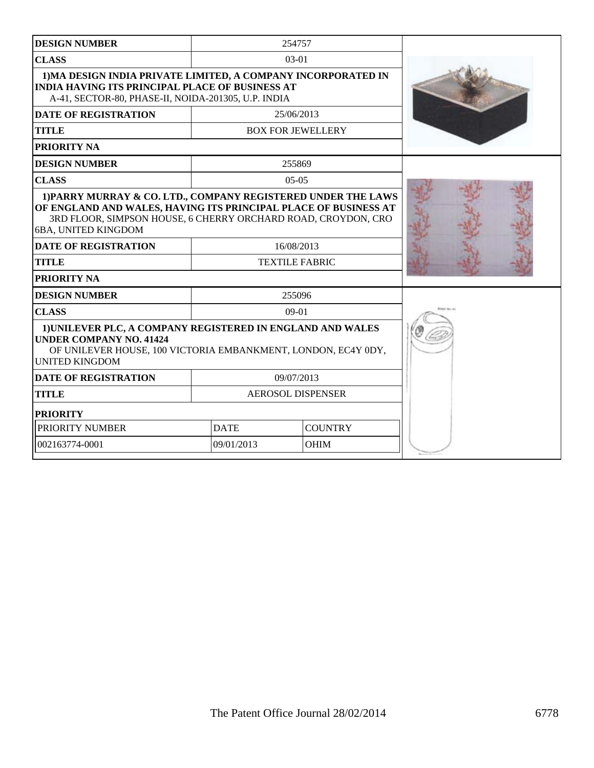| DESIGN NUMBER | 254757 |
|---|---|
| CLASS | 03-01 |
| 1)MA DESIGN INDIA PRIVATE LIMITED, A COMPANY INCORPORATED IN INDIA HAVING ITS PRINCIPAL PLACE OF BUSINESS AT A-41, SECTOR-80, PHASE-II, NOIDA-201305, U.P. INDIA | |
| DATE OF REGISTRATION | 25/06/2013 |
| TITLE | BOX FOR JEWELLERY |
| PRIORITY NA | |

| DESIGN NUMBER | 255869 |
|---|---|
| CLASS | 05-05 |
| 1)PARRY MURRAY & CO. LTD., COMPANY REGISTERED UNDER THE LAWS OF ENGLAND AND WALES, HAVING ITS PRINCIPAL PLACE OF BUSINESS AT 3RD FLOOR, SIMPSON HOUSE, 6 CHERRY ORCHARD ROAD, CROYDON, CRO 6BA, UNITED KINGDOM | |
| DATE OF REGISTRATION | 16/08/2013 |
| TITLE | TEXTILE FABRIC |
| PRIORITY NA | |

| DESIGN NUMBER | 255096 | |
|---|---|---|
| CLASS | 09-01 | |
| 1)UNILEVER PLC, A COMPANY REGISTERED IN ENGLAND AND WALES UNDER COMPANY NO. 41424 OF UNILEVER HOUSE, 100 VICTORIA EMBANKMENT, LONDON, EC4Y 0DY, UNITED KINGDOM | | |
| DATE OF REGISTRATION | 09/07/2013 | |
| TITLE | AEROSOL DISPENSER | |
| PRIORITY | | |
| PRIORITY NUMBER | DATE | COUNTRY |
| 002163774-0001 | 09/01/2013 | OHIM |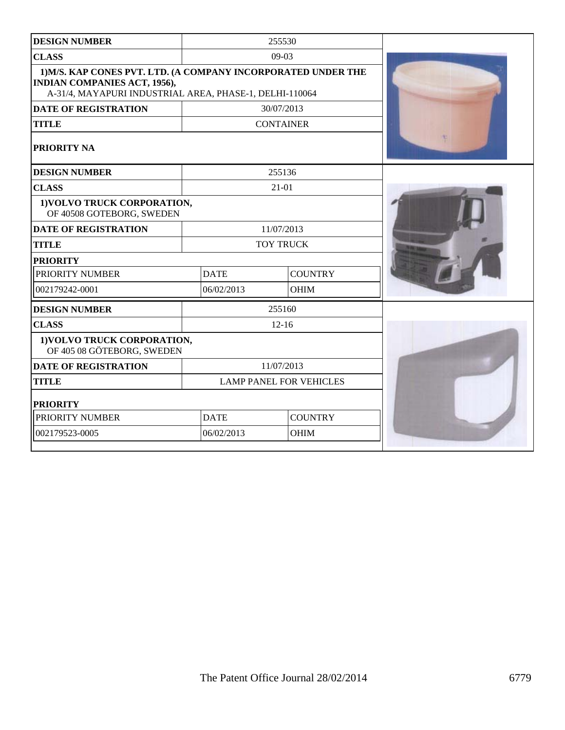| DESIGN NUMBER | 255530 | |
|---|---|---|
| CLASS | 09-03 | |
| **1)M/S. KAP CONES PVT. LTD. (A COMPANY INCORPORATED UNDER THE INDIAN COMPANIES ACT, 1956),** A-31/4, MAYAPURI INDUSTRIAL AREA, PHASE-1, DELHI-110064 | | |
| DATE OF REGISTRATION | 30/07/2013 | |
| TITLE | CONTAINER | |
| PRIORITY NA | | |

| DESIGN NUMBER | 255136 | |
|---|---|---|
| CLASS | 21-01 | |
| **1)VOLVO TRUCK CORPORATION,** OF 40508 GOTEBORG, SWEDEN | | |
| DATE OF REGISTRATION | 11/07/2013 | |
| TITLE | TOY TRUCK | |
| **PRIORITY** | | |
| PRIORITY NUMBER | DATE | COUNTRY |
| 002179242-0001 | 06/02/2013 | OHIM |

| DESIGN NUMBER | 255160 | |
|---|---|---|
| CLASS | 12-16 | |
| **1)VOLVO TRUCK CORPORATION,** OF 405 08 GÖTEBORG, SWEDEN | | |
| DATE OF REGISTRATION | 11/07/2013 | |
| TITLE | LAMP PANEL FOR VEHICLES | |
| **PRIORITY** | | |
| PRIORITY NUMBER | DATE | COUNTRY |
| 002179523-0005 | 06/02/2013 | OHIM |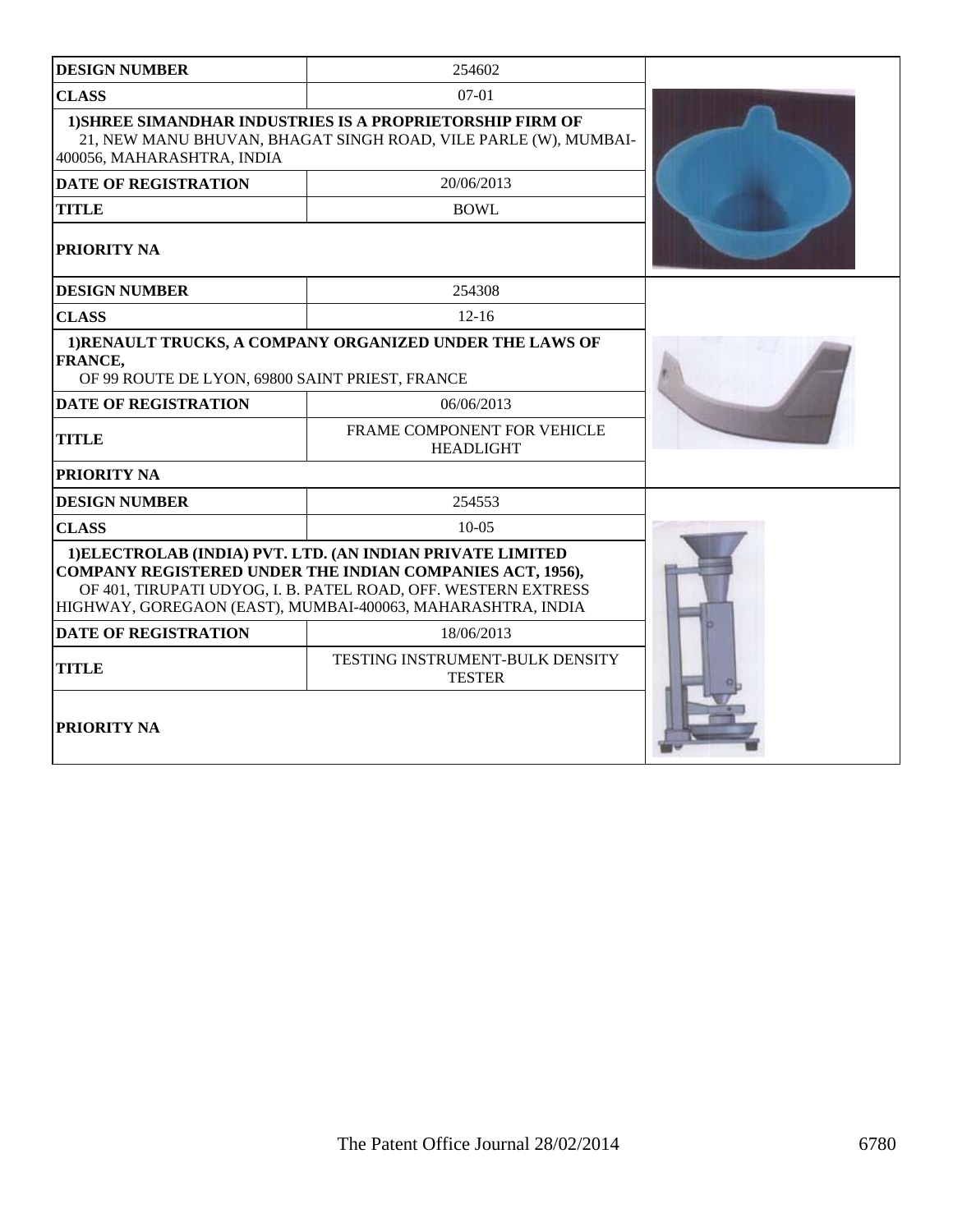| DESIGN NUMBER | 254602 |
|---|---|
| CLASS | 07-01 |
| 1)SHREE SIMANDHAR INDUSTRIES IS A PROPRIETORSHIP FIRM OF 21, NEW MANU BHUVAN, BHAGAT SINGH ROAD, VILE PARLE (W), MUMBAI-400056, MAHARASHTRA, INDIA | |
| DATE OF REGISTRATION | 20/06/2013 |
| TITLE | BOWL |
| PRIORITY NA | |

| DESIGN NUMBER | 254308 |
|---|---|
| CLASS | 12-16 |
| 1)RENAULT TRUCKS, A COMPANY ORGANIZED UNDER THE LAWS OF FRANCE, OF 99 ROUTE DE LYON, 69800 SAINT PRIEST, FRANCE | |
| DATE OF REGISTRATION | 06/06/2013 |
| TITLE | FRAME COMPONENT FOR VEHICLE HEADLIGHT |
| PRIORITY NA | |

| DESIGN NUMBER | 254553 |
|---|---|
| CLASS | 10-05 |
| 1)ELECTROLAB (INDIA) PVT. LTD. (AN INDIAN PRIVATE LIMITED COMPANY REGISTERED UNDER THE INDIAN COMPANIES ACT, 1956), OF 401, TIRUPATI UDYOG, I. B. PATEL ROAD, OFF. WESTERN EXTRESS HIGHWAY, GOREGAON (EAST), MUMBAI-400063, MAHARASHTRA, INDIA | |
| DATE OF REGISTRATION | 18/06/2013 |
| TITLE | TESTING INSTRUMENT-BULK DENSITY TESTER |
| PRIORITY NA | |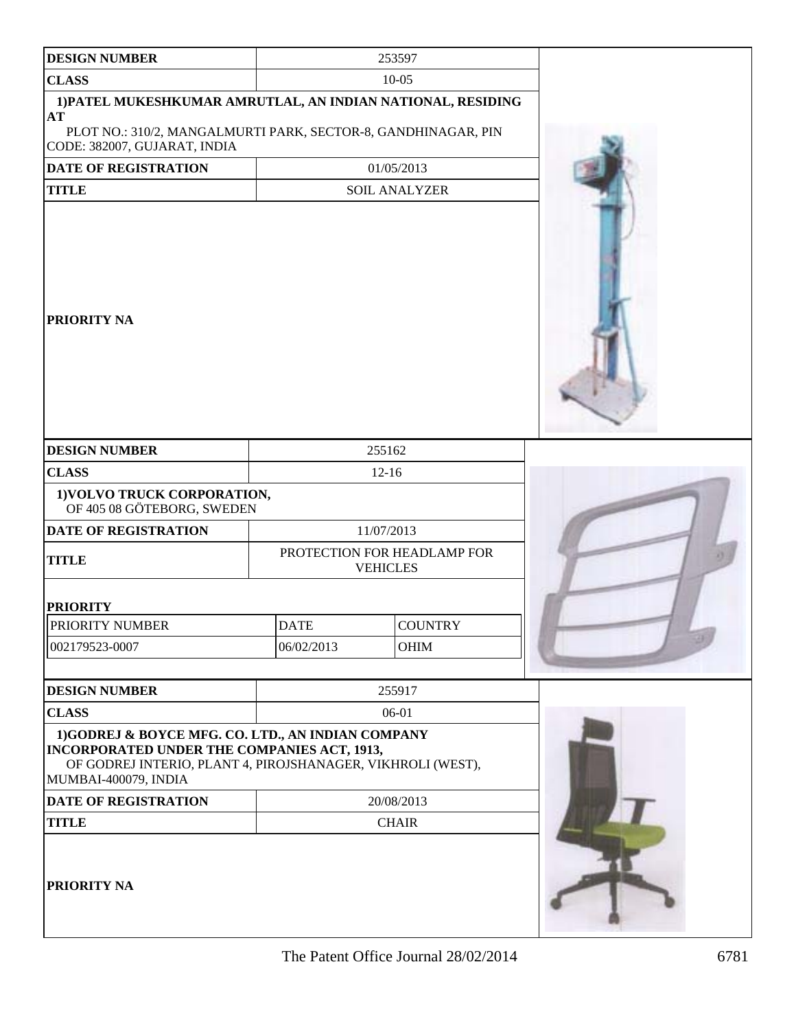| DESIGN NUMBER | 253597 |
|---|---|
| CLASS | 10-05 |
| 1)PATEL MUKESHKUMAR AMRUTLAL, AN INDIAN NATIONAL, RESIDING AT PLOT NO.: 310/2, MANGALMURTI PARK, SECTOR-8, GANDHINAGAR, PIN CODE: 382007, GUJARAT, INDIA | |
| DATE OF REGISTRATION | 01/05/2013 |
| TITLE | SOIL ANALYZER |
| PRIORITY NA | |

| DESIGN NUMBER | 255162 | |
|---|---|---|
| CLASS | 12-16 | |
| 1)VOLVO TRUCK CORPORATION, OF 405 08 GÖTEBORG, SWEDEN | | |
| DATE OF REGISTRATION | 11/07/2013 | |
| TITLE | PROTECTION FOR HEADLAMP FOR VEHICLES | |
| PRIORITY | | |
| PRIORITY NUMBER | DATE | COUNTRY |
| 002179523-0007 | 06/02/2013 | OHIM |

| DESIGN NUMBER | 255917 |
|---|---|
| CLASS | 06-01 |
| 1)GODREJ & BOYCE MFG. CO. LTD., AN INDIAN COMPANY INCORPORATED UNDER THE COMPANIES ACT, 1913, OF GODREJ INTERIO, PLANT 4, PIROJSHANAGER, VIKHROLI (WEST), MUMBAI-400079, INDIA | |
| DATE OF REGISTRATION | 20/08/2013 |
| TITLE | CHAIR |
| PRIORITY NA | |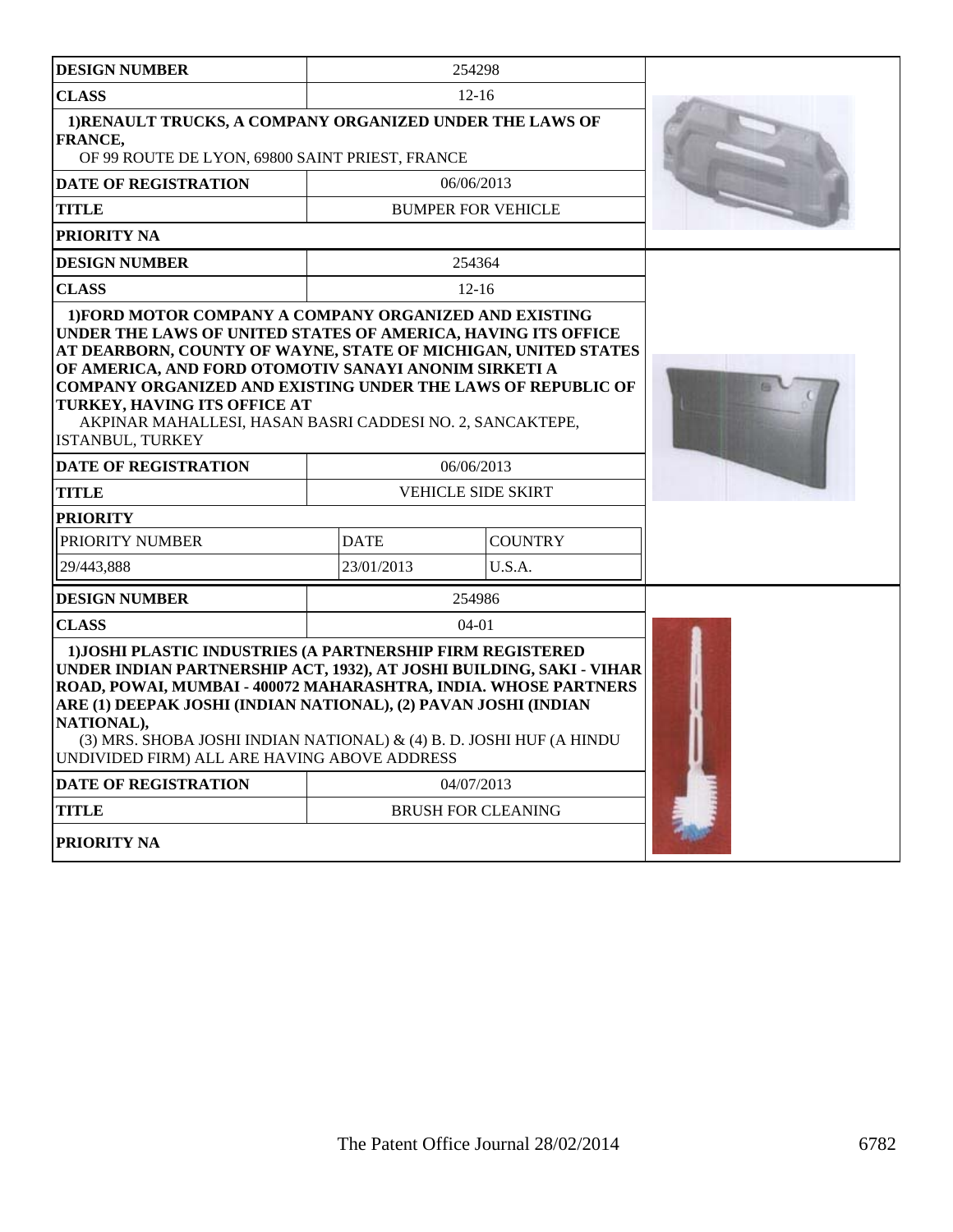| DESIGN NUMBER | 254298 | |
|---|---|---|
| CLASS | 12-16 | |
| **1)RENAULT TRUCKS, A COMPANY ORGANIZED UNDER THE LAWS OF FRANCE,** OF 99 ROUTE DE LYON, 69800 SAINT PRIEST, FRANCE | | |
| DATE OF REGISTRATION | 06/06/2013 | |
| TITLE | BUMPER FOR VEHICLE | |
| PRIORITY NA | | |

| DESIGN NUMBER | 254364 | |
|---|---|---|
| CLASS | 12-16 | |
| **1)FORD MOTOR COMPANY A COMPANY ORGANIZED AND EXISTING UNDER THE LAWS OF UNITED STATES OF AMERICA, HAVING ITS OFFICE AT DEARBORN, COUNTY OF WAYNE, STATE OF MICHIGAN, UNITED STATES OF AMERICA, AND FORD OTOMOTIV SANAYI ANONIM SIRKETI A COMPANY ORGANIZED AND EXISTING UNDER THE LAWS OF REPUBLIC OF TURKEY, HAVING ITS OFFICE AT** AKPINAR MAHALLESI, HASAN BASRI CADDESI NO. 2, SANCAKTEPE, ISTANBUL, TURKEY | | |
| DATE OF REGISTRATION | 06/06/2013 | |
| TITLE | VEHICLE SIDE SKIRT | |
| PRIORITY | | |
| PRIORITY NUMBER | DATE | COUNTRY |
| 29/443,888 | 23/01/2013 | U.S.A. |

| DESIGN NUMBER | 254986 | |
|---|---|---|
| CLASS | 04-01 | |
| **1)JOSHI PLASTIC INDUSTRIES (A PARTNERSHIP FIRM REGISTERED UNDER INDIAN PARTNERSHIP ACT, 1932), AT JOSHI BUILDING, SAKI - VIHAR ROAD, POWAI, MUMBAI - 400072 MAHARASHTRA, INDIA. WHOSE PARTNERS ARE (1) DEEPAK JOSHI (INDIAN NATIONAL), (2) PAVAN JOSHI (INDIAN NATIONAL),** (3) MRS. SHOBA JOSHI INDIAN NATIONAL) & (4) B. D. JOSHI HUF (A HINDU UNDIVIDED FIRM) ALL ARE HAVING ABOVE ADDRESS | | |
| DATE OF REGISTRATION | 04/07/2013 | |
| TITLE | BRUSH FOR CLEANING | |
| PRIORITY NA | | |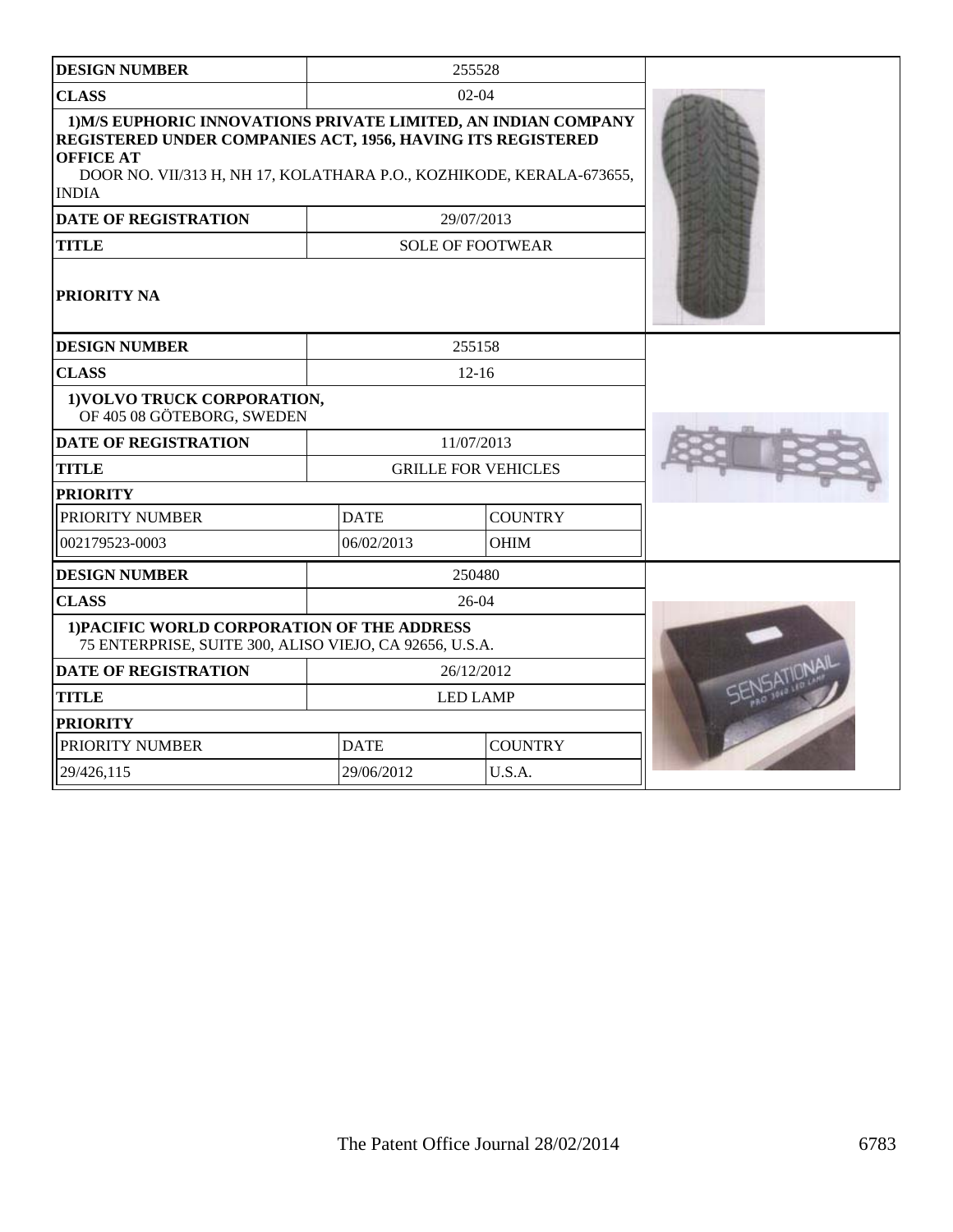| DESIGN NUMBER | 255528 | |
|---|---|---|
| CLASS | 02-04 | |
| 1)M/S EUPHORIC INNOVATIONS PRIVATE LIMITED, AN INDIAN COMPANY REGISTERED UNDER COMPANIES ACT, 1956, HAVING ITS REGISTERED OFFICE AT DOOR NO. VII/313 H, NH 17, KOLATHARA P.O., KOZHIKODE, KERALA-673655, INDIA | | |
| DATE OF REGISTRATION | 29/07/2013 | |
| TITLE | SOLE OF FOOTWEAR | |
| PRIORITY NA | | |

| DESIGN NUMBER | 255158 | |
|---|---|---|
| CLASS | 12-16 | |
| 1)VOLVO TRUCK CORPORATION, OF 405 08 GÖTEBORG, SWEDEN | | |
| DATE OF REGISTRATION | 11/07/2013 | |
| TITLE | GRILLE FOR VEHICLES | |
| PRIORITY | | |
| PRIORITY NUMBER | DATE | COUNTRY |
| 002179523-0003 | 06/02/2013 | OHIM |

| DESIGN NUMBER | 250480 | |
|---|---|---|
| CLASS | 26-04 | |
| 1)PACIFIC WORLD CORPORATION OF THE ADDRESS 75 ENTERPRISE, SUITE 300, ALISO VIEJO, CA 92656, U.S.A. | | |
| DATE OF REGISTRATION | 26/12/2012 | |
| TITLE | LED LAMP | |
| PRIORITY | | |
| PRIORITY NUMBER | DATE | COUNTRY |
| 29/426,115 | 29/06/2012 | U.S.A. |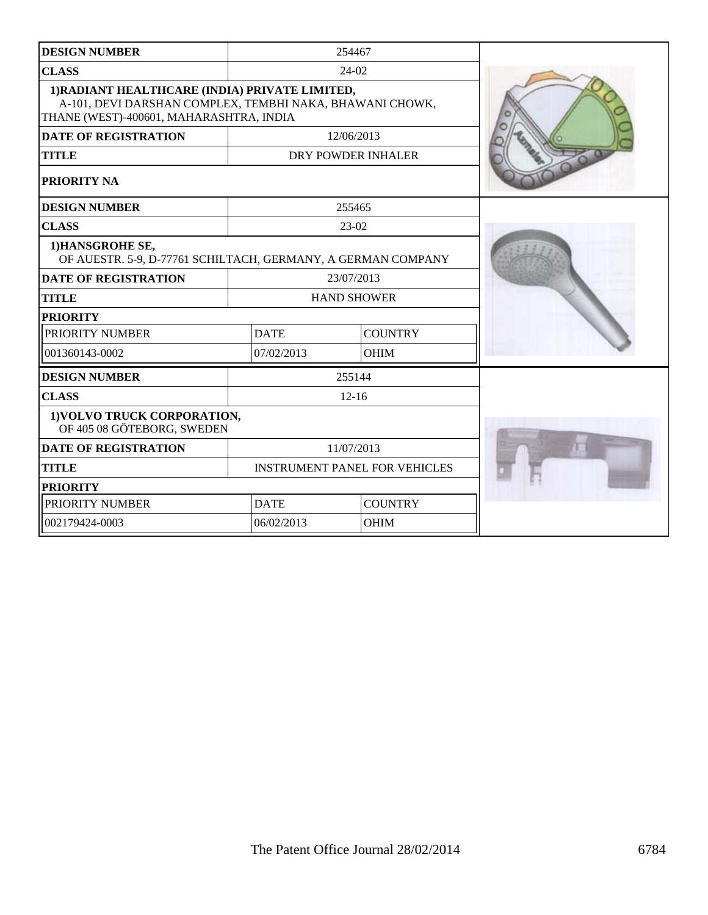| DESIGN NUMBER | 254467 | |
|---|---|---|
| CLASS | 24-02 | |
| 1)RADIANT HEALTHCARE (INDIA) PRIVATE LIMITED, A-101, DEVI DARSHAN COMPLEX, TEMBHI NAKA, BHAWANI CHOWK, THANE (WEST)-400601, MAHARASHTRA, INDIA | | |
| DATE OF REGISTRATION | 12/06/2013 | |
| TITLE | DRY POWDER INHALER | |
| PRIORITY NA | | |

| DESIGN NUMBER | 255465 | |
|---|---|---|
| CLASS | 23-02 | |
| 1)HANSGROHE SE, OF AUESTR. 5-9, D-77761 SCHILTACH, GERMANY, A GERMAN COMPANY | | |
| DATE OF REGISTRATION | 23/07/2013 | |
| TITLE | HAND SHOWER | |
| PRIORITY | | |
| PRIORITY NUMBER | DATE | COUNTRY |
| 001360143-0002 | 07/02/2013 | OHIM |

| DESIGN NUMBER | 255144 | |
|---|---|---|
| CLASS | 12-16 | |
| 1)VOLVO TRUCK CORPORATION, OF 405 08 GÖTEBORG, SWEDEN | | |
| DATE OF REGISTRATION | 11/07/2013 | |
| TITLE | INSTRUMENT PANEL FOR VEHICLES | |
| PRIORITY | | |
| PRIORITY NUMBER | DATE | COUNTRY |
| 002179424-0003 | 06/02/2013 | OHIM |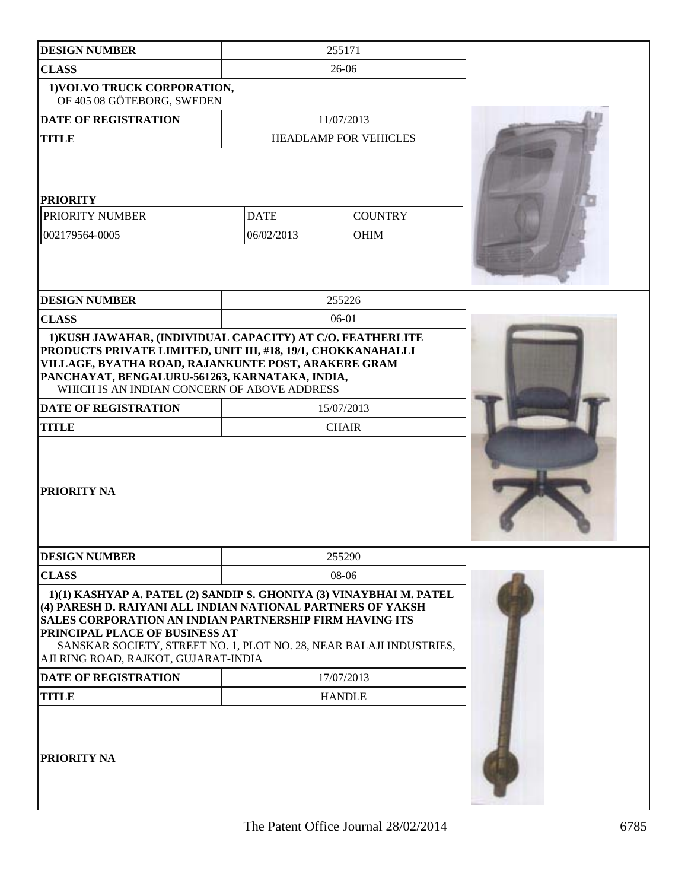| DESIGN NUMBER | 255171 | |
|---|---|---|
| CLASS | 26-06 | |
| 1)VOLVO TRUCK CORPORATION, OF 405 08 GÖTEBORG, SWEDEN | | |
| DATE OF REGISTRATION | 11/07/2013 | |
| TITLE | HEADLAMP FOR VEHICLES | |
| PRIORITY | | |
| PRIORITY NUMBER | DATE | COUNTRY |
| 002179564-0005 | 06/02/2013 | OHIM |

| DESIGN NUMBER | 255226 |
|---|---|
| CLASS | 06-01 |
| 1)KUSH JAWAHAR, (INDIVIDUAL CAPACITY) AT C/O. FEATHERLITE PRODUCTS PRIVATE LIMITED, UNIT III, #18, 19/1, CHOKKANAHALLI VILLAGE, BYATHA ROAD, RAJANKUNTE POST, ARAKERE GRAM PANCHAYAT, BENGALURU-561263, KARNATAKA, INDIA, WHICH IS AN INDIAN CONCERN OF ABOVE ADDRESS | |
| DATE OF REGISTRATION | 15/07/2013 |
| TITLE | CHAIR |
| PRIORITY NA | |

| DESIGN NUMBER | 255290 |
|---|---|
| CLASS | 08-06 |
| 1)(1) KASHYAP A. PATEL (2) SANDIP S. GHONIYA (3) VINAYBHAI M. PATEL (4) PARESH D. RAIYANI ALL INDIAN NATIONAL PARTNERS OF YAKSH SALES CORPORATION AN INDIAN PARTNERSHIP FIRM HAVING ITS PRINCIPAL PLACE OF BUSINESS AT SANSKAR SOCIETY, STREET NO. 1, PLOT NO. 28, NEAR BALAJI INDUSTRIES, AJI RING ROAD, RAJKOT, GUJARAT-INDIA | |
| DATE OF REGISTRATION | 17/07/2013 |
| TITLE | HANDLE |
| PRIORITY NA | |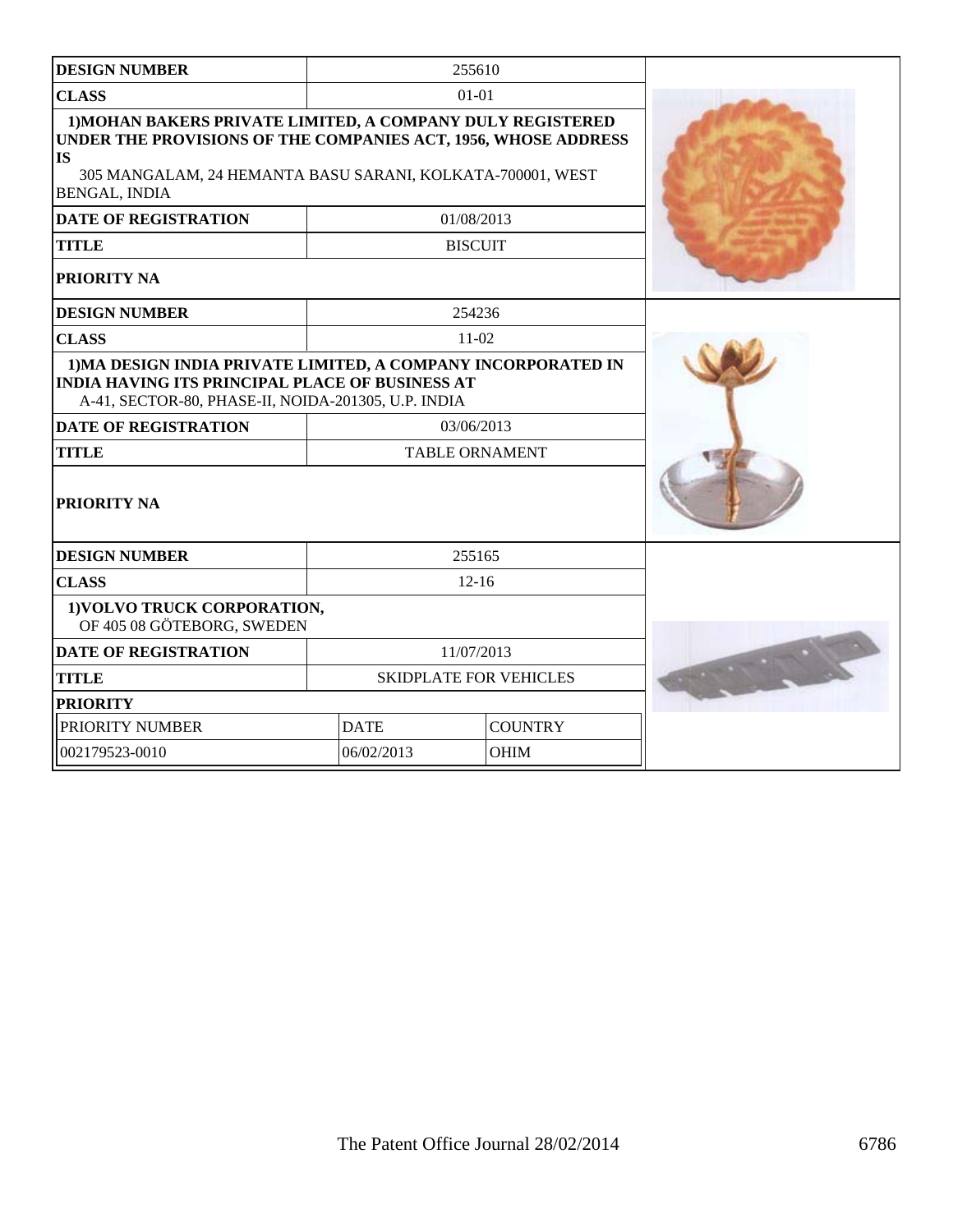| DESIGN NUMBER | 255610 |
|---|---|
| CLASS | 01-01 |
| 1)MOHAN BAKERS PRIVATE LIMITED, A COMPANY DULY REGISTERED UNDER THE PROVISIONS OF THE COMPANIES ACT, 1956, WHOSE ADDRESS IS 305 MANGALAM, 24 HEMANTA BASU SARANI, KOLKATA-700001, WEST BENGAL, INDIA | |
| DATE OF REGISTRATION | 01/08/2013 |
| TITLE | BISCUIT |
| PRIORITY NA | |

| DESIGN NUMBER | 254236 |
|---|---|
| CLASS | 11-02 |
| 1)MA DESIGN INDIA PRIVATE LIMITED, A COMPANY INCORPORATED IN INDIA HAVING ITS PRINCIPAL PLACE OF BUSINESS AT A-41, SECTOR-80, PHASE-II, NOIDA-201305, U.P. INDIA | |
| DATE OF REGISTRATION | 03/06/2013 |
| TITLE | TABLE ORNAMENT |
| PRIORITY NA | |

| DESIGN NUMBER | 255165 | |
|---|---|---|
| CLASS | 12-16 | |
| 1)VOLVO TRUCK CORPORATION, OF 405 08 GÖTEBORG, SWEDEN | | |
| DATE OF REGISTRATION | 11/07/2013 | |
| TITLE | SKIDPLATE FOR VEHICLES | |
| PRIORITY | | |
| PRIORITY NUMBER | DATE | COUNTRY |
| 002179523-0010 | 06/02/2013 | OHIM |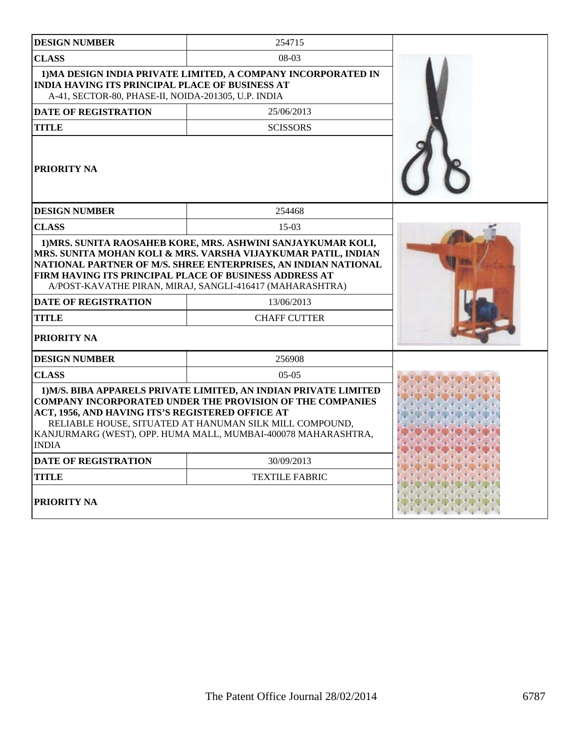| DESIGN NUMBER | 254715 |
| --- | --- |
| CLASS | 08-03 |
| 1)MA DESIGN INDIA PRIVATE LIMITED, A COMPANY INCORPORATED IN INDIA HAVING ITS PRINCIPAL PLACE OF BUSINESS AT A-41, SECTOR-80, PHASE-II, NOIDA-201305, U.P. INDIA | |
| DATE OF REGISTRATION | 25/06/2013 |
| TITLE | SCISSORS |
| PRIORITY NA | |

| DESIGN NUMBER | 254468 |
| --- | --- |
| CLASS | 15-03 |
| 1)MRS. SUNITA RAOSAHEB KORE, MRS. ASHWINI SANJAYKUMAR KOLI, MRS. SUNITA MOHAN KOLI & MRS. VARSHA VIJAYKUMAR PATIL, INDIAN NATIONAL PARTNER OF M/S. SHREE ENTERPRISES, AN INDIAN NATIONAL FIRM HAVING ITS PRINCIPAL PLACE OF BUSINESS ADDRESS AT A/POST-KAVATHE PIRAN, MIRAJ, SANGLI-416417 (MAHARASHTRA) | |
| DATE OF REGISTRATION | 13/06/2013 |
| TITLE | CHAFF CUTTER |
| PRIORITY NA | |

| DESIGN NUMBER | 256908 |
| --- | --- |
| CLASS | 05-05 |
| 1)M/S. BIBA APPARELS PRIVATE LIMITED, AN INDIAN PRIVATE LIMITED COMPANY INCORPORATED UNDER THE PROVISION OF THE COMPANIES ACT, 1956, AND HAVING ITS'S REGISTERED OFFICE AT RELIABLE HOUSE, SITUATED AT HANUMAN SILK MILL COMPOUND, KANJURMARG (WEST), OPP. HUMA MALL, MUMBAI-400078 MAHARASHTRA, INDIA | |
| DATE OF REGISTRATION | 30/09/2013 |
| TITLE | TEXTILE FABRIC |
| PRIORITY NA | |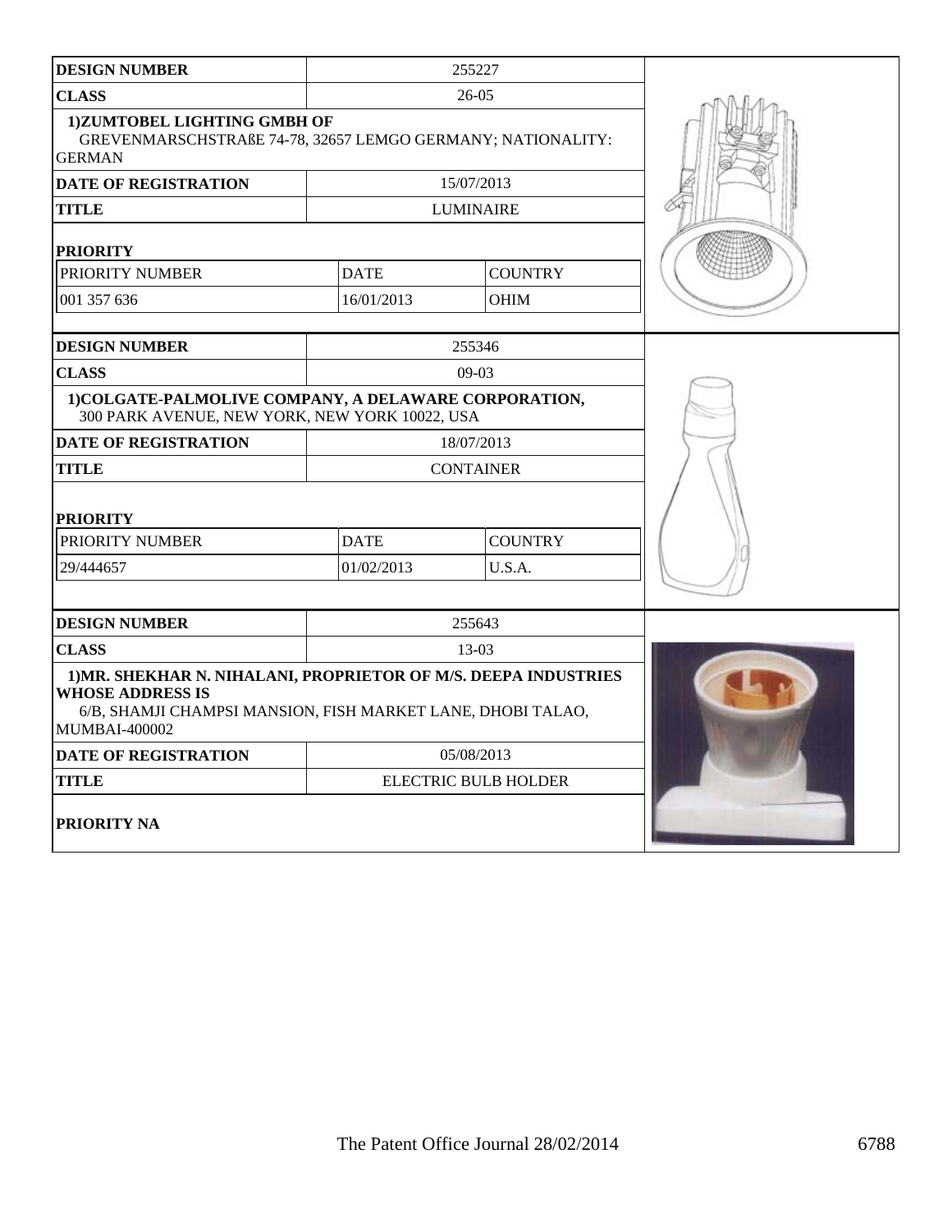| DESIGN NUMBER | 255227 | |
|---|---|---|
| CLASS | 26-05 | |
| 1)ZUMTOBEL LIGHTING GMBH OF GREVENMARSCHSTRAßE 74-78, 32657 LEMGO GERMANY; NATIONALITY: GERMAN | | |
| DATE OF REGISTRATION | 15/07/2013 | |
| TITLE | LUMINAIRE | |
| **PRIORITY** | | |
| PRIORITY NUMBER | DATE | COUNTRY |
| 001 357 636 | 16/01/2013 | OHIM |

| DESIGN NUMBER | 255346 | |
|---|---|---|
| CLASS | 09-03 | |
| 1)COLGATE-PALMOLIVE COMPANY, A DELAWARE CORPORATION, 300 PARK AVENUE, NEW YORK, NEW YORK 10022, USA | | |
| DATE OF REGISTRATION | 18/07/2013 | |
| TITLE | CONTAINER | |
| **PRIORITY** | | |
| PRIORITY NUMBER | DATE | COUNTRY |
| 29/444657 | 01/02/2013 | U.S.A. |

| DESIGN NUMBER | 255643 |
|---|---|
| CLASS | 13-03 |
| 1)MR. SHEKHAR N. NIHALANI, PROPRIETOR OF M/S. DEEPA INDUSTRIES WHOSE ADDRESS IS 6/B, SHAMJI CHAMPSI MANSION, FISH MARKET LANE, DHOBI TALAO, MUMBAI-400002 | |
| DATE OF REGISTRATION | 05/08/2013 |
| TITLE | ELECTRIC BULB HOLDER |
| **PRIORITY NA** | |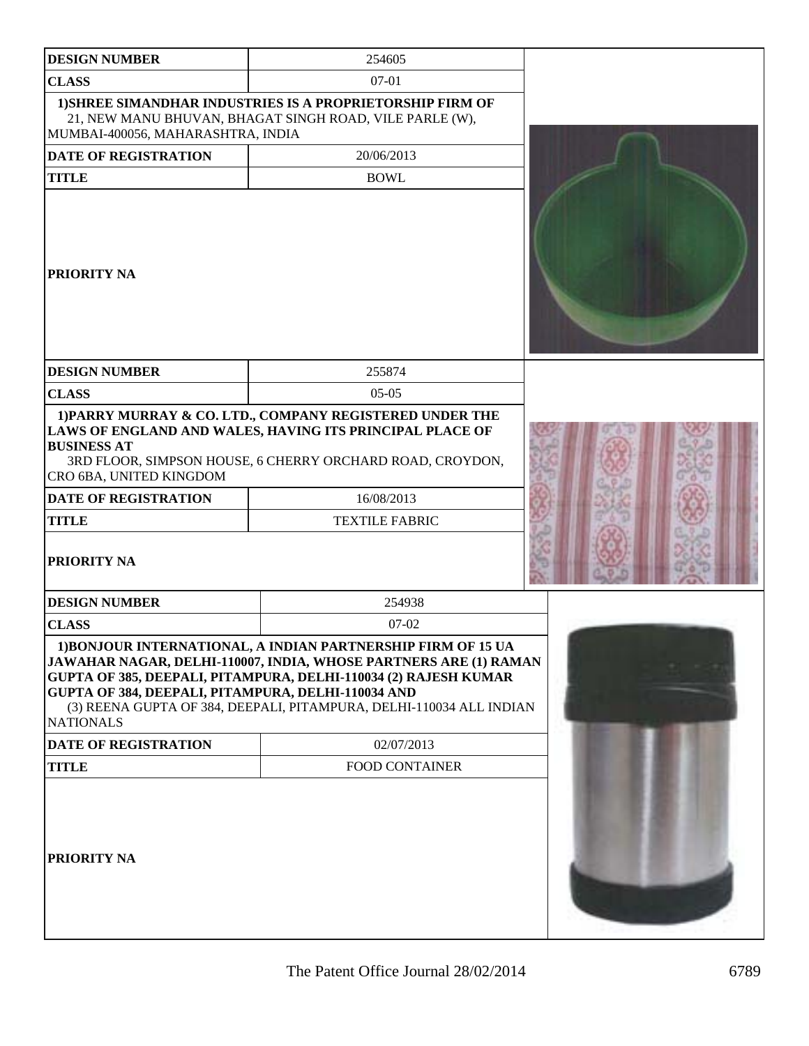| DESIGN NUMBER | 254605 |
|---|---|
| CLASS | 07-01 |
| 1)SHREE SIMANDHAR INDUSTRIES IS A PROPRIETORSHIP FIRM OF 21, NEW MANU BHUVAN, BHAGAT SINGH ROAD, VILE PARLE (W), MUMBAI-400056, MAHARASHTRA, INDIA | |
| DATE OF REGISTRATION | 20/06/2013 |
| TITLE | BOWL |
| PRIORITY NA | |

| DESIGN NUMBER | 255874 |
|---|---|
| CLASS | 05-05 |
| 1)PARRY MURRAY & CO. LTD., COMPANY REGISTERED UNDER THE LAWS OF ENGLAND AND WALES, HAVING ITS PRINCIPAL PLACE OF BUSINESS AT 3RD FLOOR, SIMPSON HOUSE, 6 CHERRY ORCHARD ROAD, CROYDON, CRO 6BA, UNITED KINGDOM | |
| DATE OF REGISTRATION | 16/08/2013 |
| TITLE | TEXTILE FABRIC |
| PRIORITY NA | |

| DESIGN NUMBER | 254938 |
|---|---|
| CLASS | 07-02 |
| 1)BONJOUR INTERNATIONAL, A INDIAN PARTNERSHIP FIRM OF 15 UA JAWAHAR NAGAR, DELHI-110007, INDIA, WHOSE PARTNERS ARE (1) RAMAN GUPTA OF 385, DEEPALI, PITAMPURA, DELHI-110034 (2) RAJESH KUMAR GUPTA OF 384, DEEPALI, PITAMPURA, DELHI-110034 AND (3) REENA GUPTA OF 384, DEEPALI, PITAMPURA, DELHI-110034 ALL INDIAN NATIONALS | |
| DATE OF REGISTRATION | 02/07/2013 |
| TITLE | FOOD CONTAINER |
| PRIORITY NA | |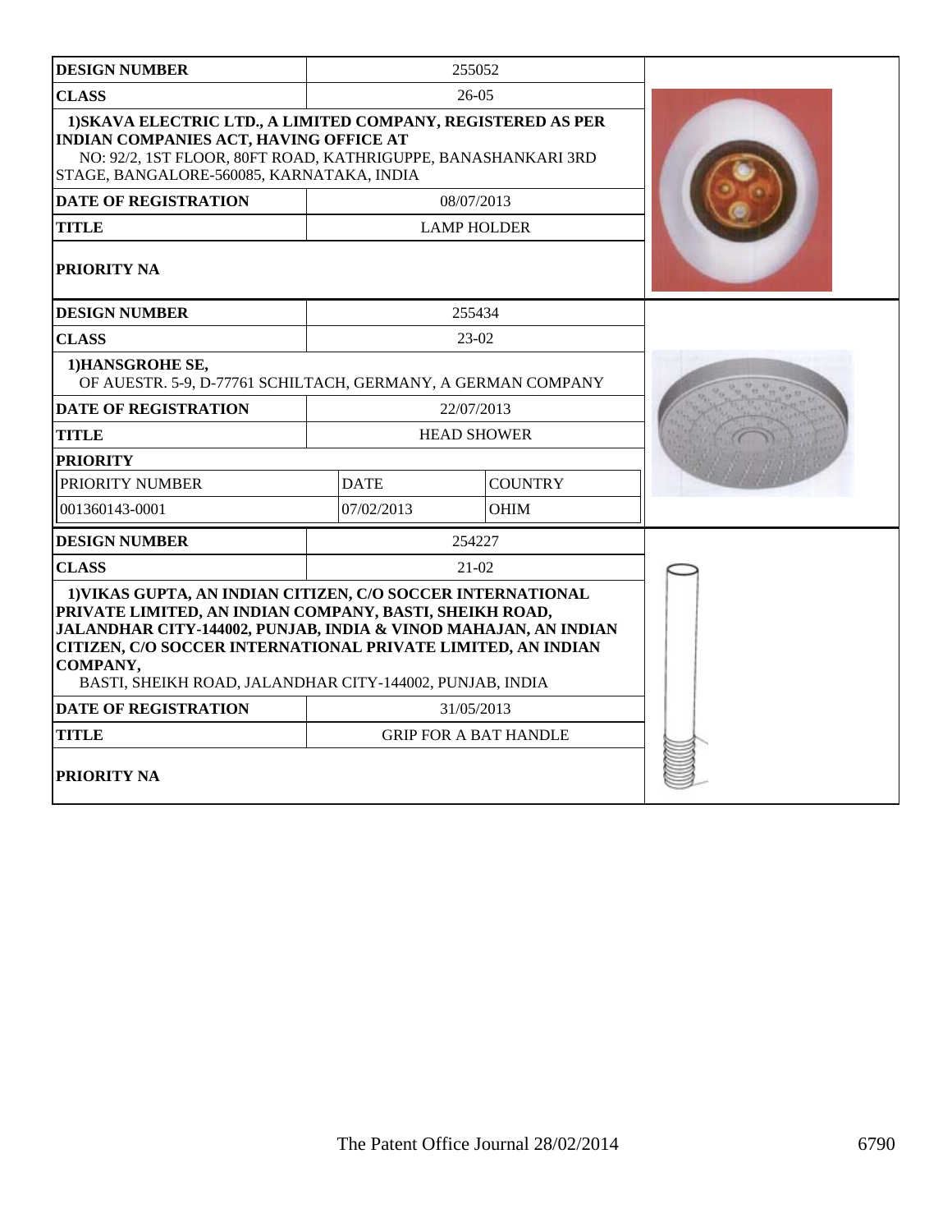| DESIGN NUMBER | 255052 | |
|---|---|---|
| CLASS | 26-05 | |
| 1)SKAVA ELECTRIC LTD., A LIMITED COMPANY, REGISTERED AS PER INDIAN COMPANIES ACT, HAVING OFFICE AT NO: 92/2, 1ST FLOOR, 80FT ROAD, KATHRIGUPPE, BANASHANKARI 3RD STAGE, BANGALORE-560085, KARNATAKA, INDIA | | |
| DATE OF REGISTRATION | 08/07/2013 | |
| TITLE | LAMP HOLDER | |
| PRIORITY NA | | |

| DESIGN NUMBER | 255434 | |
|---|---|---|
| CLASS | 23-02 | |
| 1)HANSGROHE SE, OF AUESTR. 5-9, D-77761 SCHILTACH, GERMANY, A GERMAN COMPANY | | |
| DATE OF REGISTRATION | 22/07/2013 | |
| TITLE | HEAD SHOWER | |
| PRIORITY | | |
| PRIORITY NUMBER | DATE | COUNTRY |
| 001360143-0001 | 07/02/2013 | OHIM |

| DESIGN NUMBER | 254227 |
|---|---|
| CLASS | 21-02 |
| 1)VIKAS GUPTA, AN INDIAN CITIZEN, C/O SOCCER INTERNATIONAL PRIVATE LIMITED, AN INDIAN COMPANY, BASTI, SHEIKH ROAD, JALANDHAR CITY-144002, PUNJAB, INDIA & VINOD MAHAJAN, AN INDIAN CITIZEN, C/O SOCCER INTERNATIONAL PRIVATE LIMITED, AN INDIAN COMPANY, BASTI, SHEIKH ROAD, JALANDHAR CITY-144002, PUNJAB, INDIA | |
| DATE OF REGISTRATION | 31/05/2013 |
| TITLE | GRIP FOR A BAT HANDLE |
| PRIORITY NA | |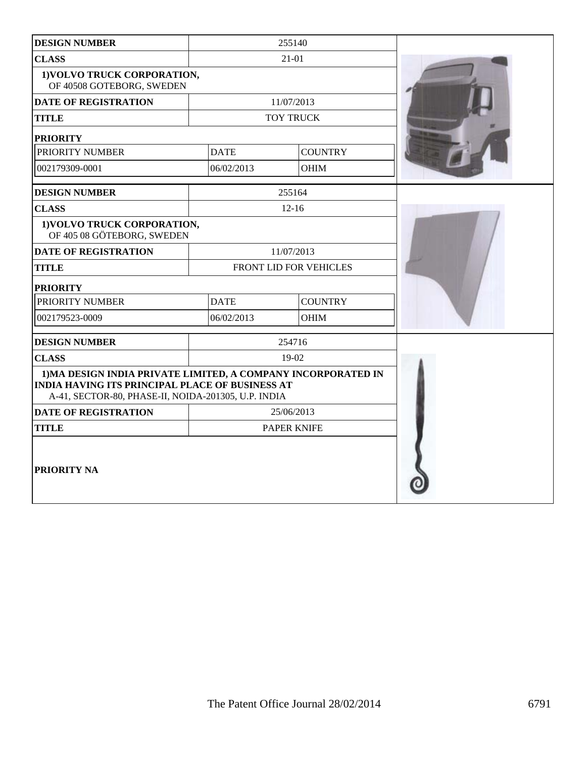| DESIGN NUMBER | 255140 | |
|---|---|---|
| CLASS | 21-01 | |
| 1)VOLVO TRUCK CORPORATION, OF 40508 GOTEBORG, SWEDEN | | |
| DATE OF REGISTRATION | 11/07/2013 | |
| TITLE | TOY TRUCK | |
| PRIORITY | | |
| PRIORITY NUMBER | DATE | COUNTRY |
| 002179309-0001 | 06/02/2013 | OHIM |

| DESIGN NUMBER | 255164 | |
|---|---|---|
| CLASS | 12-16 | |
| 1)VOLVO TRUCK CORPORATION, OF 405 08 GÖTEBORG, SWEDEN | | |
| DATE OF REGISTRATION | 11/07/2013 | |
| TITLE | FRONT LID FOR VEHICLES | |
| PRIORITY | | |
| PRIORITY NUMBER | DATE | COUNTRY |
| 002179523-0009 | 06/02/2013 | OHIM |

| DESIGN NUMBER | 254716 |
|---|---|
| CLASS | 19-02 |
| 1)MA DESIGN INDIA PRIVATE LIMITED, A COMPANY INCORPORATED IN INDIA HAVING ITS PRINCIPAL PLACE OF BUSINESS AT A-41, SECTOR-80, PHASE-II, NOIDA-201305, U.P. INDIA | |
| DATE OF REGISTRATION | 25/06/2013 |
| TITLE | PAPER KNIFE |
| PRIORITY NA | |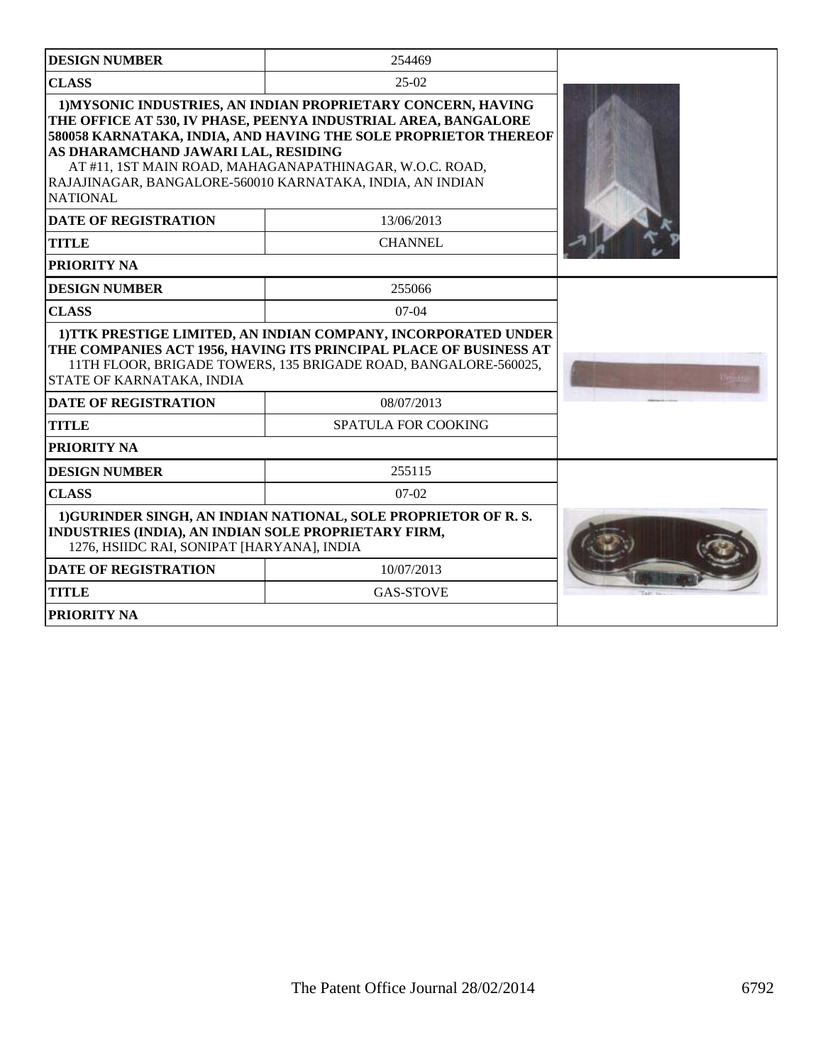| DESIGN NUMBER | 254469 |
|---|---|
| CLASS | 25-02 |
| 1)MYSONIC INDUSTRIES, AN INDIAN PROPRIETARY CONCERN, HAVING THE OFFICE AT 530, IV PHASE, PEENYA INDUSTRIAL AREA, BANGALORE 580058 KARNATAKA, INDIA, AND HAVING THE SOLE PROPRIETOR THEREOF AS DHARAMCHAND JAWARI LAL, RESIDING AT #11, 1ST MAIN ROAD, MAHAGANAPATHINAGAR, W.O.C. ROAD, RAJAJINAGAR, BANGALORE-560010 KARNATAKA, INDIA, AN INDIAN NATIONAL | |
| DATE OF REGISTRATION | 13/06/2013 |
| TITLE | CHANNEL |
| PRIORITY NA | |

| DESIGN NUMBER | 255066 |
|---|---|
| CLASS | 07-04 |
| 1)TTK PRESTIGE LIMITED, AN INDIAN COMPANY, INCORPORATED UNDER THE COMPANIES ACT 1956, HAVING ITS PRINCIPAL PLACE OF BUSINESS AT 11TH FLOOR, BRIGADE TOWERS, 135 BRIGADE ROAD, BANGALORE-560025, STATE OF KARNATAKA, INDIA | |
| DATE OF REGISTRATION | 08/07/2013 |
| TITLE | SPATULA FOR COOKING |
| PRIORITY NA | |

| DESIGN NUMBER | 255115 |
|---|---|
| CLASS | 07-02 |
| 1)GURINDER SINGH, AN INDIAN NATIONAL, SOLE PROPRIETOR OF R. S. INDUSTRIES (INDIA), AN INDIAN SOLE PROPRIETARY FIRM, 1276, HSIIDC RAI, SONIPAT [HARYANA], INDIA | |
| DATE OF REGISTRATION | 10/07/2013 |
| TITLE | GAS-STOVE |
| PRIORITY NA | |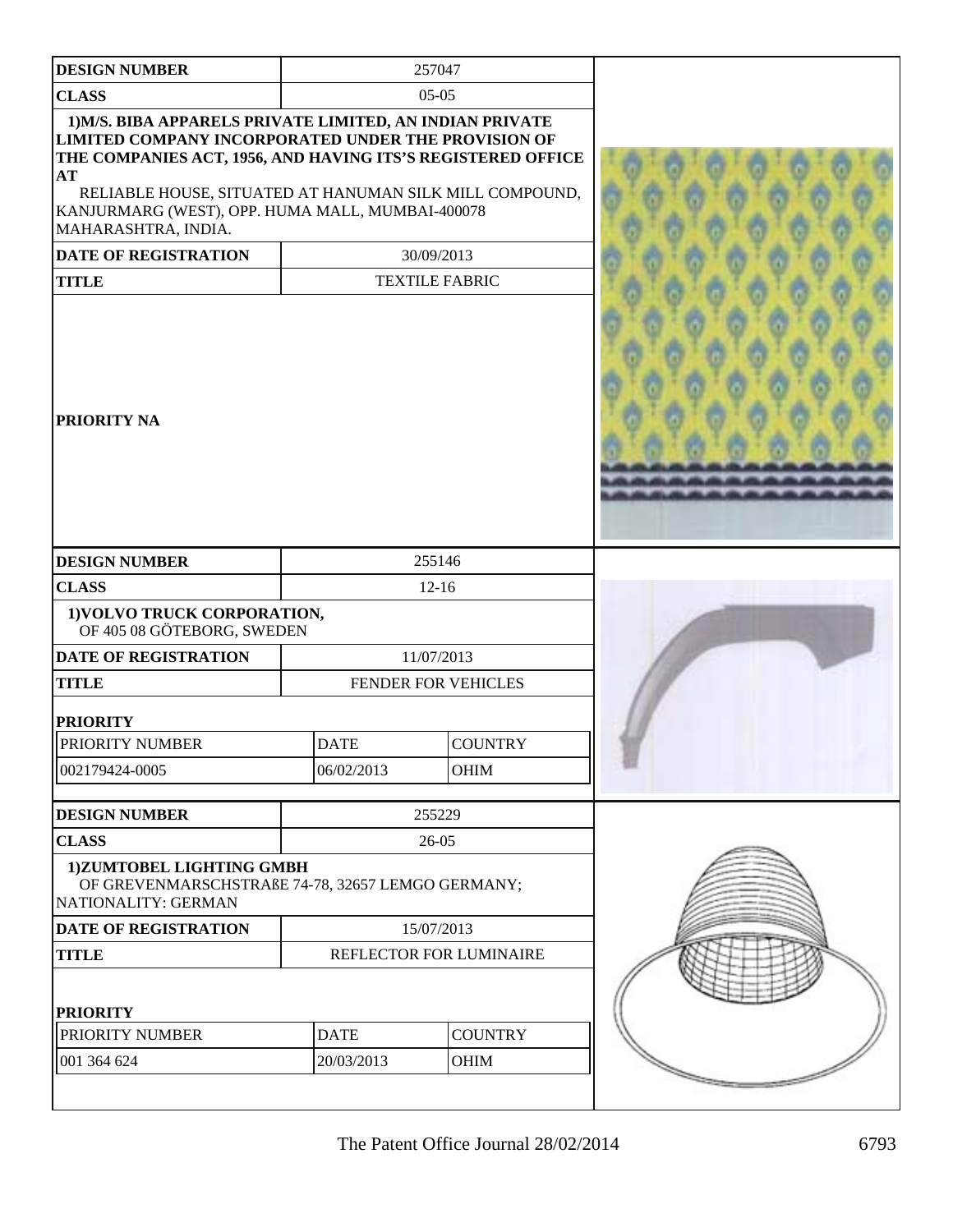| DESIGN NUMBER | 257047 |
| --- | --- |
| CLASS | 05-05 |
| 1)M/S. BIBA APPARELS PRIVATE LIMITED, AN INDIAN PRIVATE LIMITED COMPANY INCORPORATED UNDER THE PROVISION OF THE COMPANIES ACT, 1956, AND HAVING ITS'S REGISTERED OFFICE AT RELIABLE HOUSE, SITUATED AT HANUMAN SILK MILL COMPOUND, KANJURMARG (WEST), OPP. HUMA MALL, MUMBAI-400078 MAHARASHTRA, INDIA. | |
| DATE OF REGISTRATION | 30/09/2013 |
| TITLE | TEXTILE FABRIC |
| PRIORITY NA | |

| DESIGN NUMBER | 255146 | |
| --- | --- | --- |
| CLASS | 12-16 | |
| 1)VOLVO TRUCK CORPORATION, OF 405 08 GÖTEBORG, SWEDEN | | |
| DATE OF REGISTRATION | 11/07/2013 | |
| TITLE | FENDER FOR VEHICLES | |
| PRIORITY | | |
| PRIORITY NUMBER | DATE | COUNTRY |
| 002179424-0005 | 06/02/2013 | OHIM |

| DESIGN NUMBER | 255229 | |
| --- | --- | --- |
| CLASS | 26-05 | |
| 1)ZUMTOBEL LIGHTING GMBH OF GREVENMARSCHSTRAßE 74-78, 32657 LEMGO GERMANY; NATIONALITY: GERMAN | | |
| DATE OF REGISTRATION | 15/07/2013 | |
| TITLE | REFLECTOR FOR LUMINAIRE | |
| PRIORITY | | |
| PRIORITY NUMBER | DATE | COUNTRY |
| 001 364 624 | 20/03/2013 | OHIM |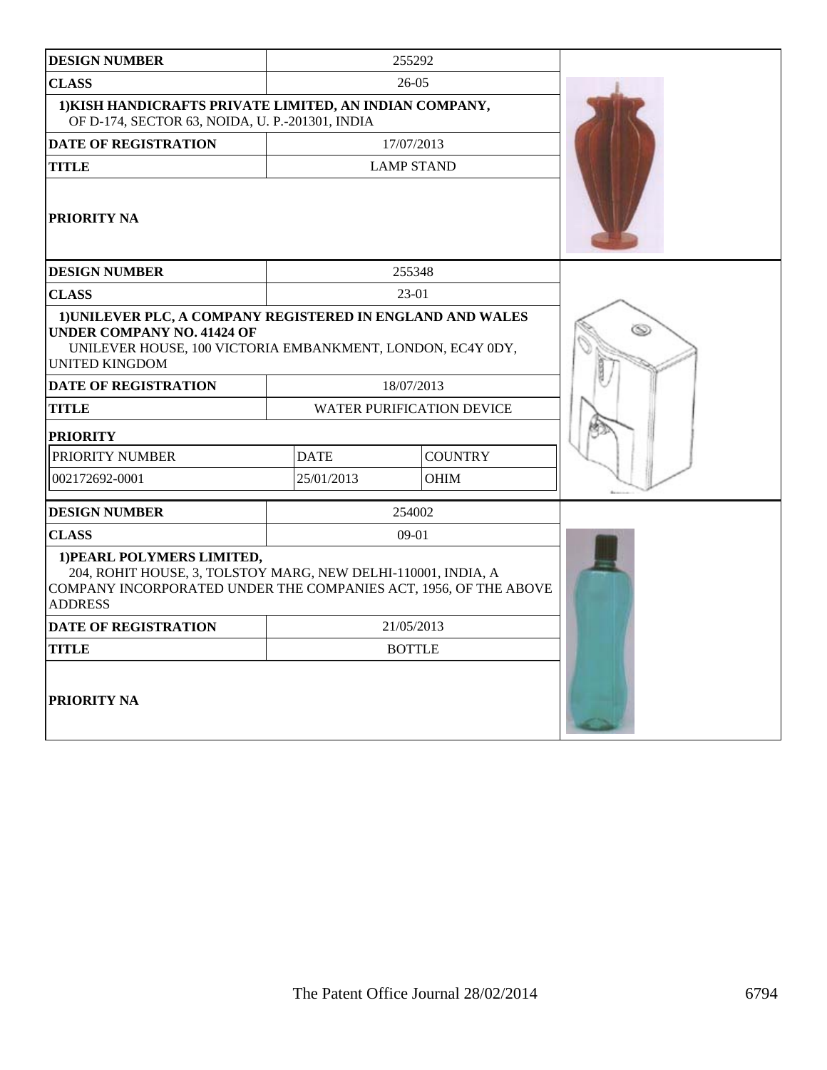| DESIGN NUMBER | 255292 |
| --- | --- |
| CLASS | 26-05 |
| 1)KISH HANDICRAFTS PRIVATE LIMITED, AN INDIAN COMPANY, OF D-174, SECTOR 63, NOIDA, U. P.-201301, INDIA | |
| DATE OF REGISTRATION | 17/07/2013 |
| TITLE | LAMP STAND |
| PRIORITY NA | |

| DESIGN NUMBER | 255348 | |
| --- | --- | --- |
| CLASS | 23-01 | |
| 1)UNILEVER PLC, A COMPANY REGISTERED IN ENGLAND AND WALES UNDER COMPANY NO. 41424 OF UNILEVER HOUSE, 100 VICTORIA EMBANKMENT, LONDON, EC4Y 0DY, UNITED KINGDOM | | |
| DATE OF REGISTRATION | 18/07/2013 | |
| TITLE | WATER PURIFICATION DEVICE | |
| PRIORITY | | |
| PRIORITY NUMBER | DATE | COUNTRY |
| 002172692-0001 | 25/01/2013 | OHIM |

| DESIGN NUMBER | 254002 |
| --- | --- |
| CLASS | 09-01 |
| 1)PEARL POLYMERS LIMITED, 204, ROHIT HOUSE, 3, TOLSTOY MARG, NEW DELHI-110001, INDIA, A COMPANY INCORPORATED UNDER THE COMPANIES ACT, 1956, OF THE ABOVE ADDRESS | |
| DATE OF REGISTRATION | 21/05/2013 |
| TITLE | BOTTLE |
| PRIORITY NA | |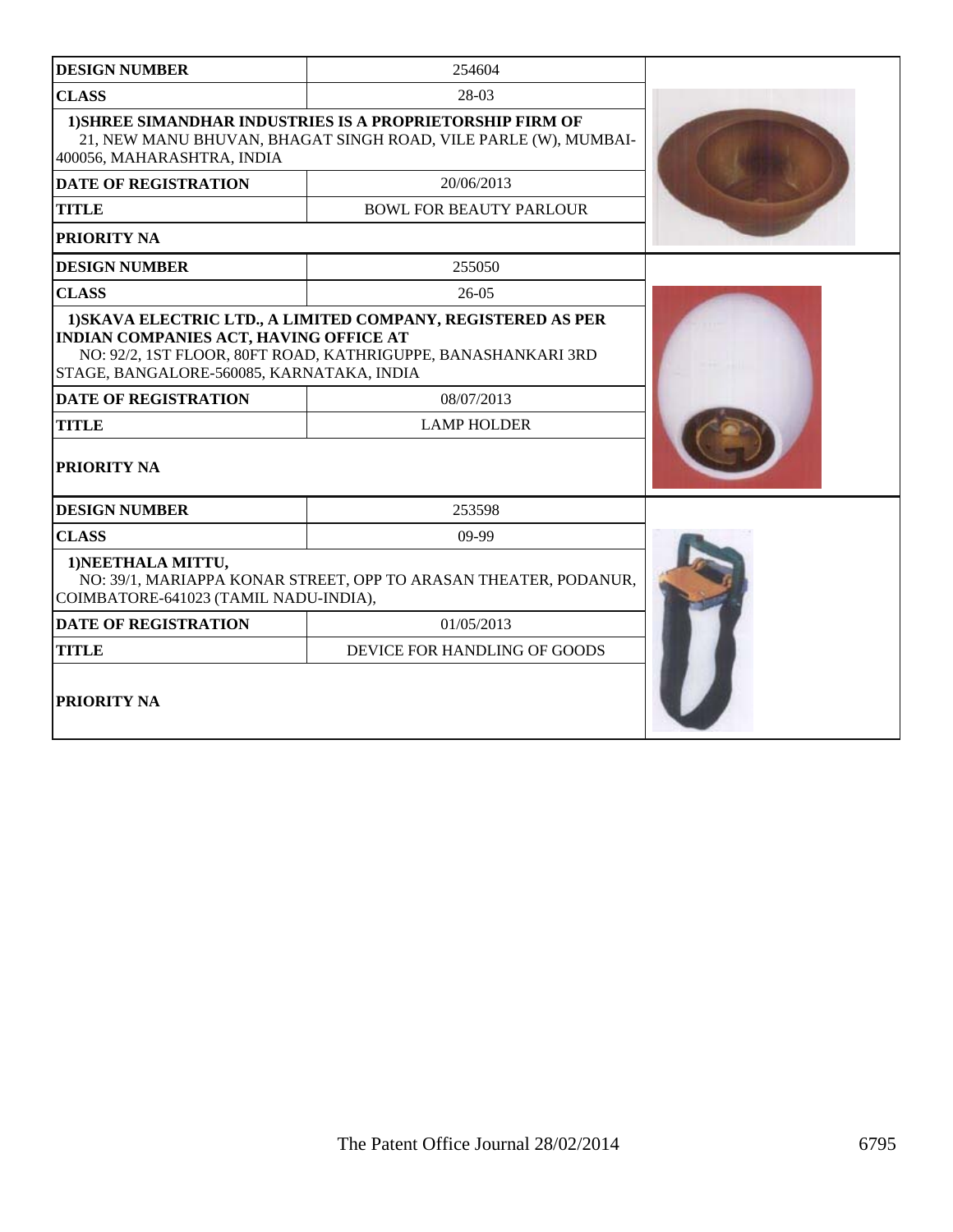| DESIGN NUMBER | 254604 |
| --- | --- |
| CLASS | 28-03 |
| **1)SHREE SIMANDHAR INDUSTRIES IS A PROPRIETORSHIP FIRM OF** 21, NEW MANU BHUVAN, BHAGAT SINGH ROAD, VILE PARLE (W), MUMBAI-400056, MAHARASHTRA, INDIA | |
| DATE OF REGISTRATION | 20/06/2013 |
| TITLE | BOWL FOR BEAUTY PARLOUR |
| PRIORITY NA | |

| DESIGN NUMBER | 255050 |
| --- | --- |
| CLASS | 26-05 |
| **1)SKAVA ELECTRIC LTD., A LIMITED COMPANY, REGISTERED AS PER INDIAN COMPANIES ACT, HAVING OFFICE AT** NO: 92/2, 1ST FLOOR, 80FT ROAD, KATHRIGUPPE, BANASHANKARI 3RD STAGE, BANGALORE-560085, KARNATAKA, INDIA | |
| DATE OF REGISTRATION | 08/07/2013 |
| TITLE | LAMP HOLDER |
| PRIORITY NA | |

| DESIGN NUMBER | 253598 |
| --- | --- |
| CLASS | 09-99 |
| **1)NEETHALA MITTU,** NO: 39/1, MARIAPPA KONAR STREET, OPP TO ARASAN THEATER, PODANUR, COIMBATORE-641023 (TAMIL NADU-INDIA), | |
| DATE OF REGISTRATION | 01/05/2013 |
| TITLE | DEVICE FOR HANDLING OF GOODS |
| PRIORITY NA | |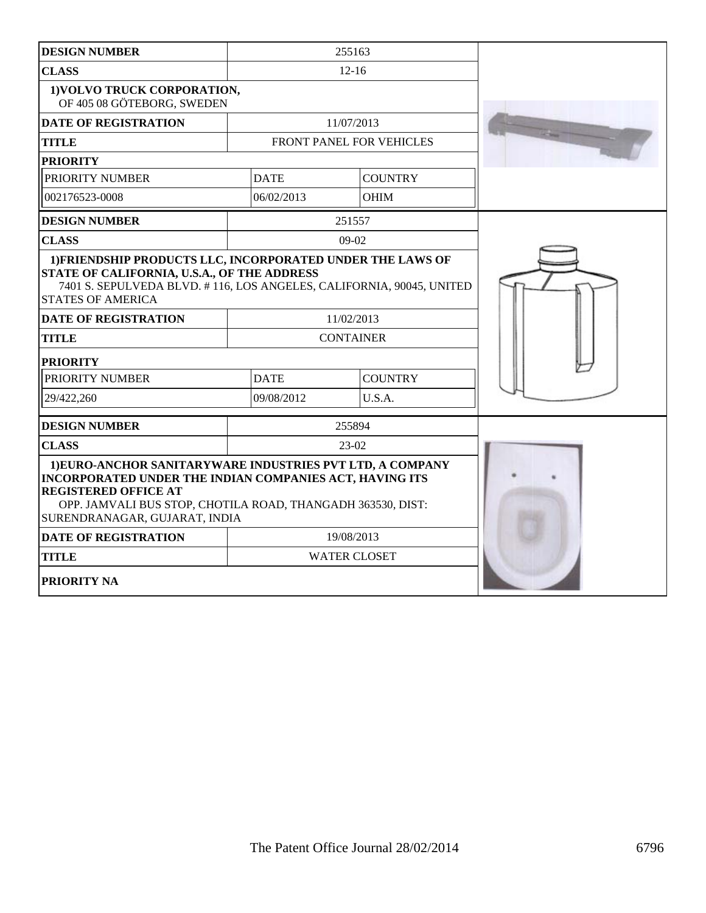| DESIGN NUMBER | 255163 | |
|---|---|---|
| CLASS | 12-16 | |
| 1)VOLVO TRUCK CORPORATION, OF 405 08 GÖTEBORG, SWEDEN | | |
| DATE OF REGISTRATION | 11/07/2013 | |
| TITLE | FRONT PANEL FOR VEHICLES | |
| PRIORITY | | |
| PRIORITY NUMBER | DATE | COUNTRY |
| 002176523-0008 | 06/02/2013 | OHIM |

| DESIGN NUMBER | 251557 | |
|---|---|---|
| CLASS | 09-02 | |
| 1)FRIENDSHIP PRODUCTS LLC, INCORPORATED UNDER THE LAWS OF STATE OF CALIFORNIA, U.S.A., OF THE ADDRESS 7401 S. SEPULVEDA BLVD. # 116, LOS ANGELES, CALIFORNIA, 90045, UNITED STATES OF AMERICA | | |
| DATE OF REGISTRATION | 11/02/2013 | |
| TITLE | CONTAINER | |
| PRIORITY | | |
| PRIORITY NUMBER | DATE | COUNTRY |
| 29/422,260 | 09/08/2012 | U.S.A. |

| DESIGN NUMBER | 255894 |
|---|---|
| CLASS | 23-02 |
| 1)EURO-ANCHOR SANITARYWARE INDUSTRIES PVT LTD, A COMPANY INCORPORATED UNDER THE INDIAN COMPANIES ACT, HAVING ITS REGISTERED OFFICE AT OPP. JAMVALI BUS STOP, CHOTILA ROAD, THANGADH 363530, DIST: SURENDRANAGAR, GUJARAT, INDIA | |
| DATE OF REGISTRATION | 19/08/2013 |
| TITLE | WATER CLOSET |
| PRIORITY NA | |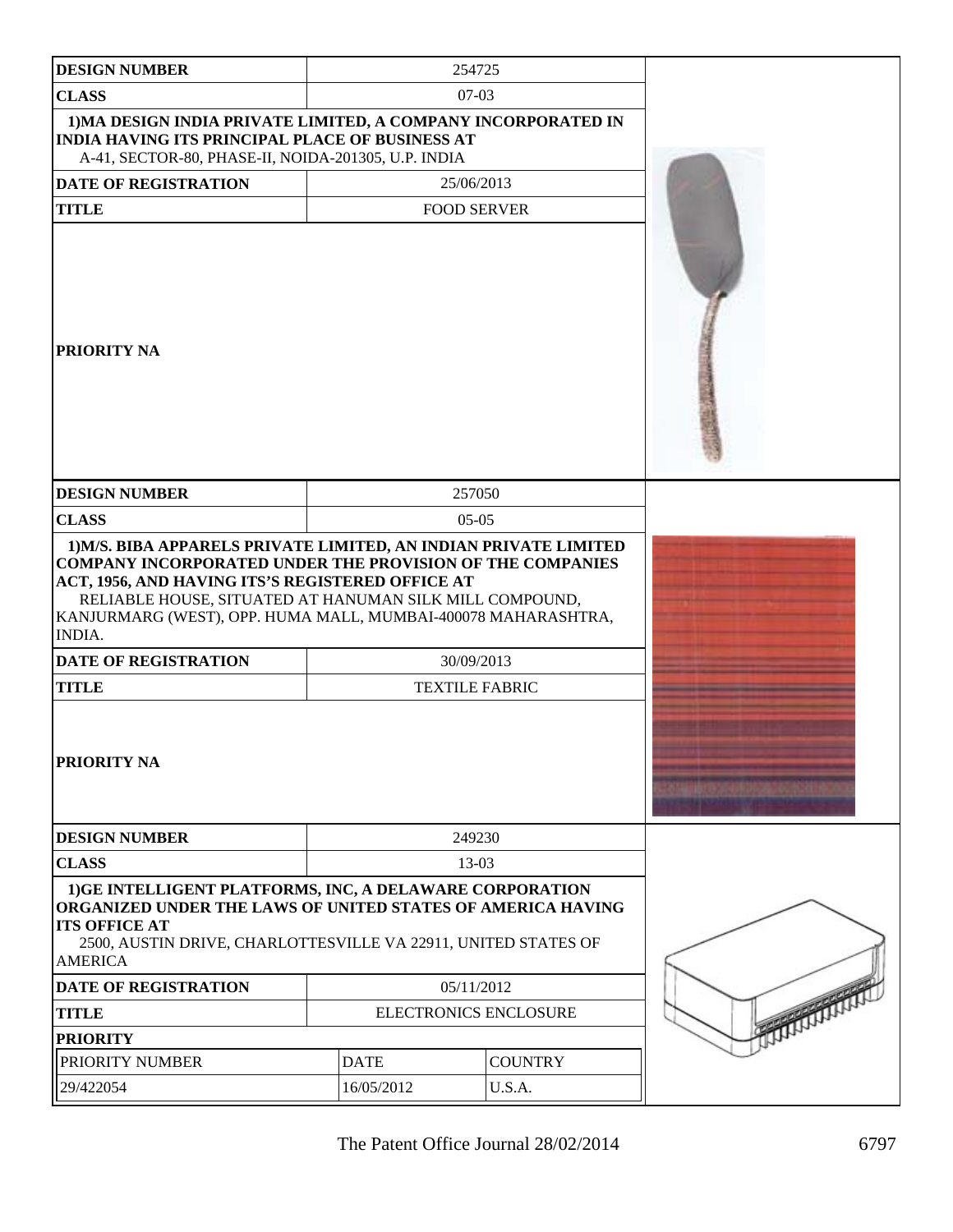| DESIGN NUMBER | 254725 |
|---|---|
| CLASS | 07-03 |
| 1)MA DESIGN INDIA PRIVATE LIMITED, A COMPANY INCORPORATED IN INDIA HAVING ITS PRINCIPAL PLACE OF BUSINESS AT A-41, SECTOR-80, PHASE-II, NOIDA-201305, U.P. INDIA | |
| DATE OF REGISTRATION | 25/06/2013 |
| TITLE | FOOD SERVER |
| PRIORITY NA | |

| DESIGN NUMBER | 257050 |
|---|---|
| CLASS | 05-05 |
| 1)M/S. BIBA APPARELS PRIVATE LIMITED, AN INDIAN PRIVATE LIMITED COMPANY INCORPORATED UNDER THE PROVISION OF THE COMPANIES ACT, 1956, AND HAVING ITS'S REGISTERED OFFICE AT RELIABLE HOUSE, SITUATED AT HANUMAN SILK MILL COMPOUND, KANJURMARG (WEST), OPP. HUMA MALL, MUMBAI-400078 MAHARASHTRA, INDIA. | |
| DATE OF REGISTRATION | 30/09/2013 |
| TITLE | TEXTILE FABRIC |
| PRIORITY NA | |

| DESIGN NUMBER | 249230 | |
|---|---|---|
| CLASS | 13-03 | |
| 1)GE INTELLIGENT PLATFORMS, INC, A DELAWARE CORPORATION ORGANIZED UNDER THE LAWS OF UNITED STATES OF AMERICA HAVING ITS OFFICE AT 2500, AUSTIN DRIVE, CHARLOTTESVILLE VA 22911, UNITED STATES OF AMERICA | | |
| DATE OF REGISTRATION | 05/11/2012 | |
| TITLE | ELECTRONICS ENCLOSURE | |
| PRIORITY | | |
| PRIORITY NUMBER | DATE | COUNTRY |
| 29/422054 | 16/05/2012 | U.S.A. |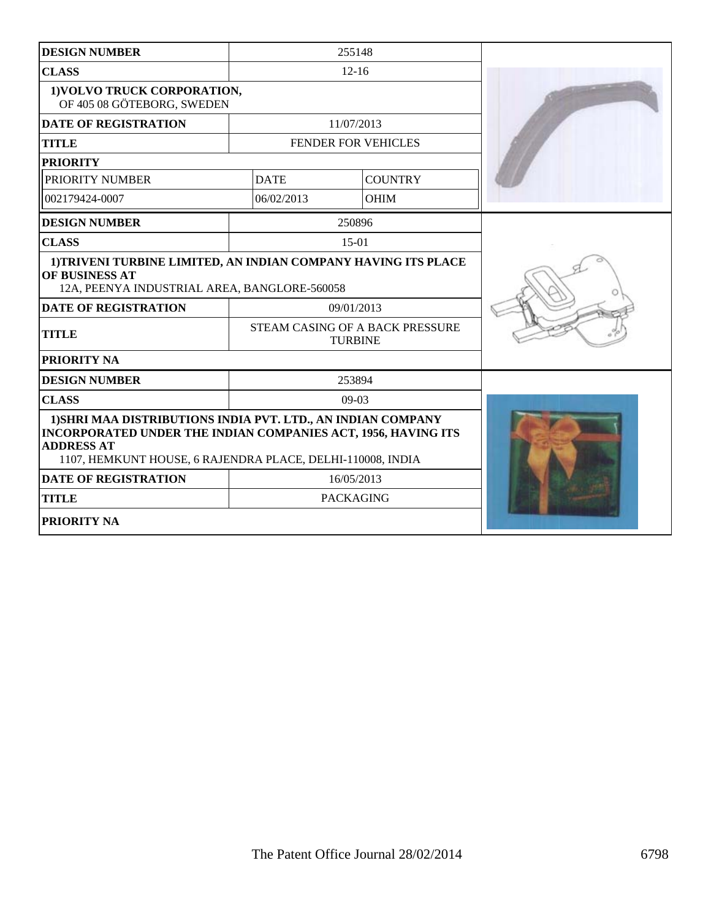| DESIGN NUMBER | 255148 | |
|---|---|---|
| CLASS | 12-16 | |
| 1)VOLVO TRUCK CORPORATION, OF 405 08 GÖTEBORG, SWEDEN | | |
| DATE OF REGISTRATION | 11/07/2013 | |
| TITLE | FENDER FOR VEHICLES | |
| PRIORITY | | |
| PRIORITY NUMBER | DATE | COUNTRY |
| 002179424-0007 | 06/02/2013 | OHIM |

| DESIGN NUMBER | 250896 |
|---|---|
| CLASS | 15-01 |
| 1)TRIVENI TURBINE LIMITED, AN INDIAN COMPANY HAVING ITS PLACE OF BUSINESS AT 12A, PEENYA INDUSTRIAL AREA, BANGLORE-560058 | |
| DATE OF REGISTRATION | 09/01/2013 |
| TITLE | STEAM CASING OF A BACK PRESSURE TURBINE |
| PRIORITY NA | |

| DESIGN NUMBER | 253894 |
|---|---|
| CLASS | 09-03 |
| 1)SHRI MAA DISTRIBUTIONS INDIA PVT. LTD., AN INDIAN COMPANY INCORPORATED UNDER THE INDIAN COMPANIES ACT, 1956, HAVING ITS ADDRESS AT 1107, HEMKUNT HOUSE, 6 RAJENDRA PLACE, DELHI-110008, INDIA | |
| DATE OF REGISTRATION | 16/05/2013 |
| TITLE | PACKAGING |
| PRIORITY NA | |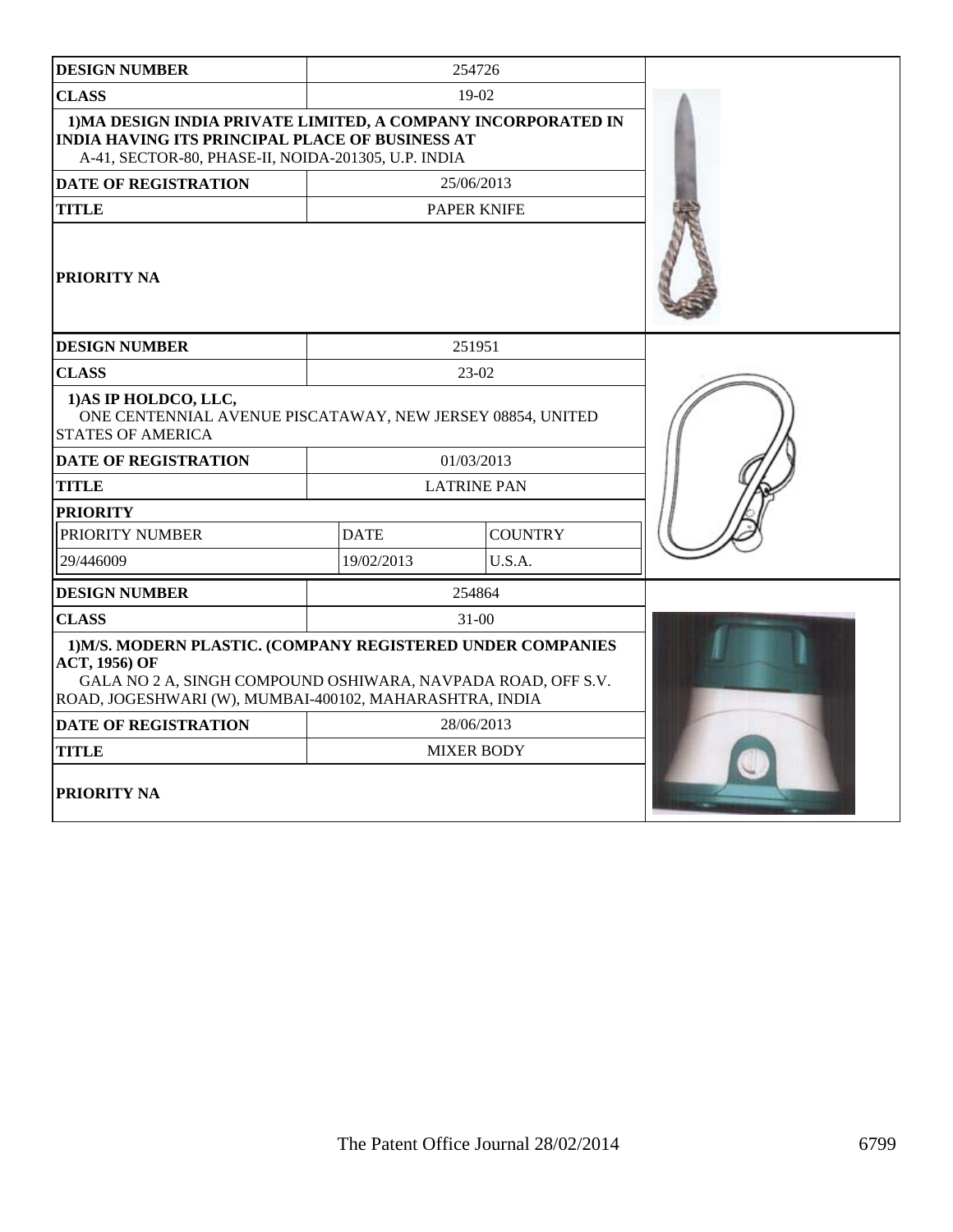| DESIGN NUMBER | 254726 | |
|---|---|---|
| CLASS | 19-02 | |
| 1)MA DESIGN INDIA PRIVATE LIMITED, A COMPANY INCORPORATED IN INDIA HAVING ITS PRINCIPAL PLACE OF BUSINESS AT A-41, SECTOR-80, PHASE-II, NOIDA-201305, U.P. INDIA | | |
| DATE OF REGISTRATION | 25/06/2013 | |
| TITLE | PAPER KNIFE | |
| PRIORITY NA | | |

| DESIGN NUMBER | 251951 | |
|---|---|---|
| CLASS | 23-02 | |
| 1)AS IP HOLDCO, LLC, ONE CENTENNIAL AVENUE PISCATAWAY, NEW JERSEY 08854, UNITED STATES OF AMERICA | | |
| DATE OF REGISTRATION | 01/03/2013 | |
| TITLE | LATRINE PAN | |
| PRIORITY | | |
| PRIORITY NUMBER | DATE | COUNTRY |
| 29/446009 | 19/02/2013 | U.S.A. |

| DESIGN NUMBER | 254864 | |
|---|---|---|
| CLASS | 31-00 | |
| 1)M/S. MODERN PLASTIC. (COMPANY REGISTERED UNDER COMPANIES ACT, 1956) OF GALA NO 2 A, SINGH COMPOUND OSHIWARA, NAVPADA ROAD, OFF S.V. ROAD, JOGESHWARI (W), MUMBAI-400102, MAHARASHTRA, INDIA | | |
| DATE OF REGISTRATION | 28/06/2013 | |
| TITLE | MIXER BODY | |
| PRIORITY NA | | |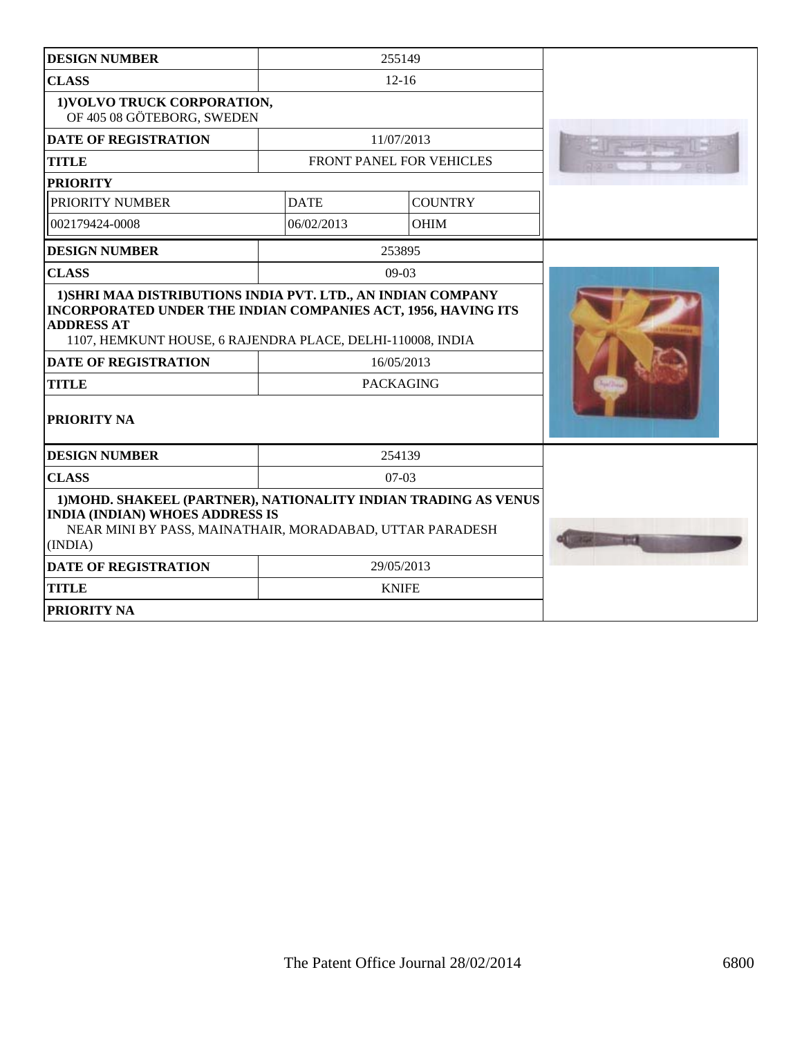| DESIGN NUMBER | 255149 | |
|---|---|---|
| CLASS | 12-16 | |
| 1)VOLVO TRUCK CORPORATION, OF 405 08 GÖTEBORG, SWEDEN | | |
| DATE OF REGISTRATION | 11/07/2013 | |
| TITLE | FRONT PANEL FOR VEHICLES | |
| PRIORITY | | |
| PRIORITY NUMBER | DATE | COUNTRY |
| 002179424-0008 | 06/02/2013 | OHIM |

| DESIGN NUMBER | 253895 |
|---|---|
| CLASS | 09-03 |
| 1)SHRI MAA DISTRIBUTIONS INDIA PVT. LTD., AN INDIAN COMPANY INCORPORATED UNDER THE INDIAN COMPANIES ACT, 1956, HAVING ITS ADDRESS AT 1107, HEMKUNT HOUSE, 6 RAJENDRA PLACE, DELHI-110008, INDIA | |
| DATE OF REGISTRATION | 16/05/2013 |
| TITLE | PACKAGING |
| PRIORITY NA | |

| DESIGN NUMBER | 254139 |
|---|---|
| CLASS | 07-03 |
| 1)MOHD. SHAKEEL (PARTNER), NATIONALITY INDIAN TRADING AS VENUS INDIA (INDIAN) WHOES ADDRESS IS NEAR MINI BY PASS, MAINATHAIR, MORADABAD, UTTAR PARADESH (INDIA) | |
| DATE OF REGISTRATION | 29/05/2013 |
| TITLE | KNIFE |
| PRIORITY NA | |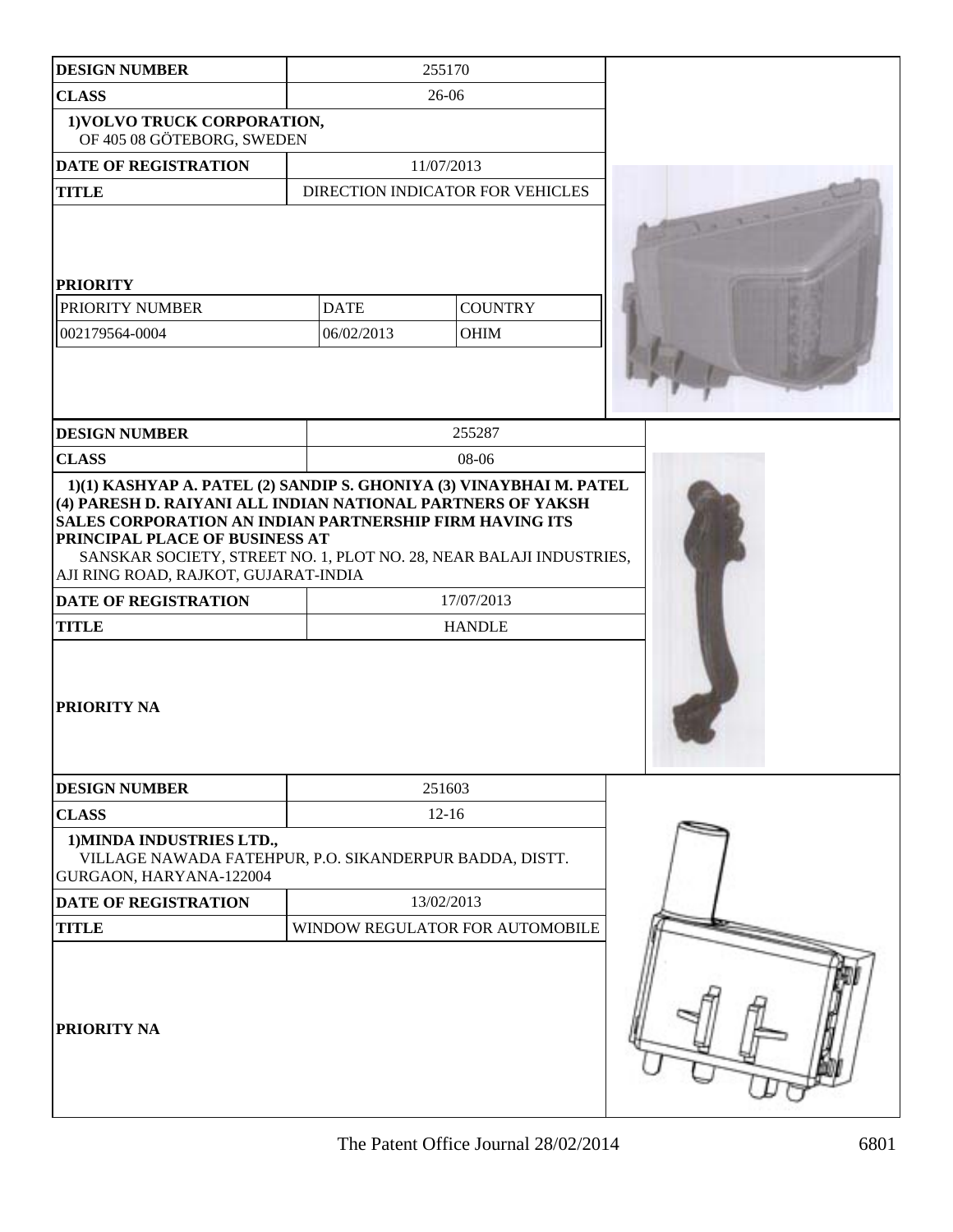| DESIGN NUMBER | 255170 | |
|---|---|---|
| CLASS | 26-06 | |
| 1)VOLVO TRUCK CORPORATION, OF 405 08 GÖTEBORG, SWEDEN | | |
| DATE OF REGISTRATION | 11/07/2013 | |
| TITLE | DIRECTION INDICATOR FOR VEHICLES | |
| PRIORITY | | |
| PRIORITY NUMBER | DATE | COUNTRY |
| 002179564-0004 | 06/02/2013 | OHIM |

| DESIGN NUMBER | 255287 |
|---|---|
| CLASS | 08-06 |
| 1)(1) KASHYAP A. PATEL (2) SANDIP S. GHONIYA (3) VINAYBHAI M. PATEL (4) PARESH D. RAIYANI ALL INDIAN NATIONAL PARTNERS OF YAKSH SALES CORPORATION AN INDIAN PARTNERSHIP FIRM HAVING ITS PRINCIPAL PLACE OF BUSINESS AT SANSKAR SOCIETY, STREET NO. 1, PLOT NO. 28, NEAR BALAJI INDUSTRIES, AJI RING ROAD, RAJKOT, GUJARAT-INDIA | |
| DATE OF REGISTRATION | 17/07/2013 |
| TITLE | HANDLE |
| PRIORITY NA | |

| DESIGN NUMBER | 251603 |
|---|---|
| CLASS | 12-16 |
| 1)MINDA INDUSTRIES LTD., VILLAGE NAWADA FATEHPUR, P.O. SIKANDERPUR BADDA, DISTT. GURGAON, HARYANA-122004 | |
| DATE OF REGISTRATION | 13/02/2013 |
| TITLE | WINDOW REGULATOR FOR AUTOMOBILE |
| PRIORITY NA | |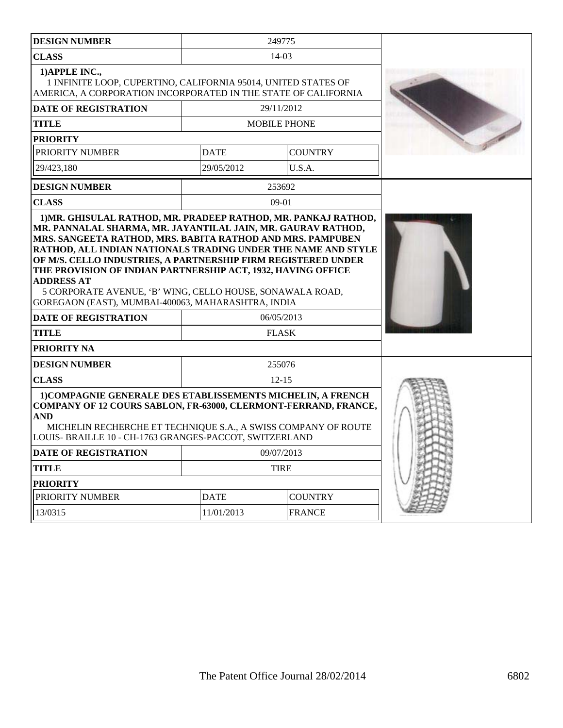| DESIGN NUMBER | 249775 | |
|---|---|---|
| CLASS | 14-03 | |
| 1)APPLE INC., 1 INFINITE LOOP, CUPERTINO, CALIFORNIA 95014, UNITED STATES OF AMERICA, A CORPORATION INCORPORATED IN THE STATE OF CALIFORNIA | | |
| DATE OF REGISTRATION | 29/11/2012 | |
| TITLE | MOBILE PHONE | |
| PRIORITY | | |
| PRIORITY NUMBER | DATE | COUNTRY |
| 29/423,180 | 29/05/2012 | U.S.A. |

| DESIGN NUMBER | 253692 |
|---|---|
| CLASS | 09-01 |
| 1)MR. GHISULAL RATHOD, MR. PRADEEP RATHOD, MR. PANKAJ RATHOD, MR. PANNALAL SHARMA, MR. JAYANTILAL JAIN, MR. GAURAV RATHOD, MRS. SANGEETA RATHOD, MRS. BABITA RATHOD AND MRS. PAMPUBEN RATHOD, ALL INDIAN NATIONALS TRADING UNDER THE NAME AND STYLE OF M/S. CELLO INDUSTRIES, A PARTNERSHIP FIRM REGISTERED UNDER THE PROVISION OF INDIAN PARTNERSHIP ACT, 1932, HAVING OFFICE ADDRESS AT 5 CORPORATE AVENUE, 'B' WING, CELLO HOUSE, SONAWALA ROAD, GOREGAON (EAST), MUMBAI-400063, MAHARASHTRA, INDIA | |
| DATE OF REGISTRATION | 06/05/2013 |
| TITLE | FLASK |
| PRIORITY NA | |

| DESIGN NUMBER | 255076 | |
|---|---|---|
| CLASS | 12-15 | |
| 1)COMPAGNIE GENERALE DES ETABLISSEMENTS MICHELIN, A FRENCH COMPANY OF 12 COURS SABLON, FR-63000, CLERMONT-FERRAND, FRANCE, AND MICHELIN RECHERCHE ET TECHNIQUE S.A., A SWISS COMPANY OF ROUTE LOUIS- BRAILLE 10 - CH-1763 GRANGES-PACCOT, SWITZERLAND | | |
| DATE OF REGISTRATION | 09/07/2013 | |
| TITLE | TIRE | |
| PRIORITY | | |
| PRIORITY NUMBER | DATE | COUNTRY |
| 13/0315 | 11/01/2013 | FRANCE |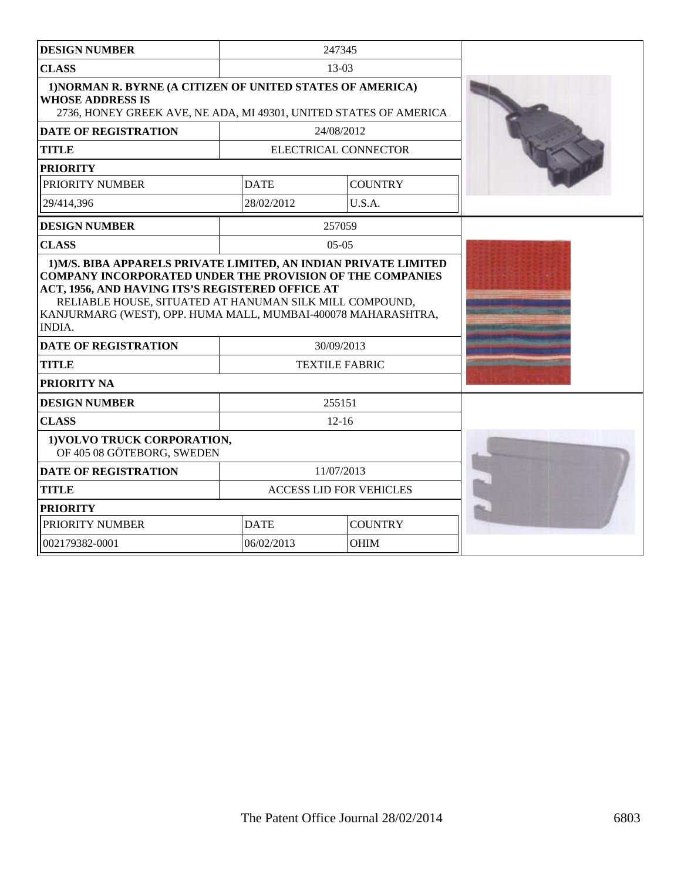| DESIGN NUMBER | 247345 | |
|---|---|---|
| CLASS | 13-03 | |
| **1)NORMAN R. BYRNE (A CITIZEN OF UNITED STATES OF AMERICA) WHOSE ADDRESS IS** 2736, HONEY GREEK AVE, NE ADA, MI 49301, UNITED STATES OF AMERICA | | |
| DATE OF REGISTRATION | 24/08/2012 | |
| TITLE | ELECTRICAL CONNECTOR | |
| PRIORITY | | |
| PRIORITY NUMBER | DATE | COUNTRY |
| 29/414,396 | 28/02/2012 | U.S.A. |

| DESIGN NUMBER | 257059 |
|---|---|
| CLASS | 05-05 |
| **1)M/S. BIBA APPARELS PRIVATE LIMITED, AN INDIAN PRIVATE LIMITED COMPANY INCORPORATED UNDER THE PROVISION OF THE COMPANIES ACT, 1956, AND HAVING ITS'S REGISTERED OFFICE AT** RELIABLE HOUSE, SITUATED AT HANUMAN SILK MILL COMPOUND, KANJURMARG (WEST), OPP. HUMA MALL, MUMBAI-400078 MAHARASHTRA, INDIA. | |
| DATE OF REGISTRATION | 30/09/2013 |
| TITLE | TEXTILE FABRIC |
| PRIORITY NA | |

| DESIGN NUMBER | 255151 | |
|---|---|---|
| CLASS | 12-16 | |
| **1)VOLVO TRUCK CORPORATION,** OF 405 08 GÖTEBORG, SWEDEN | | |
| DATE OF REGISTRATION | 11/07/2013 | |
| TITLE | ACCESS LID FOR VEHICLES | |
| PRIORITY | | |
| PRIORITY NUMBER | DATE | COUNTRY |
| 002179382-0001 | 06/02/2013 | OHIM |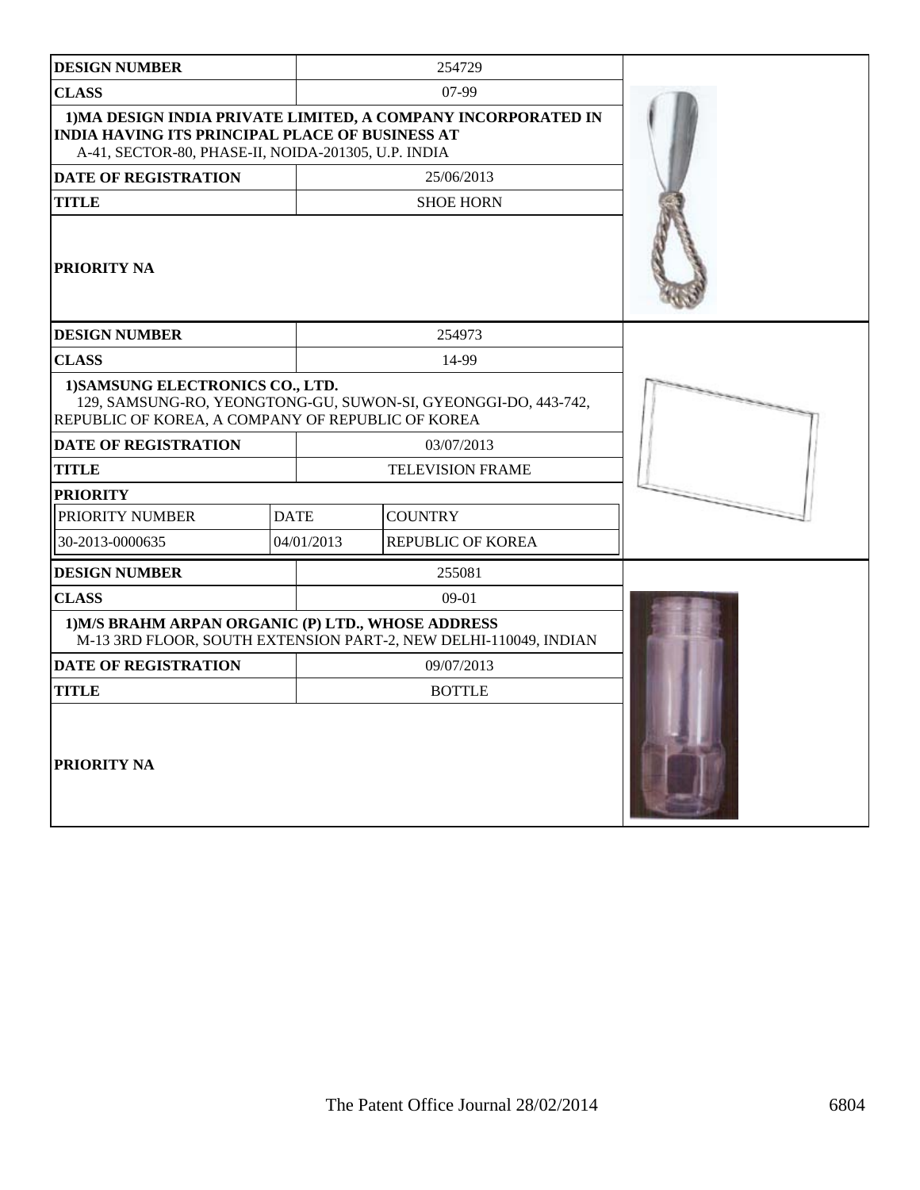| DESIGN NUMBER | 254729 | |
|---|---|---|
| CLASS | 07-99 | |
| 1)MA DESIGN INDIA PRIVATE LIMITED, A COMPANY INCORPORATED IN INDIA HAVING ITS PRINCIPAL PLACE OF BUSINESS AT A-41, SECTOR-80, PHASE-II, NOIDA-201305, U.P. INDIA | | |
| DATE OF REGISTRATION | 25/06/2013 | |
| TITLE | SHOE HORN | |
| PRIORITY NA | | |

| DESIGN NUMBER | 254973 | |
|---|---|---|
| CLASS | 14-99 | |
| 1)SAMSUNG ELECTRONICS CO., LTD. 129, SAMSUNG-RO, YEONGTONG-GU, SUWON-SI, GYEONGGI-DO, 443-742, REPUBLIC OF KOREA, A COMPANY OF REPUBLIC OF KOREA | | |
| DATE OF REGISTRATION | 03/07/2013 | |
| TITLE | TELEVISION FRAME | |
| PRIORITY | | |
| PRIORITY NUMBER | DATE | COUNTRY |
| 30-2013-0000635 | 04/01/2013 | REPUBLIC OF KOREA |

| DESIGN NUMBER | 255081 | |
|---|---|---|
| CLASS | 09-01 | |
| 1)M/S BRAHM ARPAN ORGANIC (P) LTD., WHOSE ADDRESS M-13 3RD FLOOR, SOUTH EXTENSION PART-2, NEW DELHI-110049, INDIAN | | |
| DATE OF REGISTRATION | 09/07/2013 | |
| TITLE | BOTTLE | |
| PRIORITY NA | | |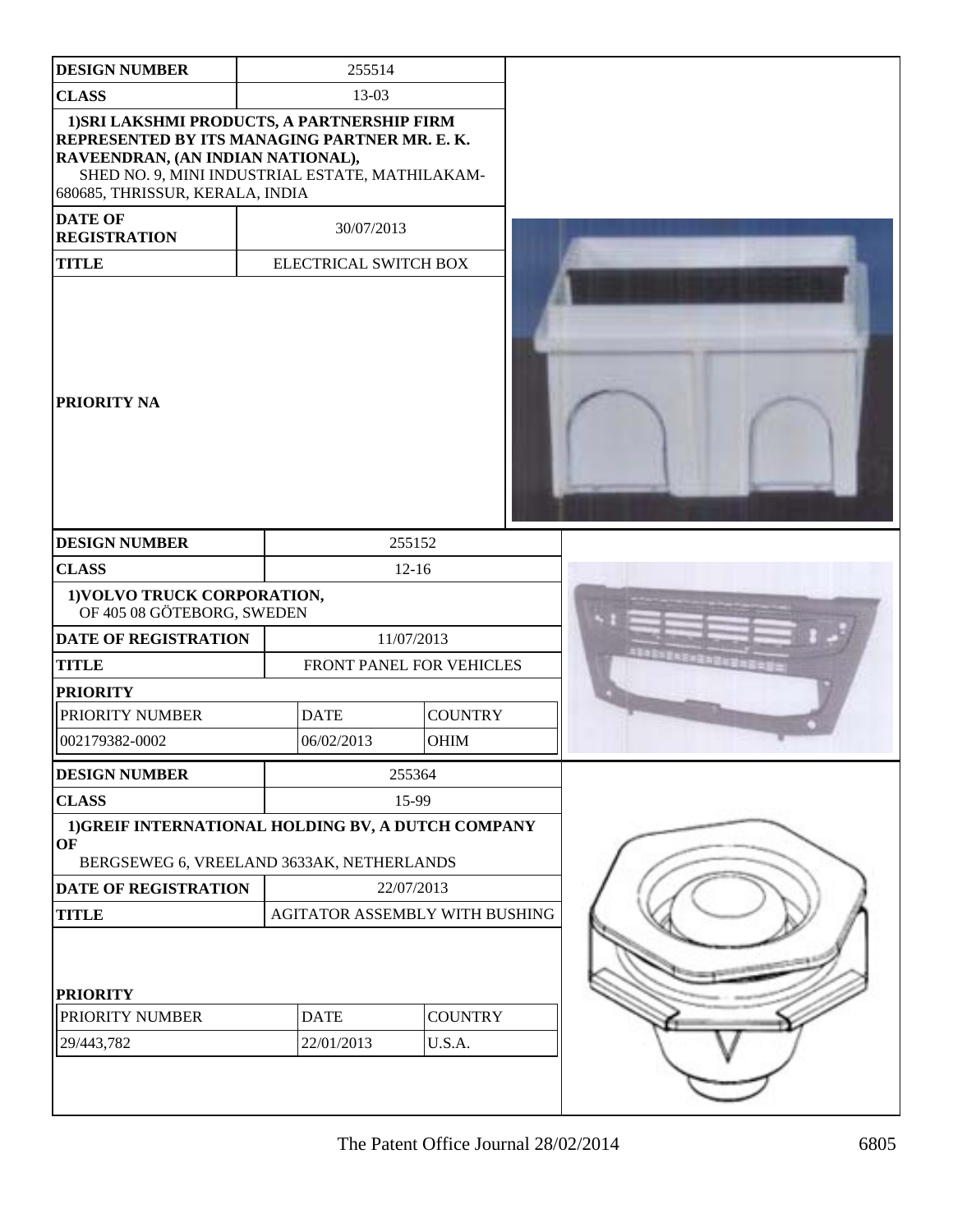| DESIGN NUMBER | 255514 |
| --- | --- |
| CLASS | 13-03 |
| 1)SRI LAKSHMI PRODUCTS, A PARTNERSHIP FIRM REPRESENTED BY ITS MANAGING PARTNER MR. E. K. RAVEENDRAN, (AN INDIAN NATIONAL), SHED NO. 9, MINI INDUSTRIAL ESTATE, MATHILAKAM-680685, THRISSUR, KERALA, INDIA | |
| DATE OF REGISTRATION | 30/07/2013 |
| TITLE | ELECTRICAL SWITCH BOX |
| PRIORITY NA | |

| DESIGN NUMBER | 255152 | |
| --- | --- | --- |
| CLASS | 12-16 | |
| 1)VOLVO TRUCK CORPORATION, OF 405 08 GÖTEBORG, SWEDEN | | |
| DATE OF REGISTRATION | 11/07/2013 | |
| TITLE | FRONT PANEL FOR VEHICLES | |
| PRIORITY | | |
| PRIORITY NUMBER | DATE | COUNTRY |
| 002179382-0002 | 06/02/2013 | OHIM |

| DESIGN NUMBER | 255364 | |
| --- | --- | --- |
| CLASS | 15-99 | |
| 1)GREIF INTERNATIONAL HOLDING BV, A DUTCH COMPANY OF BERGSEWEG 6, VREELAND 3633AK, NETHERLANDS | | |
| DATE OF REGISTRATION | 22/07/2013 | |
| TITLE | AGITATOR ASSEMBLY WITH BUSHING | |
| PRIORITY | | |
| PRIORITY NUMBER | DATE | COUNTRY |
| 29/443,782 | 22/01/2013 | U.S.A. |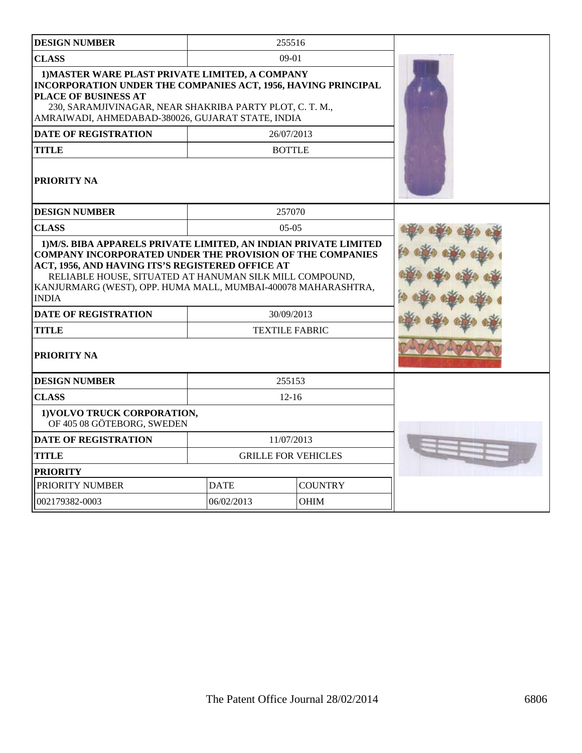| DESIGN NUMBER | 255516 | |
|---|---|---|
| CLASS | 09-01 | |
| 1)MASTER WARE PLAST PRIVATE LIMITED, A COMPANY INCORPORATION UNDER THE COMPANIES ACT, 1956, HAVING PRINCIPAL PLACE OF BUSINESS AT 230, SARAMJIVINAGAR, NEAR SHAKRIBA PARTY PLOT, C. T. M., AMRAIWADI, AHMEDABAD-380026, GUJARAT STATE, INDIA | | |
| DATE OF REGISTRATION | 26/07/2013 | |
| TITLE | BOTTLE | |
| PRIORITY NA | | |

| DESIGN NUMBER | 257070 | |
|---|---|---|
| CLASS | 05-05 | |
| 1)M/S. BIBA APPARELS PRIVATE LIMITED, AN INDIAN PRIVATE LIMITED COMPANY INCORPORATED UNDER THE PROVISION OF THE COMPANIES ACT, 1956, AND HAVING ITS'S REGISTERED OFFICE AT RELIABLE HOUSE, SITUATED AT HANUMAN SILK MILL COMPOUND, KANJURMARG (WEST), OPP. HUMA MALL, MUMBAI-400078 MAHARASHTRA, INDIA | | |
| DATE OF REGISTRATION | 30/09/2013 | |
| TITLE | TEXTILE FABRIC | |
| PRIORITY NA | | |

| DESIGN NUMBER | 255153 | |
|---|---|---|
| CLASS | 12-16 | |
| 1)VOLVO TRUCK CORPORATION, OF 405 08 GÖTEBORG, SWEDEN | | |
| DATE OF REGISTRATION | 11/07/2013 | |
| TITLE | GRILLE FOR VEHICLES | |
| PRIORITY | | |
| PRIORITY NUMBER | DATE | COUNTRY |
| 002179382-0003 | 06/02/2013 | OHIM |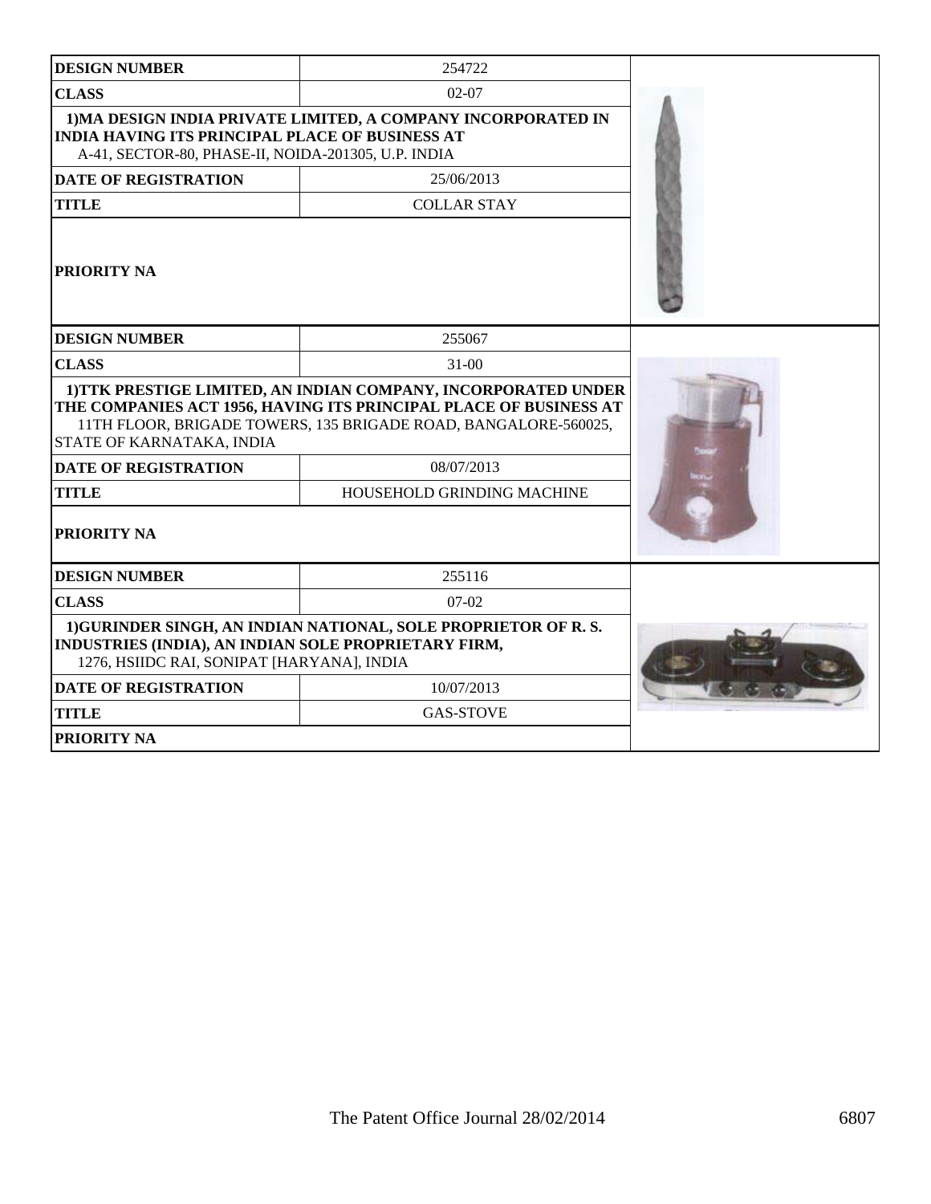| DESIGN NUMBER | 254722 |
|---|---|
| CLASS | 02-07 |
| 1)MA DESIGN INDIA PRIVATE LIMITED, A COMPANY INCORPORATED IN INDIA HAVING ITS PRINCIPAL PLACE OF BUSINESS AT A-41, SECTOR-80, PHASE-II, NOIDA-201305, U.P. INDIA | |
| DATE OF REGISTRATION | 25/06/2013 |
| TITLE | COLLAR STAY |
| PRIORITY NA | |

| DESIGN NUMBER | 255067 |
|---|---|
| CLASS | 31-00 |
| 1)TTK PRESTIGE LIMITED, AN INDIAN COMPANY, INCORPORATED UNDER THE COMPANIES ACT 1956, HAVING ITS PRINCIPAL PLACE OF BUSINESS AT 11TH FLOOR, BRIGADE TOWERS, 135 BRIGADE ROAD, BANGALORE-560025, STATE OF KARNATAKA, INDIA | |
| DATE OF REGISTRATION | 08/07/2013 |
| TITLE | HOUSEHOLD GRINDING MACHINE |
| PRIORITY NA | |

| DESIGN NUMBER | 255116 |
|---|---|
| CLASS | 07-02 |
| 1)GURINDER SINGH, AN INDIAN NATIONAL, SOLE PROPRIETOR OF R. S. INDUSTRIES (INDIA), AN INDIAN SOLE PROPRIETARY FIRM, 1276, HSIIDC RAI, SONIPAT [HARYANA], INDIA | |
| DATE OF REGISTRATION | 10/07/2013 |
| TITLE | GAS-STOVE |
| PRIORITY NA | |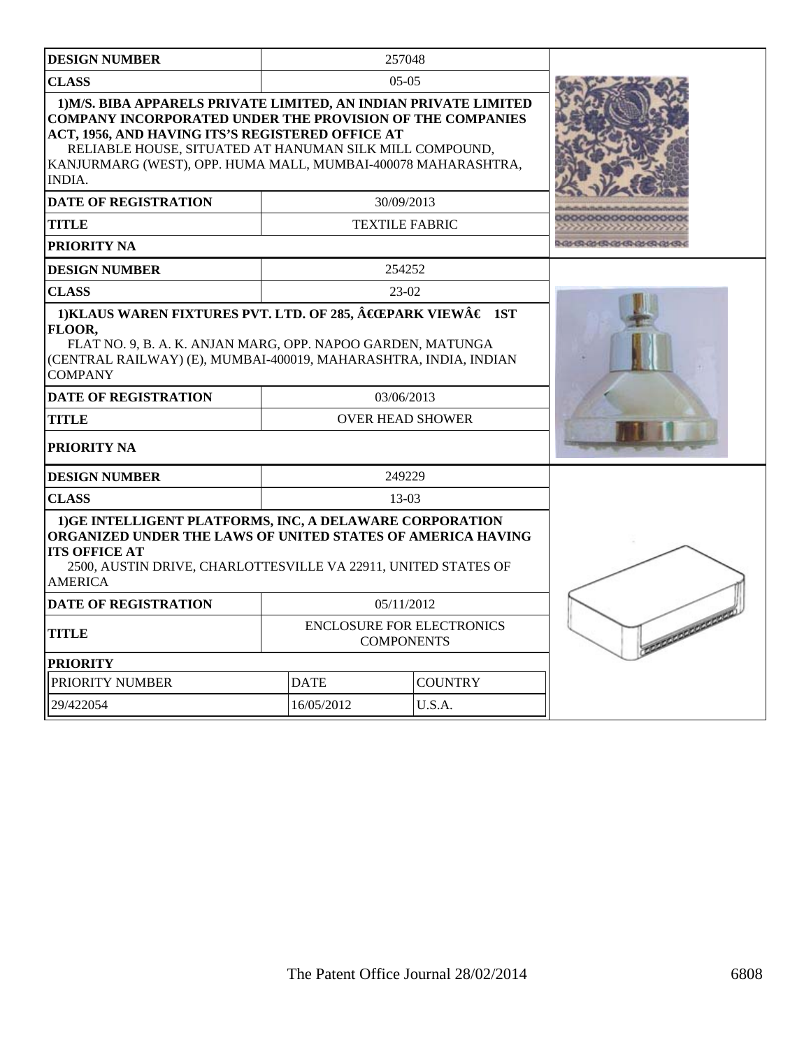| DESIGN NUMBER | 257048 |
|---|---|
| CLASS | 05-05 |
| 1)M/S. BIBA APPARELS PRIVATE LIMITED, AN INDIAN PRIVATE LIMITED COMPANY INCORPORATED UNDER THE PROVISION OF THE COMPANIES ACT, 1956, AND HAVING ITS'S REGISTERED OFFICE AT RELIABLE HOUSE, SITUATED AT HANUMAN SILK MILL COMPOUND, KANJURMARG (WEST), OPP. HUMA MALL, MUMBAI-400078 MAHARASHTRA, INDIA. | |
| DATE OF REGISTRATION | 30/09/2013 |
| TITLE | TEXTILE FABRIC |
| PRIORITY NA | |

| DESIGN NUMBER | 254252 |
|---|---|
| CLASS | 23-02 |
| 1)KLAUS WAREN FIXTURES PVT. LTD. OF 285, â€œPARK VIEWâ€ 1ST FLOOR, FLAT NO. 9, B. A. K. ANJAN MARG, OPP. NAPOO GARDEN, MATUNGA (CENTRAL RAILWAY) (E), MUMBAI-400019, MAHARASHTRA, INDIA, INDIAN COMPANY | |
| DATE OF REGISTRATION | 03/06/2013 |
| TITLE | OVER HEAD SHOWER |
| PRIORITY NA | |

| DESIGN NUMBER | 249229 | |
|---|---|---|
| CLASS | 13-03 | |
| 1)GE INTELLIGENT PLATFORMS, INC, A DELAWARE CORPORATION ORGANIZED UNDER THE LAWS OF UNITED STATES OF AMERICA HAVING ITS OFFICE AT 2500, AUSTIN DRIVE, CHARLOTTESVILLE VA 22911, UNITED STATES OF AMERICA | | |
| DATE OF REGISTRATION | 05/11/2012 | |
| TITLE | ENCLOSURE FOR ELECTRONICS COMPONENTS | |
| PRIORITY | | |
| PRIORITY NUMBER | DATE | COUNTRY |
| 29/422054 | 16/05/2012 | U.S.A. |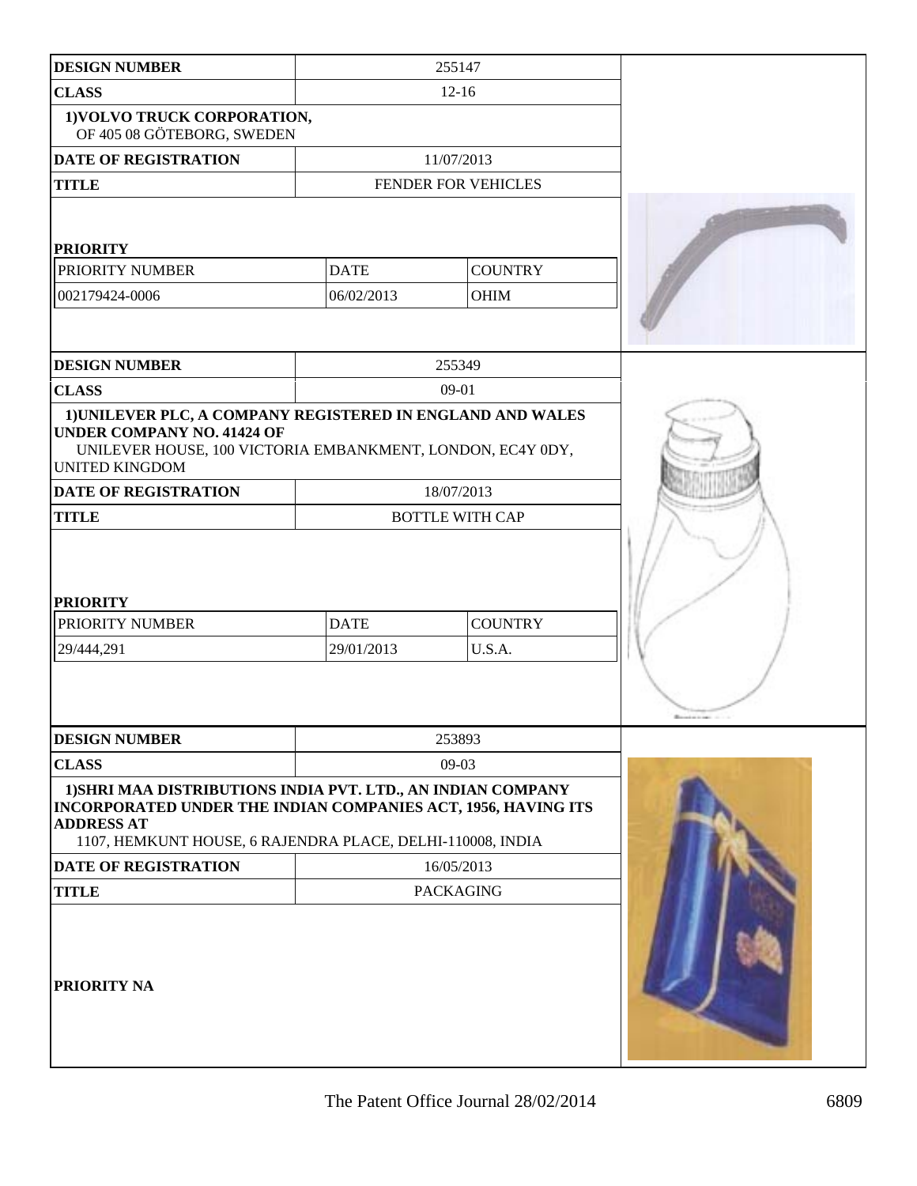| | | |
|---|---|---|
| **DESIGN NUMBER** | 255147 | |
| **CLASS** | 12-16 | |
| **1)VOLVO TRUCK CORPORATION,** OF 405 08 GÖTEBORG, SWEDEN | | |
| **DATE OF REGISTRATION** | 11/07/2013 | |
| **TITLE** | FENDER FOR VEHICLES | |
| **PRIORITY** | | |
| PRIORITY NUMBER | DATE | COUNTRY |
| 002179424-0006 | 06/02/2013 | OHIM |

| | | |
|---|---|---|
| **DESIGN NUMBER** | 255349 | |
| **CLASS** | 09-01 | |
| **1)UNILEVER PLC, A COMPANY REGISTERED IN ENGLAND AND WALES UNDER COMPANY NO. 41424 OF** UNILEVER HOUSE, 100 VICTORIA EMBANKMENT, LONDON, EC4Y 0DY, UNITED KINGDOM | | |
| **DATE OF REGISTRATION** | 18/07/2013 | |
| **TITLE** | BOTTLE WITH CAP | |
| **PRIORITY** | | |
| PRIORITY NUMBER | DATE | COUNTRY |
| 29/444,291 | 29/01/2013 | U.S.A. |

| | |
|---|---|
| **DESIGN NUMBER** | 253893 |
| **CLASS** | 09-03 |
| **1)SHRI MAA DISTRIBUTIONS INDIA PVT. LTD., AN INDIAN COMPANY INCORPORATED UNDER THE INDIAN COMPANIES ACT, 1956, HAVING ITS ADDRESS AT** 1107, HEMKUNT HOUSE, 6 RAJENDRA PLACE, DELHI-110008, INDIA | |
| **DATE OF REGISTRATION** | 16/05/2013 |
| **TITLE** | PACKAGING |
| **PRIORITY NA** | |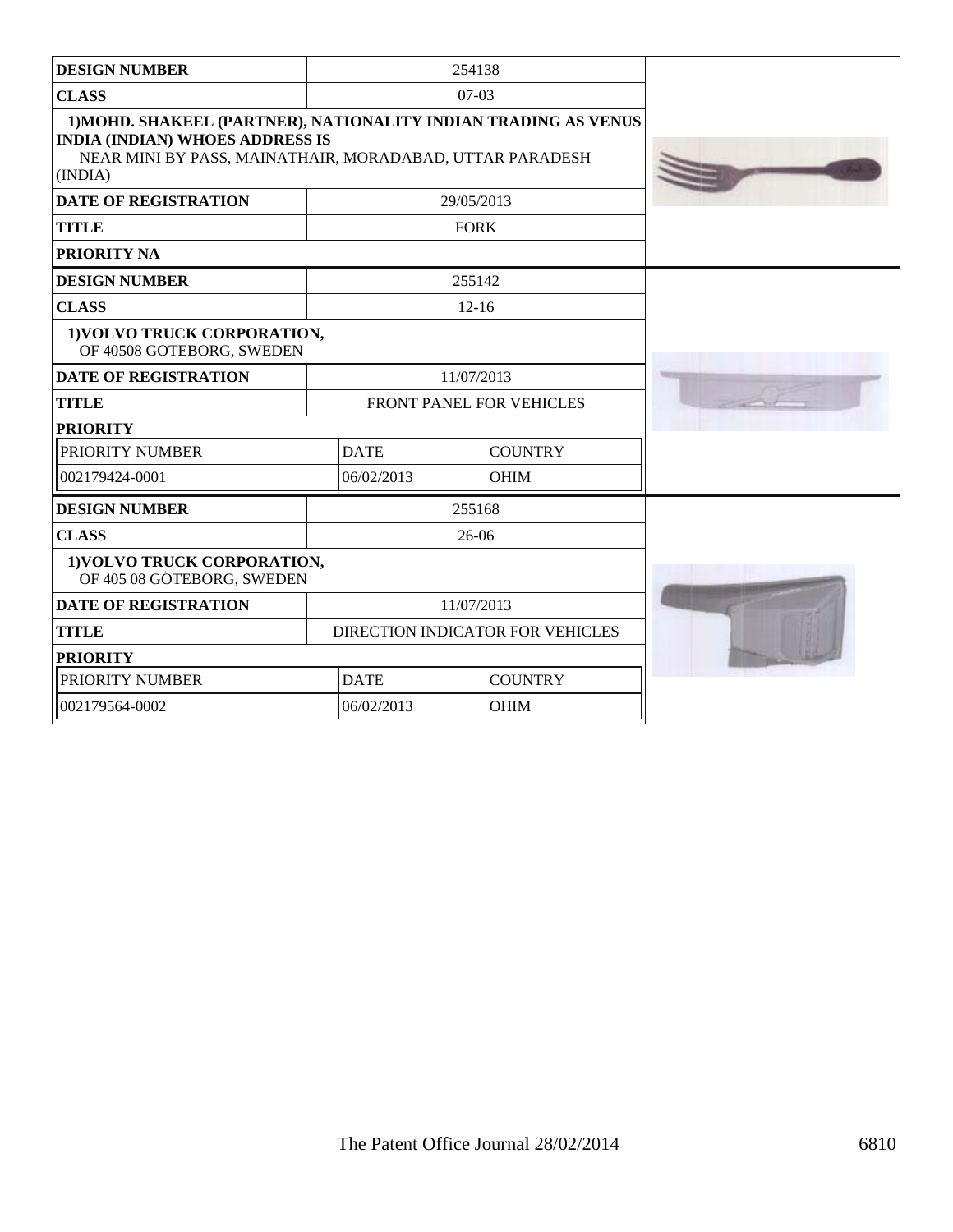| DESIGN NUMBER | 254138 | |
|---|---|---|
| CLASS | 07-03 | |
| **1)MOHD. SHAKEEL (PARTNER), NATIONALITY INDIAN TRADING AS VENUS INDIA (INDIAN) WHOES ADDRESS IS** NEAR MINI BY PASS, MAINATHAIR, MORADABAD, UTTAR PARADESH (INDIA) | | |
| DATE OF REGISTRATION | 29/05/2013 | |
| TITLE | FORK | |
| PRIORITY NA | | |

| DESIGN NUMBER | 255142 | |
|---|---|---|
| CLASS | 12-16 | |
| **1)VOLVO TRUCK CORPORATION,** OF 40508 GOTEBORG, SWEDEN | | |
| DATE OF REGISTRATION | 11/07/2013 | |
| TITLE | FRONT PANEL FOR VEHICLES | |
| PRIORITY | | |
| PRIORITY NUMBER | DATE | COUNTRY |
| 002179424-0001 | 06/02/2013 | OHIM |

| DESIGN NUMBER | 255168 | |
|---|---|---|
| CLASS | 26-06 | |
| **1)VOLVO TRUCK CORPORATION,** OF 405 08 GÖTEBORG, SWEDEN | | |
| DATE OF REGISTRATION | 11/07/2013 | |
| TITLE | DIRECTION INDICATOR FOR VEHICLES | |
| PRIORITY | | |
| PRIORITY NUMBER | DATE | COUNTRY |
| 002179564-0002 | 06/02/2013 | OHIM |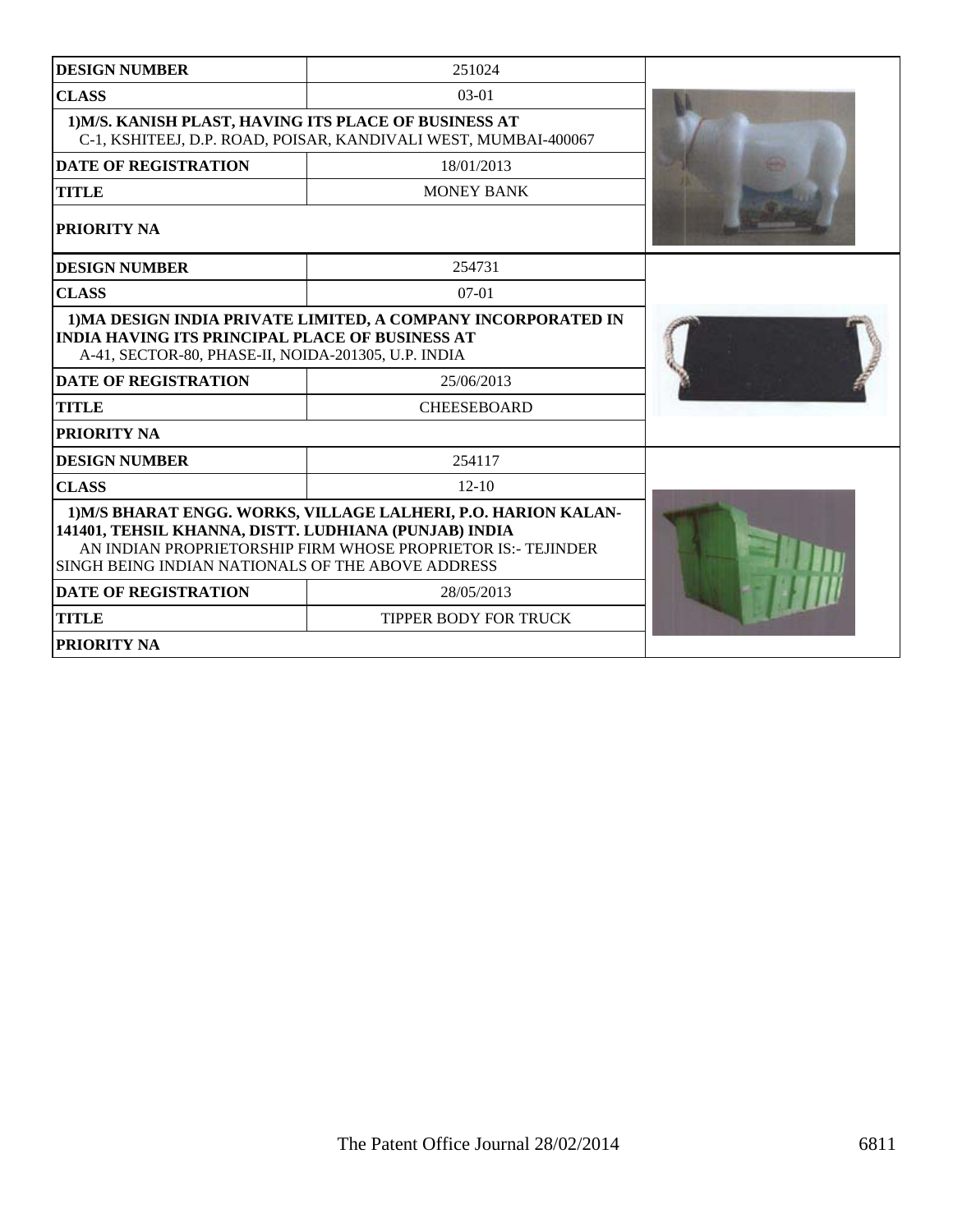| DESIGN NUMBER | 251024 |
|---|---|
| CLASS | 03-01 |
| **1)M/S. KANISH PLAST, HAVING ITS PLACE OF BUSINESS AT** C-1, KSHITEEJ, D.P. ROAD, POISAR, KANDIVALI WEST, MUMBAI-400067 | |
| DATE OF REGISTRATION | 18/01/2013 |
| TITLE | MONEY BANK |
| PRIORITY NA | |

| DESIGN NUMBER | 254731 |
|---|---|
| CLASS | 07-01 |
| **1)MA DESIGN INDIA PRIVATE LIMITED, A COMPANY INCORPORATED IN INDIA HAVING ITS PRINCIPAL PLACE OF BUSINESS AT** A-41, SECTOR-80, PHASE-II, NOIDA-201305, U.P. INDIA | |
| DATE OF REGISTRATION | 25/06/2013 |
| TITLE | CHEESEBOARD |
| PRIORITY NA | |

| DESIGN NUMBER | 254117 |
|---|---|
| CLASS | 12-10 |
| **1)M/S BHARAT ENGG. WORKS, VILLAGE LALHERI, P.O. HARION KALAN-141401, TEHSIL KHANNA, DISTT. LUDHIANA (PUNJAB) INDIA** AN INDIAN PROPRIETORSHIP FIRM WHOSE PROPRIETOR IS:- TEJINDER SINGH BEING INDIAN NATIONALS OF THE ABOVE ADDRESS | |
| DATE OF REGISTRATION | 28/05/2013 |
| TITLE | TIPPER BODY FOR TRUCK |
| PRIORITY NA | |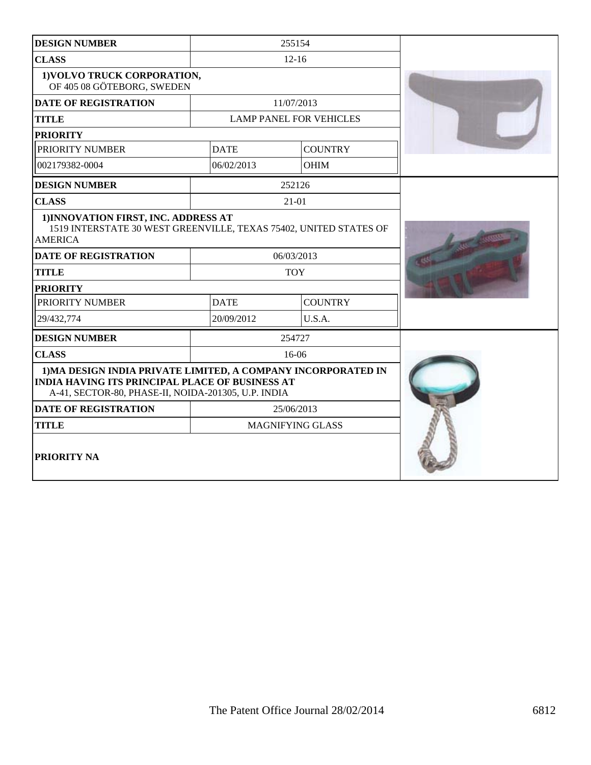| DESIGN NUMBER | 255154 | |
|---|---|---|
| CLASS | 12-16 | |
| 1)VOLVO TRUCK CORPORATION, OF 405 08 GÖTEBORG, SWEDEN | | |
| DATE OF REGISTRATION | 11/07/2013 | |
| TITLE | LAMP PANEL FOR VEHICLES | |
| PRIORITY | | |
| PRIORITY NUMBER | DATE | COUNTRY |
| 002179382-0004 | 06/02/2013 | OHIM |

| DESIGN NUMBER | 252126 | |
|---|---|---|
| CLASS | 21-01 | |
| 1)INNOVATION FIRST, INC. ADDRESS AT 1519 INTERSTATE 30 WEST GREENVILLE, TEXAS 75402, UNITED STATES OF AMERICA | | |
| DATE OF REGISTRATION | 06/03/2013 | |
| TITLE | TOY | |
| PRIORITY | | |
| PRIORITY NUMBER | DATE | COUNTRY |
| 29/432,774 | 20/09/2012 | U.S.A. |

| DESIGN NUMBER | 254727 |
|---|---|
| CLASS | 16-06 |
| 1)MA DESIGN INDIA PRIVATE LIMITED, A COMPANY INCORPORATED IN INDIA HAVING ITS PRINCIPAL PLACE OF BUSINESS AT A-41, SECTOR-80, PHASE-II, NOIDA-201305, U.P. INDIA | |
| DATE OF REGISTRATION | 25/06/2013 |
| TITLE | MAGNIFYING GLASS |
| PRIORITY NA | |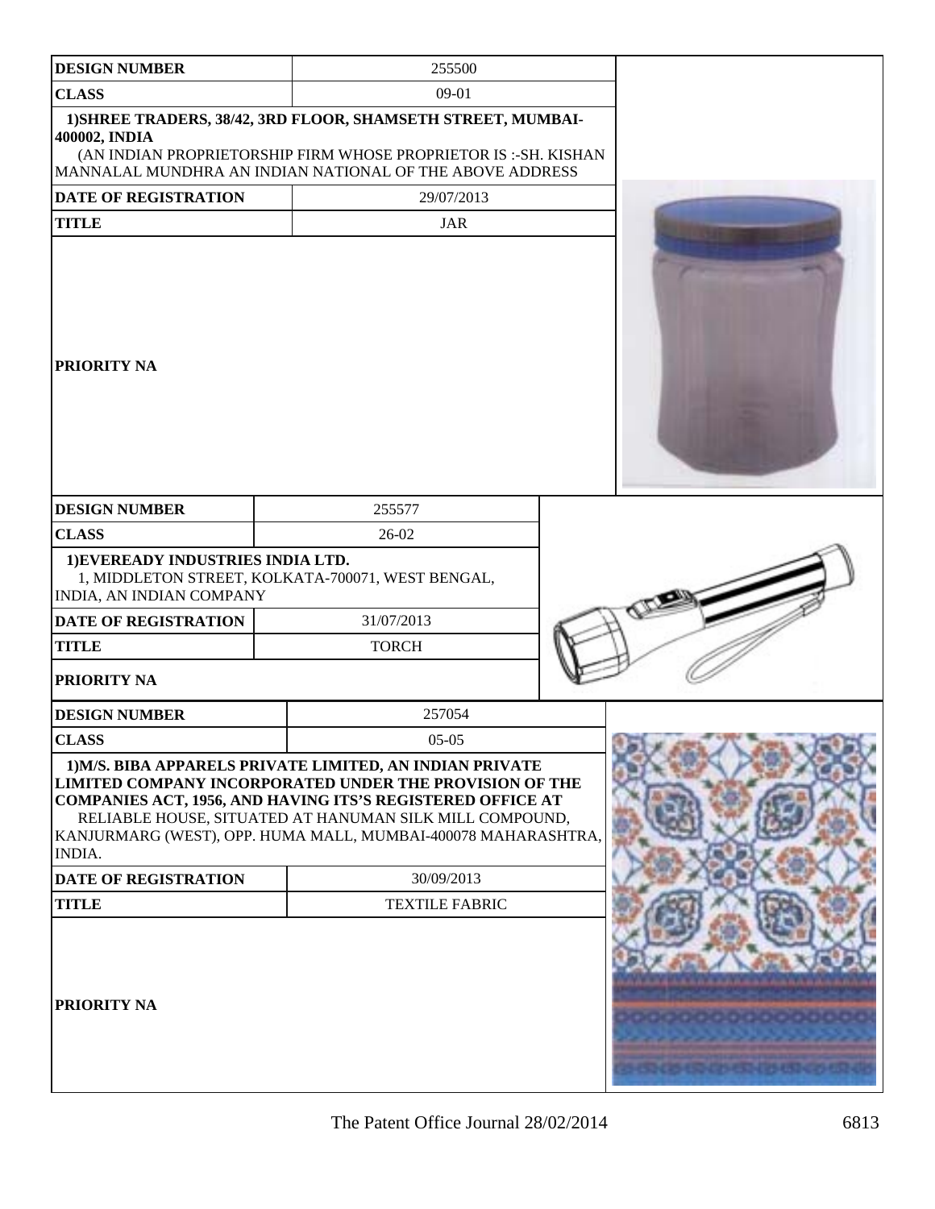| DESIGN NUMBER | 255500 |
| --- | --- |
| CLASS | 09-01 |
| 1)SHREE TRADERS, 38/42, 3RD FLOOR, SHAMSETH STREET, MUMBAI-400002, INDIA (AN INDIAN PROPRIETORSHIP FIRM WHOSE PROPRIETOR IS :-SH. KISHAN MANNALAL MUNDHRA AN INDIAN NATIONAL OF THE ABOVE ADDRESS | |
| DATE OF REGISTRATION | 29/07/2013 |
| TITLE | JAR |
| PRIORITY NA | |

| DESIGN NUMBER | 255577 |
| --- | --- |
| CLASS | 26-02 |
| 1)EVEREADY INDUSTRIES INDIA LTD. 1, MIDDLETON STREET, KOLKATA-700071, WEST BENGAL, INDIA, AN INDIAN COMPANY | |
| DATE OF REGISTRATION | 31/07/2013 |
| TITLE | TORCH |
| PRIORITY NA | |

| DESIGN NUMBER | 257054 |
| --- | --- |
| CLASS | 05-05 |
| 1)M/S. BIBA APPARELS PRIVATE LIMITED, AN INDIAN PRIVATE LIMITED COMPANY INCORPORATED UNDER THE PROVISION OF THE COMPANIES ACT, 1956, AND HAVING ITS'S REGISTERED OFFICE AT RELIABLE HOUSE, SITUATED AT HANUMAN SILK MILL COMPOUND, KANJURMARG (WEST), OPP. HUMA MALL, MUMBAI-400078 MAHARASHTRA, INDIA. | |
| DATE OF REGISTRATION | 30/09/2013 |
| TITLE | TEXTILE FABRIC |
| PRIORITY NA | |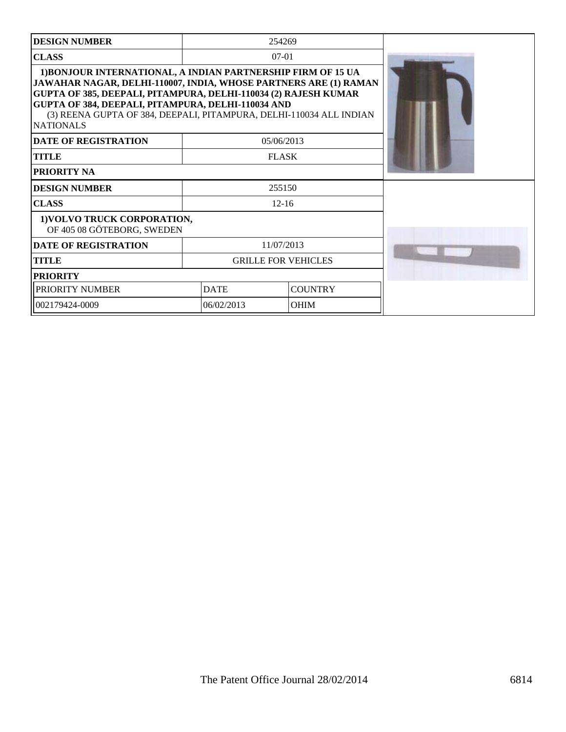| | | |
|---|---|---|
| **DESIGN NUMBER** | 254269 | |
| **CLASS** | 07-01 | |
| **1)BONJOUR INTERNATIONAL, A INDIAN PARTNERSHIP FIRM OF 15 UA JAWAHAR NAGAR, DELHI-110007, INDIA, WHOSE PARTNERS ARE (1) RAMAN GUPTA OF 385, DEEPALI, PITAMPURA, DELHI-110034 (2) RAJESH KUMAR GUPTA OF 384, DEEPALI, PITAMPURA, DELHI-110034 AND** (3) REENA GUPTA OF 384, DEEPALI, PITAMPURA, DELHI-110034 ALL INDIAN NATIONALS | | |
| **DATE OF REGISTRATION** | 05/06/2013 | |
| **TITLE** | FLASK | |
| **PRIORITY NA** | | |

| | | |
|---|---|---|
| **DESIGN NUMBER** | 255150 | |
| **CLASS** | 12-16 | |
| **1)VOLVO TRUCK CORPORATION,** OF 405 08 GÖTEBORG, SWEDEN | | |
| **DATE OF REGISTRATION** | 11/07/2013 | |
| **TITLE** | GRILLE FOR VEHICLES | |
| **PRIORITY** | | |
| PRIORITY NUMBER | DATE | COUNTRY |
| 002179424-0009 | 06/02/2013 | OHIM |